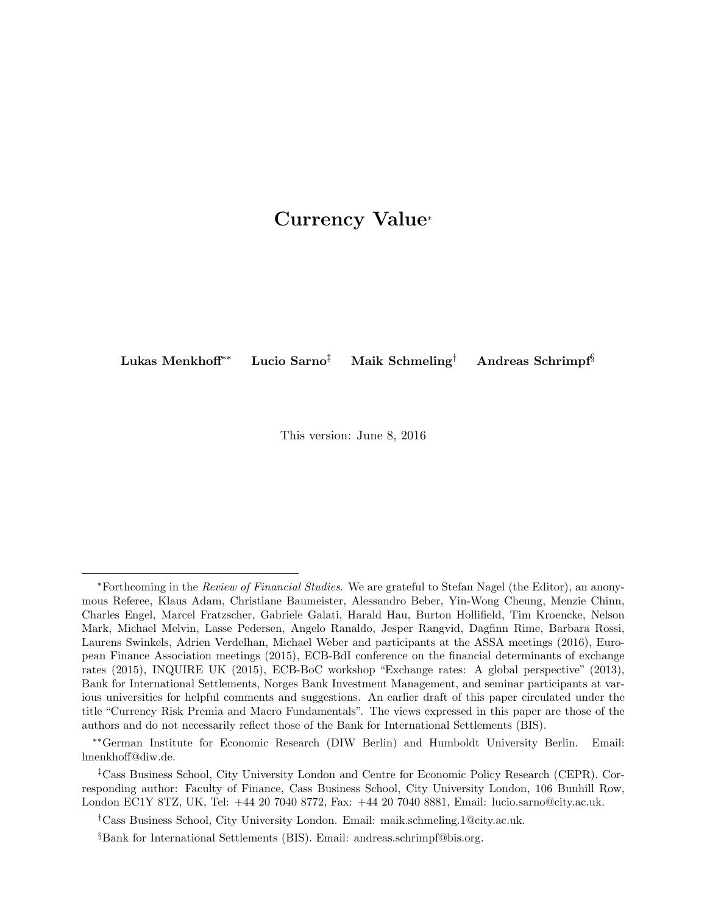# Currency Value[*]

**Lukas Menkhoff**[**] **Lucio Sarno**[‡] **Maik Schmeling**[†] **Andreas Schrimpf**[§]

This version: June 8, 2016

---

[*]Forthcoming in the *Review of Financial Studies*. We are grateful to Stefan Nagel (the Editor), an anonymous Referee, Klaus Adam, Christiane Baumeister, Alessandro Beber, Yin-Wong Cheung, Menzie Chinn, Charles Engel, Marcel Fratzscher, Gabriele Galati, Harald Hau, Burton Hollifield, Tim Kroencke, Nelson Mark, Michael Melvin, Lasse Pedersen, Angelo Ranaldo, Jesper Rangvid, Dagfinn Rime, Barbara Rossi, Laurens Swinkels, Adrien Verdelhan, Michael Weber and participants at the ASSA meetings (2016), European Finance Association meetings (2015), ECB-BdI conference on the financial determinants of exchange rates (2015), INQUIRE UK (2015), ECB-BoC workshop "Exchange rates: A global perspective" (2013), Bank for International Settlements, Norges Bank Investment Management, and seminar participants at various universities for helpful comments and suggestions. An earlier draft of this paper circulated under the title "Currency Risk Premia and Macro Fundamentals". The views expressed in this paper are those of the authors and do not necessarily reflect those of the Bank for International Settlements (BIS).

[**]German Institute for Economic Research (DIW Berlin) and Humboldt University Berlin. Email: lmenkhoff@diw.de.

[‡]Cass Business School, City University London and Centre for Economic Policy Research (CEPR). Corresponding author: Faculty of Finance, Cass Business School, City University London, 106 Bunhill Row, London EC1Y 8TZ, UK, Tel: +44 20 7040 8772, Fax: +44 20 7040 8881, Email: lucio.sarno@city.ac.uk.

[†]Cass Business School, City University London. Email: maik.schmeling.1@city.ac.uk.

[§]Bank for International Settlements (BIS). Email: andreas.schrimpf@bis.org.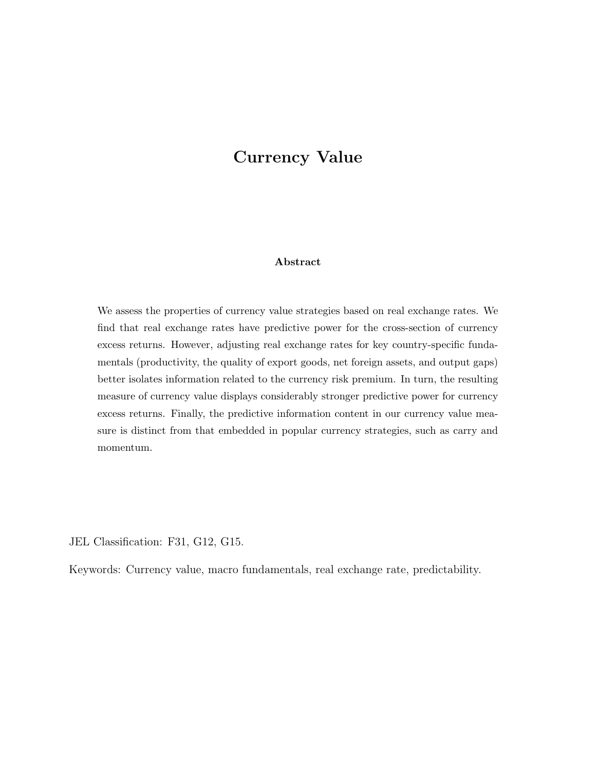# Currency Value

### Abstract

We assess the properties of currency value strategies based on real exchange rates. We find that real exchange rates have predictive power for the cross-section of currency excess returns. However, adjusting real exchange rates for key country-specific fundamentals (productivity, the quality of export goods, net foreign assets, and output gaps) better isolates information related to the currency risk premium. In turn, the resulting measure of currency value displays considerably stronger predictive power for currency excess returns. Finally, the predictive information content in our currency value measure is distinct from that embedded in popular currency strategies, such as carry and momentum.

JEL Classification: F31, G12, G15.

Keywords: Currency value, macro fundamentals, real exchange rate, predictability.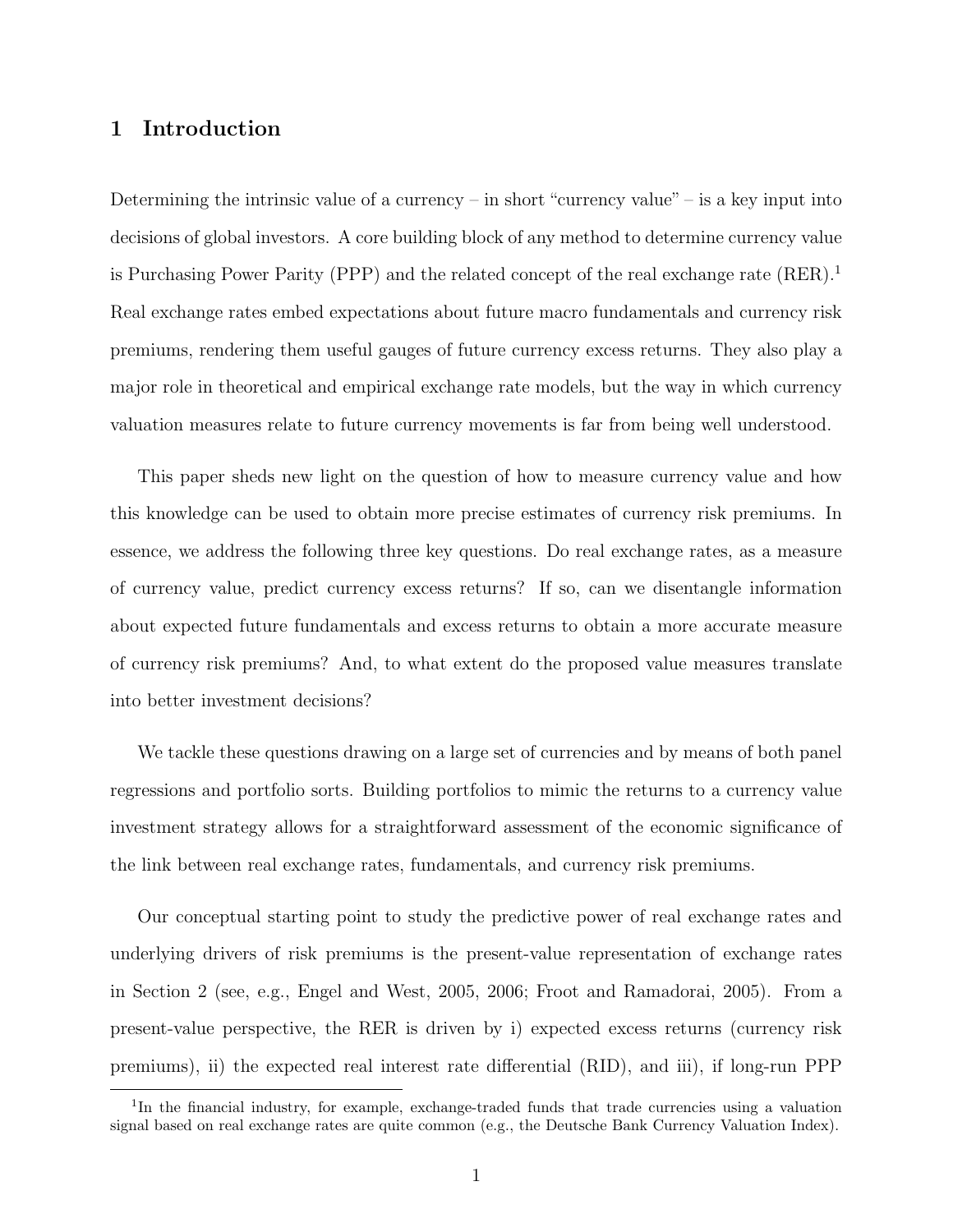# 1 Introduction

Determining the intrinsic value of a currency – in short "currency value" – is a key input into decisions of global investors. A core building block of any method to determine currency value is Purchasing Power Parity (PPP) and the related concept of the real exchange rate (RER).[1] Real exchange rates embed expectations about future macro fundamentals and currency risk premiums, rendering them useful gauges of future currency excess returns. They also play a major role in theoretical and empirical exchange rate models, but the way in which currency valuation measures relate to future currency movements is far from being well understood.

This paper sheds new light on the question of how to measure currency value and how this knowledge can be used to obtain more precise estimates of currency risk premiums. In essence, we address the following three key questions. Do real exchange rates, as a measure of currency value, predict currency excess returns? If so, can we disentangle information about expected future fundamentals and excess returns to obtain a more accurate measure of currency risk premiums? And, to what extent do the proposed value measures translate into better investment decisions?

We tackle these questions drawing on a large set of currencies and by means of both panel regressions and portfolio sorts. Building portfolios to mimic the returns to a currency value investment strategy allows for a straightforward assessment of the economic significance of the link between real exchange rates, fundamentals, and currency risk premiums.

Our conceptual starting point to study the predictive power of real exchange rates and underlying drivers of risk premiums is the present-value representation of exchange rates in Section 2 (see, e.g., Engel and West, 2005, 2006; Froot and Ramadorai, 2005). From a present-value perspective, the RER is driven by i) expected excess returns (currency risk premiums), ii) the expected real interest rate differential (RID), and iii), if long-run PPP

[1] In the financial industry, for example, exchange-traded funds that trade currencies using a valuation signal based on real exchange rates are quite common (e.g., the Deutsche Bank Currency Valuation Index).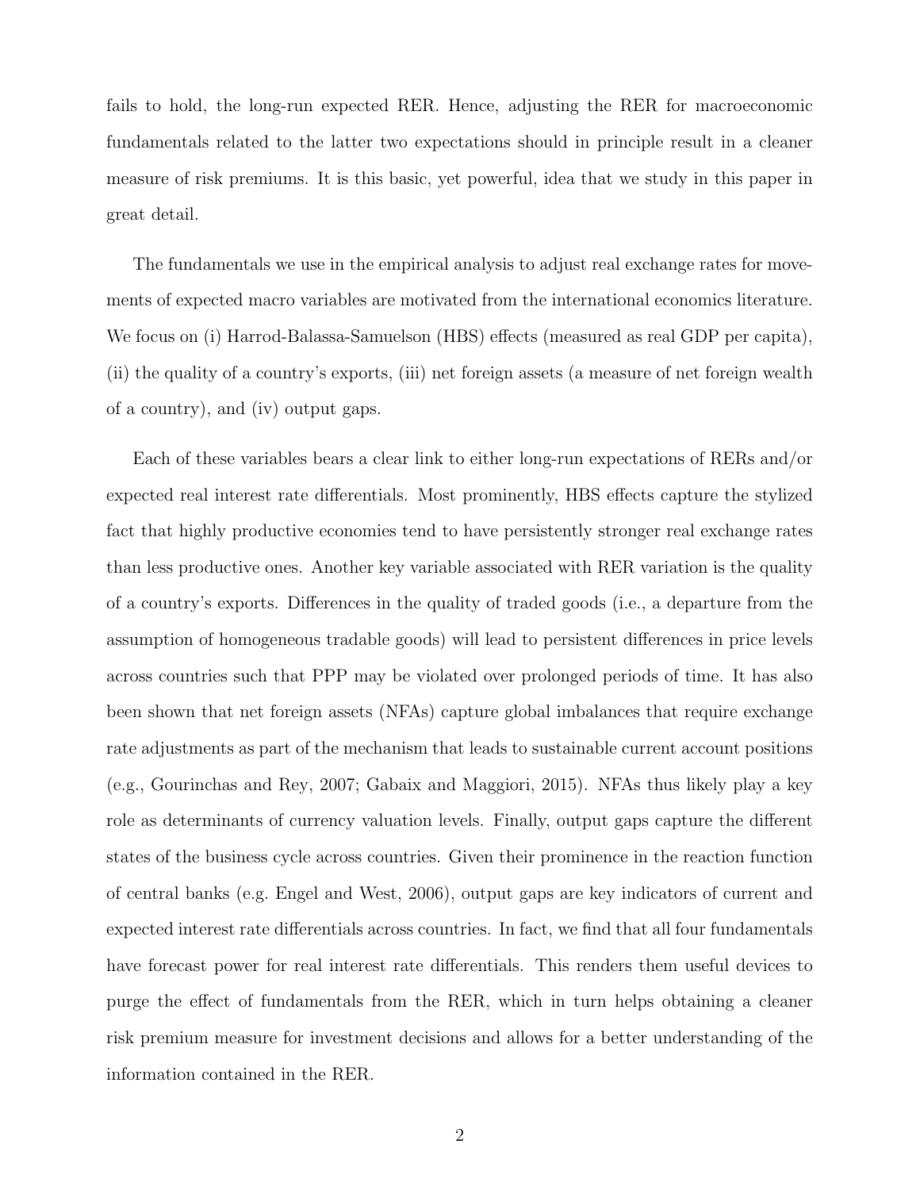fails to hold, the long-run expected RER. Hence, adjusting the RER for macroeconomic fundamentals related to the latter two expectations should in principle result in a cleaner measure of risk premiums. It is this basic, yet powerful, idea that we study in this paper in great detail.

The fundamentals we use in the empirical analysis to adjust real exchange rates for movements of expected macro variables are motivated from the international economics literature. We focus on (i) Harrod-Balassa-Samuelson (HBS) effects (measured as real GDP per capita), (ii) the quality of a country's exports, (iii) net foreign assets (a measure of net foreign wealth of a country), and (iv) output gaps.

Each of these variables bears a clear link to either long-run expectations of RERs and/or expected real interest rate differentials. Most prominently, HBS effects capture the stylized fact that highly productive economies tend to have persistently stronger real exchange rates than less productive ones. Another key variable associated with RER variation is the quality of a country's exports. Differences in the quality of traded goods (i.e., a departure from the assumption of homogeneous tradable goods) will lead to persistent differences in price levels across countries such that PPP may be violated over prolonged periods of time. It has also been shown that net foreign assets (NFAs) capture global imbalances that require exchange rate adjustments as part of the mechanism that leads to sustainable current account positions (e.g., Gourinchas and Rey, 2007; Gabaix and Maggiori, 2015). NFAs thus likely play a key role as determinants of currency valuation levels. Finally, output gaps capture the different states of the business cycle across countries. Given their prominence in the reaction function of central banks (e.g. Engel and West, 2006), output gaps are key indicators of current and expected interest rate differentials across countries. In fact, we find that all four fundamentals have forecast power for real interest rate differentials. This renders them useful devices to purge the effect of fundamentals from the RER, which in turn helps obtaining a cleaner risk premium measure for investment decisions and allows for a better understanding of the information contained in the RER.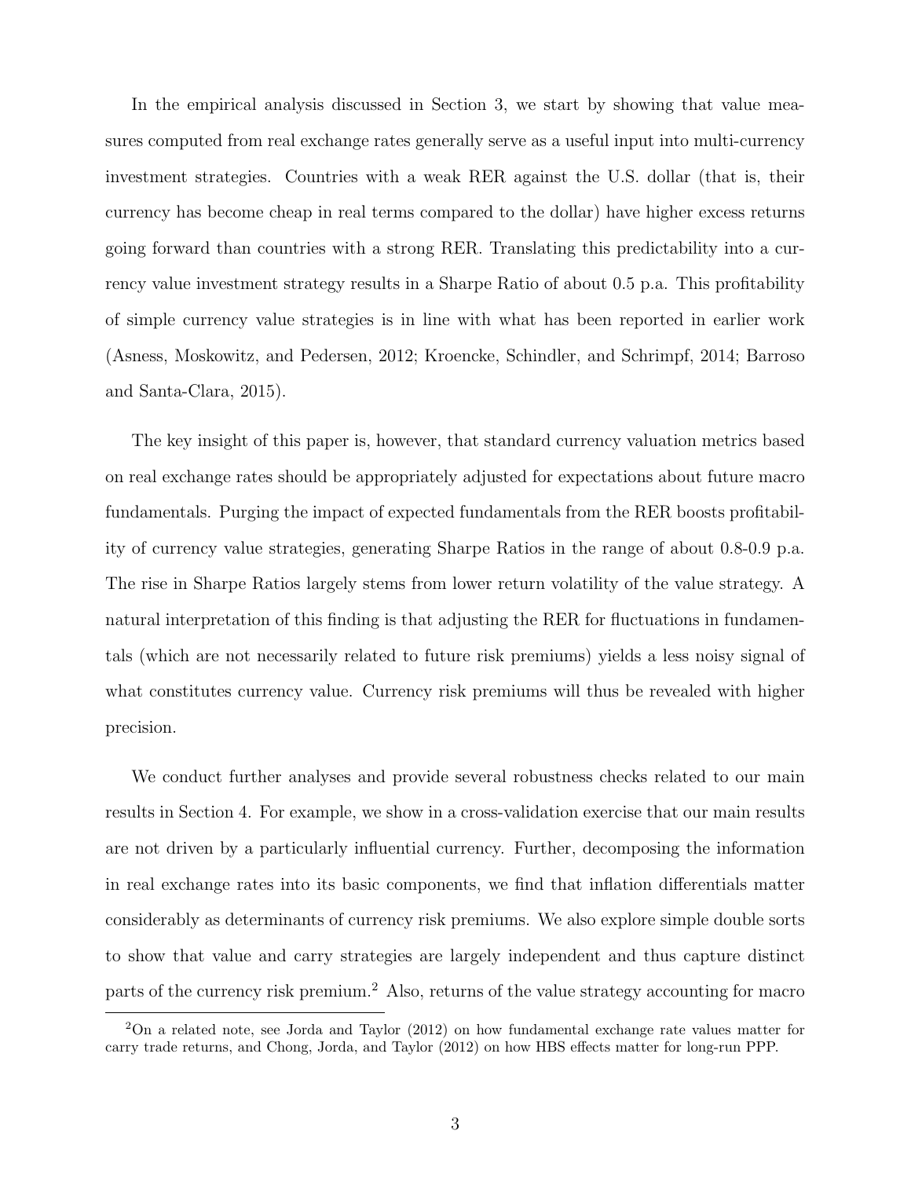In the empirical analysis discussed in Section 3, we start by showing that value measures computed from real exchange rates generally serve as a useful input into multi-currency investment strategies. Countries with a weak RER against the U.S. dollar (that is, their currency has become cheap in real terms compared to the dollar) have higher excess returns going forward than countries with a strong RER. Translating this predictability into a currency value investment strategy results in a Sharpe Ratio of about 0.5 p.a. This profitability of simple currency value strategies is in line with what has been reported in earlier work (Asness, Moskowitz, and Pedersen, 2012; Kroencke, Schindler, and Schrimpf, 2014; Barroso and Santa-Clara, 2015).

The key insight of this paper is, however, that standard currency valuation metrics based on real exchange rates should be appropriately adjusted for expectations about future macro fundamentals. Purging the impact of expected fundamentals from the RER boosts profitability of currency value strategies, generating Sharpe Ratios in the range of about 0.8-0.9 p.a. The rise in Sharpe Ratios largely stems from lower return volatility of the value strategy. A natural interpretation of this finding is that adjusting the RER for fluctuations in fundamentals (which are not necessarily related to future risk premiums) yields a less noisy signal of what constitutes currency value. Currency risk premiums will thus be revealed with higher precision.

We conduct further analyses and provide several robustness checks related to our main results in Section 4. For example, we show in a cross-validation exercise that our main results are not driven by a particularly influential currency. Further, decomposing the information in real exchange rates into its basic components, we find that inflation differentials matter considerably as determinants of currency risk premiums. We also explore simple double sorts to show that value and carry strategies are largely independent and thus capture distinct parts of the currency risk premium.[2] Also, returns of the value strategy accounting for macro

[2] On a related note, see Jorda and Taylor (2012) on how fundamental exchange rate values matter for carry trade returns, and Chong, Jorda, and Taylor (2012) on how HBS effects matter for long-run PPP.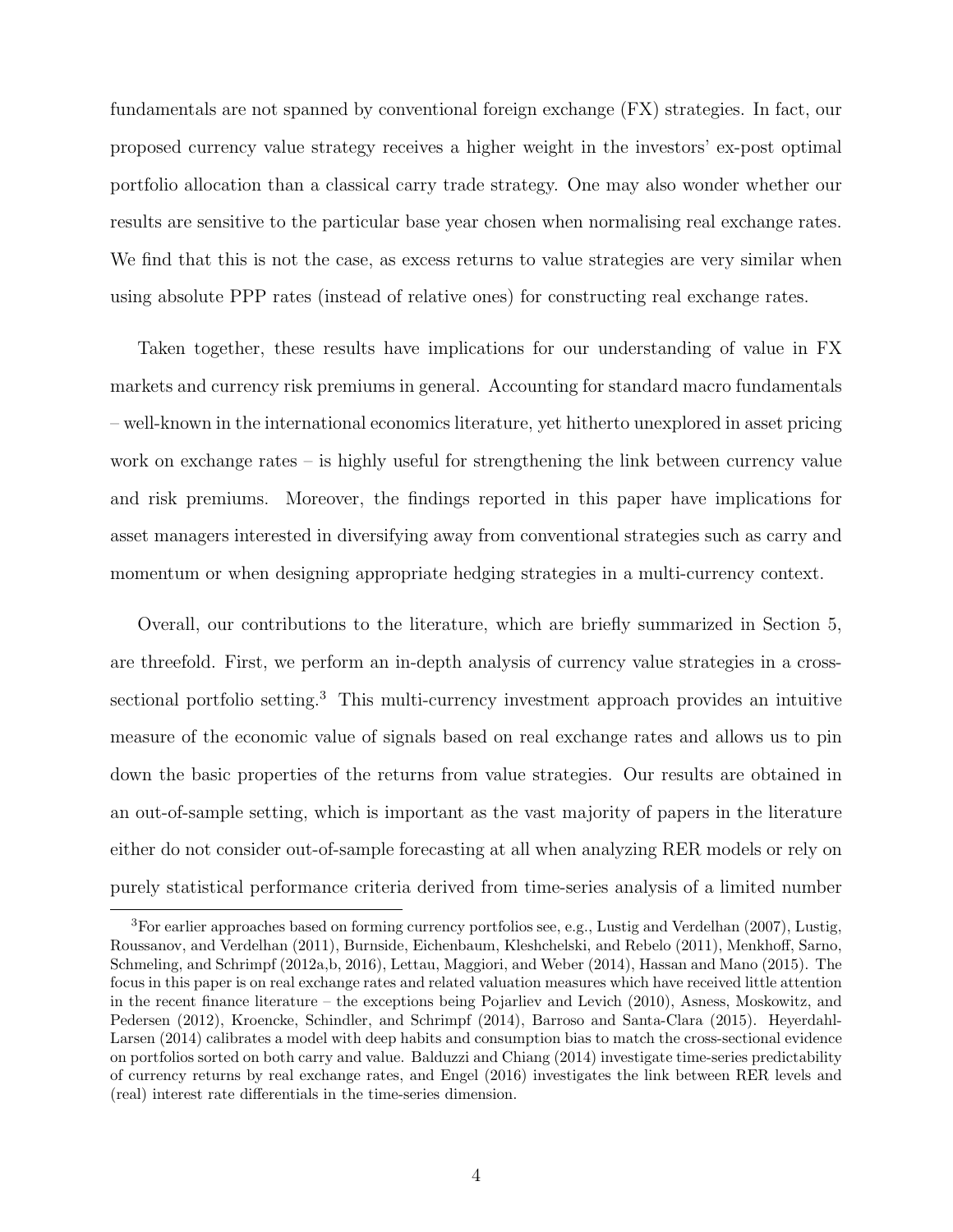fundamentals are not spanned by conventional foreign exchange (FX) strategies. In fact, our proposed currency value strategy receives a higher weight in the investors' ex-post optimal portfolio allocation than a classical carry trade strategy. One may also wonder whether our results are sensitive to the particular base year chosen when normalising real exchange rates. We find that this is not the case, as excess returns to value strategies are very similar when using absolute PPP rates (instead of relative ones) for constructing real exchange rates.

Taken together, these results have implications for our understanding of value in FX markets and currency risk premiums in general. Accounting for standard macro fundamentals – well-known in the international economics literature, yet hitherto unexplored in asset pricing work on exchange rates – is highly useful for strengthening the link between currency value and risk premiums. Moreover, the findings reported in this paper have implications for asset managers interested in diversifying away from conventional strategies such as carry and momentum or when designing appropriate hedging strategies in a multi-currency context.

Overall, our contributions to the literature, which are briefly summarized in Section 5, are threefold. First, we perform an in-depth analysis of currency value strategies in a cross-sectional portfolio setting.[3] This multi-currency investment approach provides an intuitive measure of the economic value of signals based on real exchange rates and allows us to pin down the basic properties of the returns from value strategies. Our results are obtained in an out-of-sample setting, which is important as the vast majority of papers in the literature either do not consider out-of-sample forecasting at all when analyzing RER models or rely on purely statistical performance criteria derived from time-series analysis of a limited number

[3] For earlier approaches based on forming currency portfolios see, e.g., Lustig and Verdelhan (2007), Lustig, Roussanov, and Verdelhan (2011), Burnside, Eichenbaum, Kleshchelski, and Rebelo (2011), Menkhoff, Sarno, Schmeling, and Schrimpf (2012a,b, 2016), Lettau, Maggiori, and Weber (2014), Hassan and Mano (2015). The focus in this paper is on real exchange rates and related valuation measures which have received little attention in the recent finance literature – the exceptions being Pojarliev and Levich (2010), Asness, Moskowitz, and Pedersen (2012), Kroencke, Schindler, and Schrimpf (2014), Barroso and Santa-Clara (2015). Heyerdahl-Larsen (2014) calibrates a model with deep habits and consumption bias to match the cross-sectional evidence on portfolios sorted on both carry and value. Balduzzi and Chiang (2014) investigate time-series predictability of currency returns by real exchange rates, and Engel (2016) investigates the link between RER levels and (real) interest rate differentials in the time-series dimension.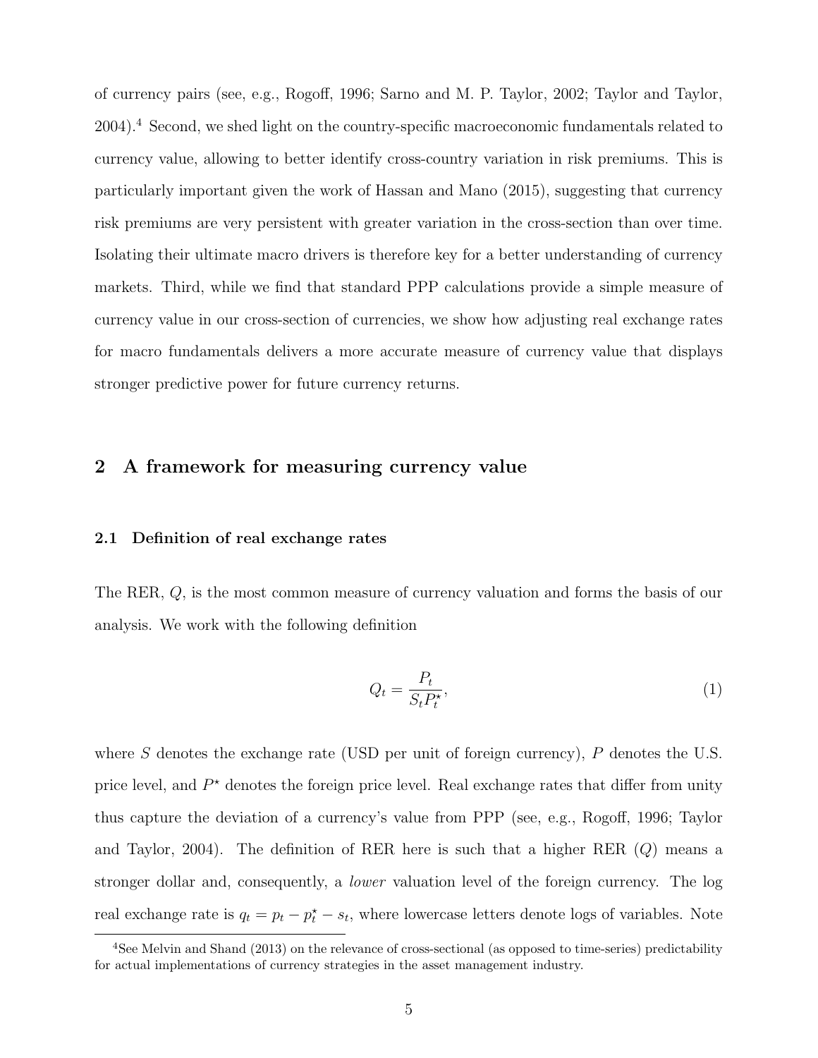of currency pairs (see, e.g., Rogoff, 1996; Sarno and M. P. Taylor, 2002; Taylor and Taylor, 2004).[4] Second, we shed light on the country-specific macroeconomic fundamentals related to currency value, allowing to better identify cross-country variation in risk premiums. This is particularly important given the work of Hassan and Mano (2015), suggesting that currency risk premiums are very persistent with greater variation in the cross-section than over time. Isolating their ultimate macro drivers is therefore key for a better understanding of currency markets. Third, while we find that standard PPP calculations provide a simple measure of currency value in our cross-section of currencies, we show how adjusting real exchange rates for macro fundamentals delivers a more accurate measure of currency value that displays stronger predictive power for future currency returns.

## 2 A framework for measuring currency value

### 2.1 Definition of real exchange rates

The RER, $Q$, is the most common measure of currency valuation and forms the basis of our analysis. We work with the following definition

$$Q_t = \frac{P_t}{S_t P_t^\star}, \tag{1}$$

where $S$ denotes the exchange rate (USD per unit of foreign currency), $P$ denotes the U.S. price level, and $P^\star$ denotes the foreign price level. Real exchange rates that differ from unity thus capture the deviation of a currency's value from PPP (see, e.g., Rogoff, 1996; Taylor and Taylor, 2004). The definition of RER here is such that a higher RER ($Q$) means a stronger dollar and, consequently, a *lower* valuation level of the foreign currency. The log real exchange rate is $q_t = p_t - p_t^\star - s_t$, where lowercase letters denote logs of variables. Note

[4] See Melvin and Shand (2013) on the relevance of cross-sectional (as opposed to time-series) predictability for actual implementations of currency strategies in the asset management industry.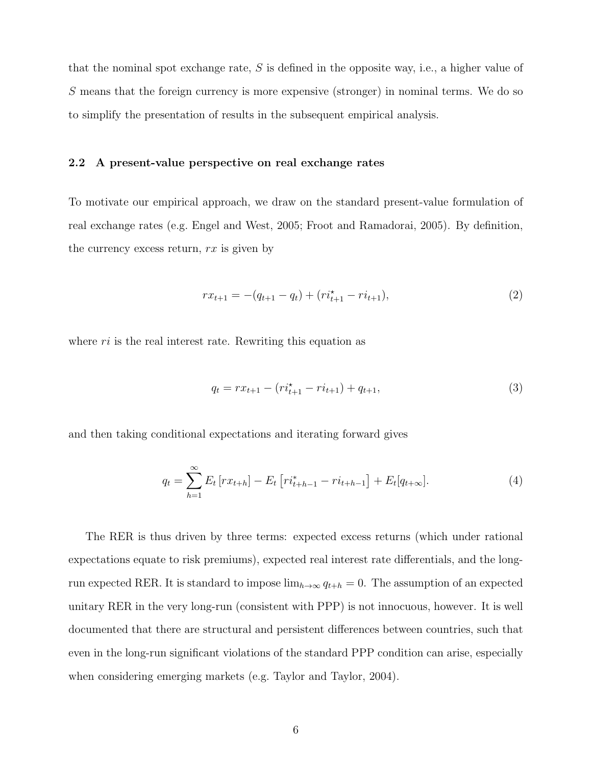that the nominal spot exchange rate, $S$ is defined in the opposite way, i.e., a higher value of $S$ means that the foreign currency is more expensive (stronger) in nominal terms. We do so to simplify the presentation of results in the subsequent empirical analysis.

### 2.2 A present-value perspective on real exchange rates

To motivate our empirical approach, we draw on the standard present-value formulation of real exchange rates (e.g. Engel and West, 2005; Froot and Ramadorai, 2005). By definition, the currency excess return, $rx$ is given by

$$rx_{t+1} = -(q_{t+1} - q_t) + (ri^{\star}_{t+1} - ri_{t+1}), \tag{2}$$

where $ri$ is the real interest rate. Rewriting this equation as

$$q_t = rx_{t+1} - (ri^{\star}_{t+1} - ri_{t+1}) + q_{t+1}, \tag{3}$$

and then taking conditional expectations and iterating forward gives

$$q_t = \sum_{h=1}^{\infty} E_t\left[rx_{t+h}\right] - E_t\left[ri^{*}_{t+h-1} - ri_{t+h-1}\right] + E_t[q_{t+\infty}]. \tag{4}$$

The RER is thus driven by three terms: expected excess returns (which under rational expectations equate to risk premiums), expected real interest rate differentials, and the long-run expected RER. It is standard to impose $\lim_{h\rightarrow\infty} q_{t+h} = 0$. The assumption of an expected unitary RER in the very long-run (consistent with PPP) is not innocuous, however. It is well documented that there are structural and persistent differences between countries, such that even in the long-run significant violations of the standard PPP condition can arise, especially when considering emerging markets (e.g. Taylor and Taylor, 2004).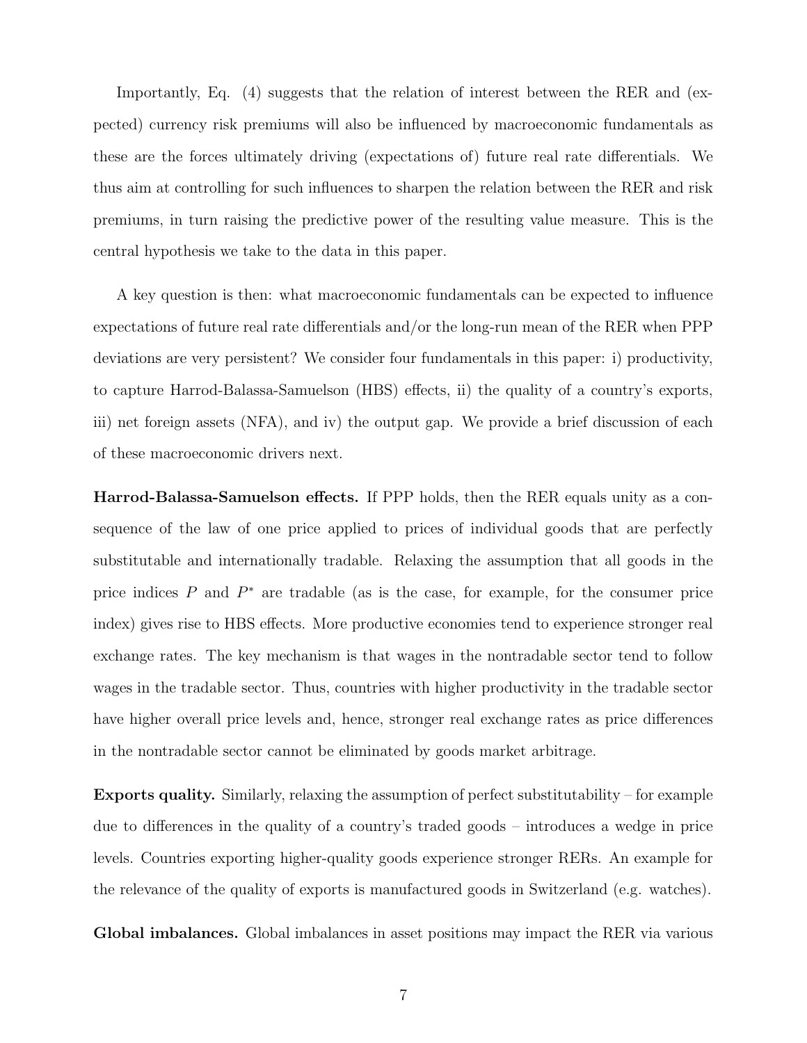Importantly, Eq. (4) suggests that the relation of interest between the RER and (expected) currency risk premiums will also be influenced by macroeconomic fundamentals as these are the forces ultimately driving (expectations of) future real rate differentials. We thus aim at controlling for such influences to sharpen the relation between the RER and risk premiums, in turn raising the predictive power of the resulting value measure. This is the central hypothesis we take to the data in this paper.

A key question is then: what macroeconomic fundamentals can be expected to influence expectations of future real rate differentials and/or the long-run mean of the RER when PPP deviations are very persistent? We consider four fundamentals in this paper: i) productivity, to capture Harrod-Balassa-Samuelson (HBS) effects, ii) the quality of a country's exports, iii) net foreign assets (NFA), and iv) the output gap. We provide a brief discussion of each of these macroeconomic drivers next.

**Harrod-Balassa-Samuelson effects.** If PPP holds, then the RER equals unity as a consequence of the law of one price applied to prices of individual goods that are perfectly substitutable and internationally tradable. Relaxing the assumption that all goods in the price indices $P$ and $P^*$ are tradable (as is the case, for example, for the consumer price index) gives rise to HBS effects. More productive economies tend to experience stronger real exchange rates. The key mechanism is that wages in the nontradable sector tend to follow wages in the tradable sector. Thus, countries with higher productivity in the tradable sector have higher overall price levels and, hence, stronger real exchange rates as price differences in the nontradable sector cannot be eliminated by goods market arbitrage.

**Exports quality.** Similarly, relaxing the assumption of perfect substitutability – for example due to differences in the quality of a country's traded goods – introduces a wedge in price levels. Countries exporting higher-quality goods experience stronger RERs. An example for the relevance of the quality of exports is manufactured goods in Switzerland (e.g. watches).

**Global imbalances.** Global imbalances in asset positions may impact the RER via various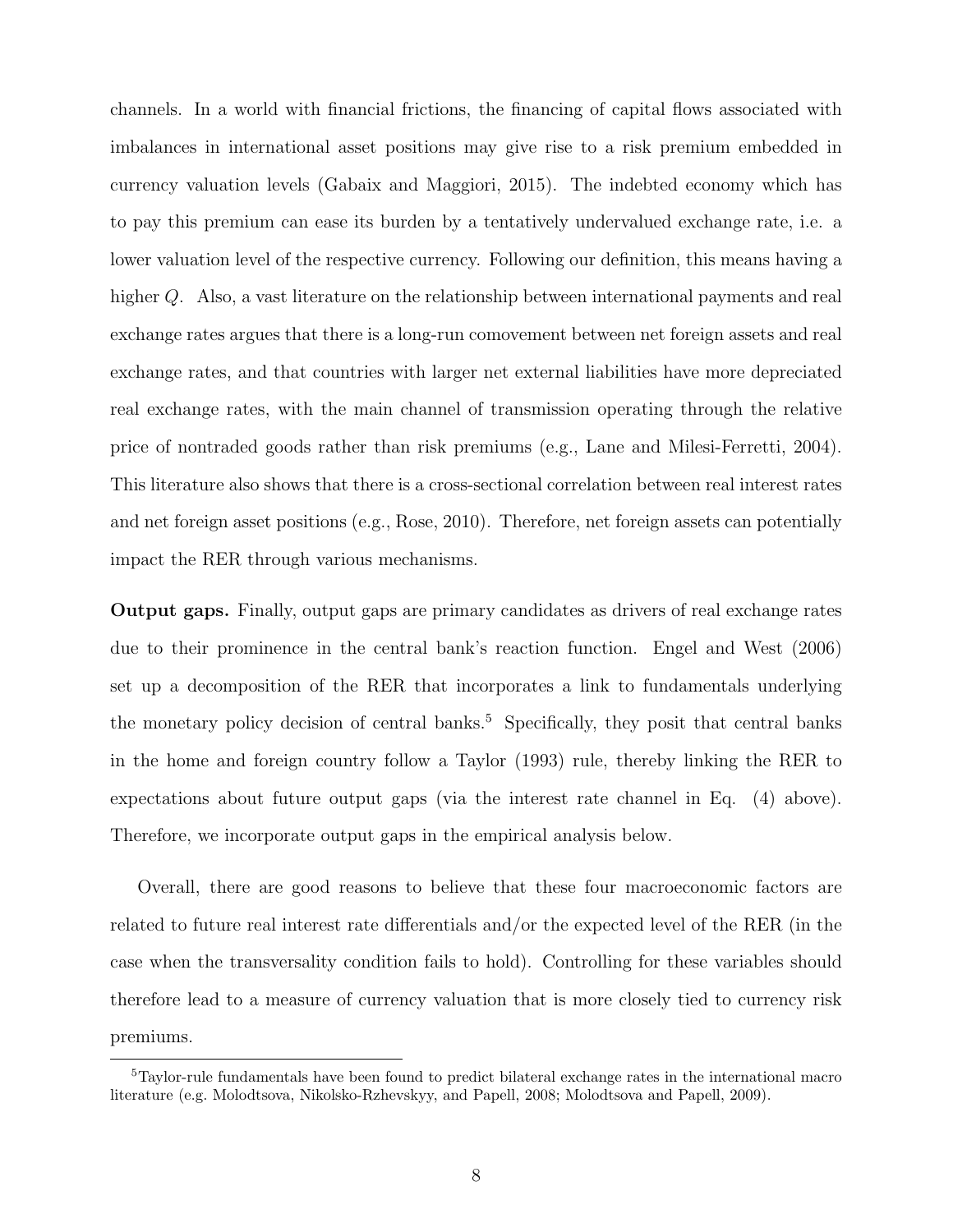channels. In a world with financial frictions, the financing of capital flows associated with imbalances in international asset positions may give rise to a risk premium embedded in currency valuation levels (Gabaix and Maggiori, 2015). The indebted economy which has to pay this premium can ease its burden by a tentatively undervalued exchange rate, i.e. a lower valuation level of the respective currency. Following our definition, this means having a higher $Q$. Also, a vast literature on the relationship between international payments and real exchange rates argues that there is a long-run comovement between net foreign assets and real exchange rates, and that countries with larger net external liabilities have more depreciated real exchange rates, with the main channel of transmission operating through the relative price of nontraded goods rather than risk premiums (e.g., Lane and Milesi-Ferretti, 2004). This literature also shows that there is a cross-sectional correlation between real interest rates and net foreign asset positions (e.g., Rose, 2010). Therefore, net foreign assets can potentially impact the RER through various mechanisms.

**Output gaps.** Finally, output gaps are primary candidates as drivers of real exchange rates due to their prominence in the central bank's reaction function. Engel and West (2006) set up a decomposition of the RER that incorporates a link to fundamentals underlying the monetary policy decision of central banks.[5] Specifically, they posit that central banks in the home and foreign country follow a Taylor (1993) rule, thereby linking the RER to expectations about future output gaps (via the interest rate channel in Eq. (4) above). Therefore, we incorporate output gaps in the empirical analysis below.

Overall, there are good reasons to believe that these four macroeconomic factors are related to future real interest rate differentials and/or the expected level of the RER (in the case when the transversality condition fails to hold). Controlling for these variables should therefore lead to a measure of currency valuation that is more closely tied to currency risk premiums.

[5] Taylor-rule fundamentals have been found to predict bilateral exchange rates in the international macro literature (e.g. Molodtsova, Nikolsko-Rzhevskyy, and Papell, 2008; Molodtsova and Papell, 2009).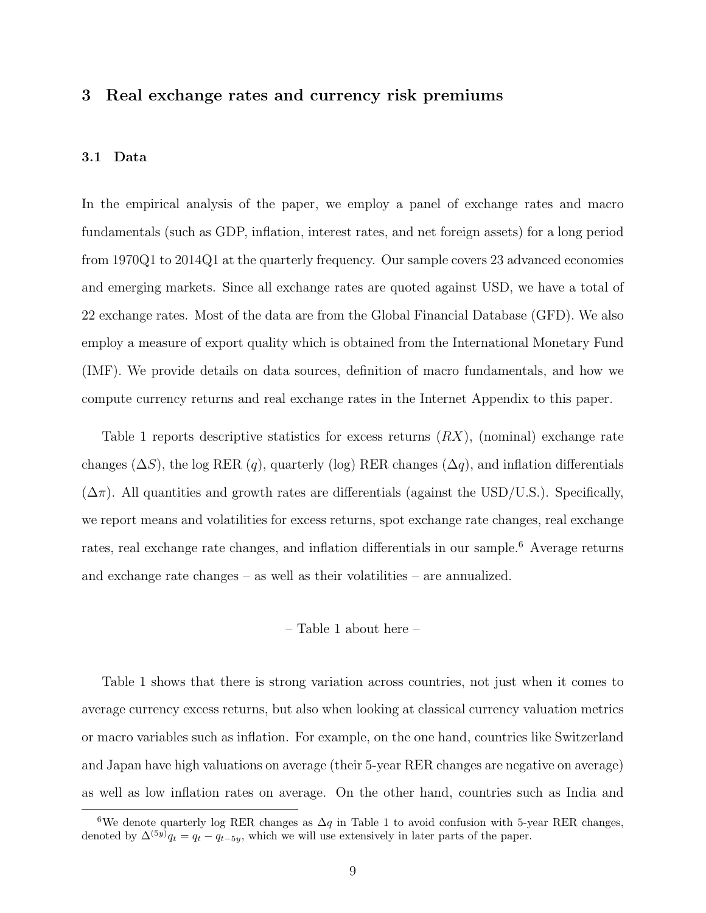## 3 Real exchange rates and currency risk premiums

### 3.1 Data

In the empirical analysis of the paper, we employ a panel of exchange rates and macro fundamentals (such as GDP, inflation, interest rates, and net foreign assets) for a long period from 1970Q1 to 2014Q1 at the quarterly frequency. Our sample covers 23 advanced economies and emerging markets. Since all exchange rates are quoted against USD, we have a total of 22 exchange rates. Most of the data are from the Global Financial Database (GFD). We also employ a measure of export quality which is obtained from the International Monetary Fund (IMF). We provide details on data sources, definition of macro fundamentals, and how we compute currency returns and real exchange rates in the Internet Appendix to this paper.

Table 1 reports descriptive statistics for excess returns ($RX$), (nominal) exchange rate changes ($\Delta S$), the log RER ($q$), quarterly (log) RER changes ($\Delta q$), and inflation differentials ($\Delta \pi$). All quantities and growth rates are differentials (against the USD/U.S.). Specifically, we report means and volatilities for excess returns, spot exchange rate changes, real exchange rates, real exchange rate changes, and inflation differentials in our sample.[6] Average returns and exchange rate changes – as well as their volatilities – are annualized.

– Table 1 about here –

Table 1 shows that there is strong variation across countries, not just when it comes to average currency excess returns, but also when looking at classical currency valuation metrics or macro variables such as inflation. For example, on the one hand, countries like Switzerland and Japan have high valuations on average (their 5-year RER changes are negative on average) as well as low inflation rates on average. On the other hand, countries such as India and

[6] We denote quarterly log RER changes as $\Delta q$ in Table 1 to avoid confusion with 5-year RER changes, denoted by $\Delta^{(5y)} q_t = q_t - q_{t-5y}$, which we will use extensively in later parts of the paper.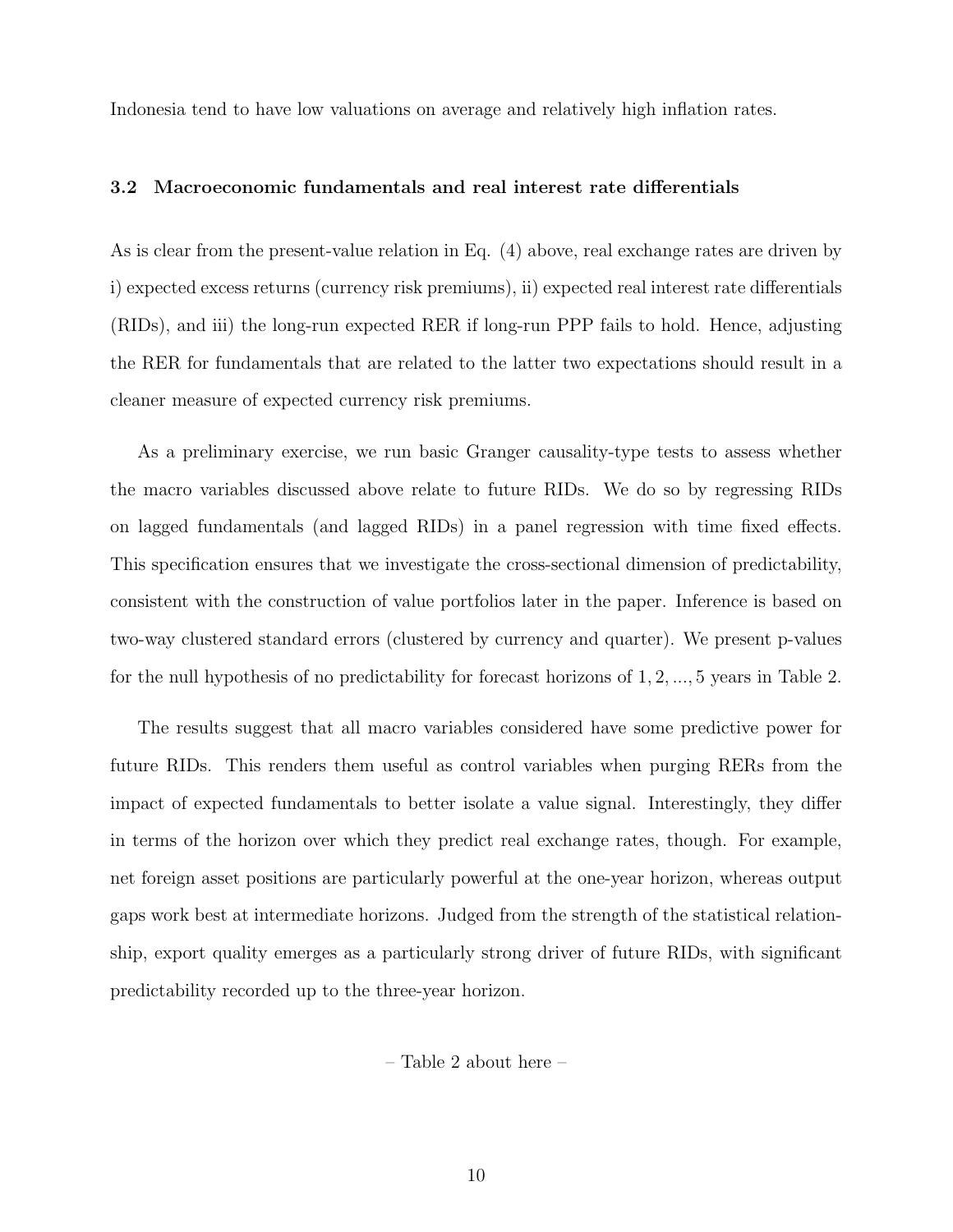Indonesia tend to have low valuations on average and relatively high inflation rates.

### 3.2 Macroeconomic fundamentals and real interest rate differentials

As is clear from the present-value relation in Eq. (4) above, real exchange rates are driven by i) expected excess returns (currency risk premiums), ii) expected real interest rate differentials (RIDs), and iii) the long-run expected RER if long-run PPP fails to hold. Hence, adjusting the RER for fundamentals that are related to the latter two expectations should result in a cleaner measure of expected currency risk premiums.

As a preliminary exercise, we run basic Granger causality-type tests to assess whether the macro variables discussed above relate to future RIDs. We do so by regressing RIDs on lagged fundamentals (and lagged RIDs) in a panel regression with time fixed effects. This specification ensures that we investigate the cross-sectional dimension of predictability, consistent with the construction of value portfolios later in the paper. Inference is based on two-way clustered standard errors (clustered by currency and quarter). We present p-values for the null hypothesis of no predictability for forecast horizons of $1, 2, ..., 5$ years in Table 2.

The results suggest that all macro variables considered have some predictive power for future RIDs. This renders them useful as control variables when purging RERs from the impact of expected fundamentals to better isolate a value signal. Interestingly, they differ in terms of the horizon over which they predict real exchange rates, though. For example, net foreign asset positions are particularly powerful at the one-year horizon, whereas output gaps work best at intermediate horizons. Judged from the strength of the statistical relationship, export quality emerges as a particularly strong driver of future RIDs, with significant predictability recorded up to the three-year horizon.

– Table 2 about here –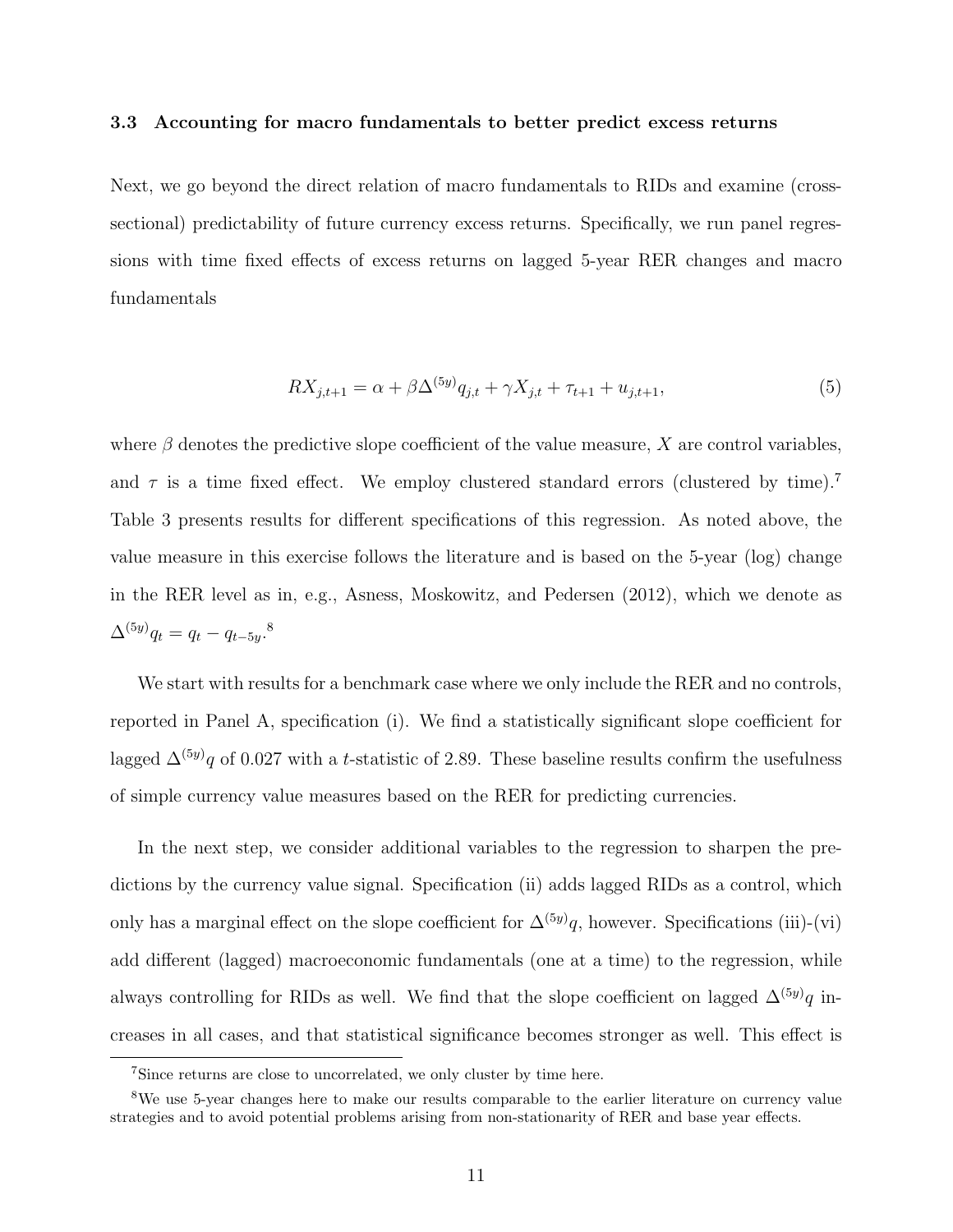### 3.3 Accounting for macro fundamentals to better predict excess returns

Next, we go beyond the direct relation of macro fundamentals to RIDs and examine (cross-sectional) predictability of future currency excess returns. Specifically, we run panel regressions with time fixed effects of excess returns on lagged 5-year RER changes and macro fundamentals

$$RX_{j,t+1} = \alpha + \beta \Delta^{(5y)} q_{j,t} + \gamma X_{j,t} + \tau_{t+1} + u_{j,t+1}, \tag{5}$$

where $\beta$ denotes the predictive slope coefficient of the value measure, $X$ are control variables, and $\tau$ is a time fixed effect. We employ clustered standard errors (clustered by time).[7] Table 3 presents results for different specifications of this regression. As noted above, the value measure in this exercise follows the literature and is based on the 5-year (log) change in the RER level as in, e.g., Asness, Moskowitz, and Pedersen (2012), which we denote as $\Delta^{(5y)} q_t = q_t - q_{t-5y}$.[8]

We start with results for a benchmark case where we only include the RER and no controls, reported in Panel A, specification (i). We find a statistically significant slope coefficient for lagged $\Delta^{(5y)} q$ of 0.027 with a $t$-statistic of 2.89. These baseline results confirm the usefulness of simple currency value measures based on the RER for predicting currencies.

In the next step, we consider additional variables to the regression to sharpen the predictions by the currency value signal. Specification (ii) adds lagged RIDs as a control, which only has a marginal effect on the slope coefficient for $\Delta^{(5y)} q$, however. Specifications (iii)-(vi) add different (lagged) macroeconomic fundamentals (one at a time) to the regression, while always controlling for RIDs as well. We find that the slope coefficient on lagged $\Delta^{(5y)} q$ increases in all cases, and that statistical significance becomes stronger as well. This effect is

[7] Since returns are close to uncorrelated, we only cluster by time here.

[8] We use 5-year changes here to make our results comparable to the earlier literature on currency value strategies and to avoid potential problems arising from non-stationarity of RER and base year effects.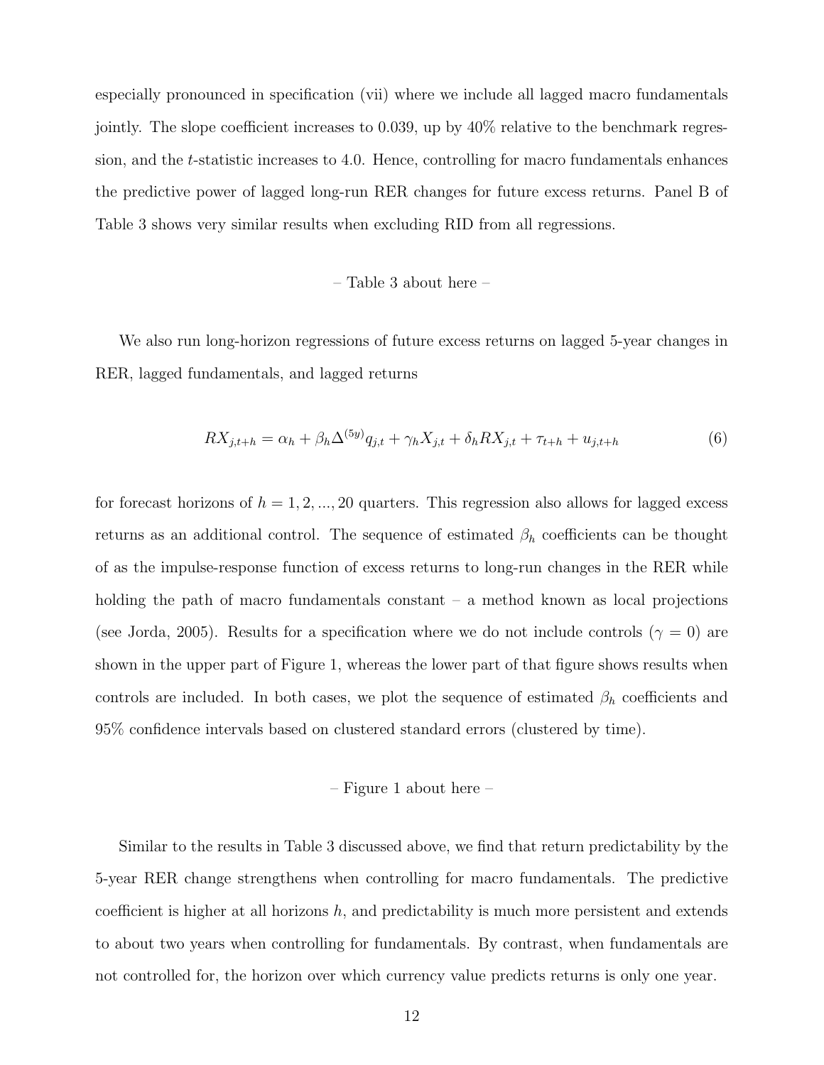especially pronounced in specification (vii) where we include all lagged macro fundamentals jointly. The slope coefficient increases to 0.039, up by 40% relative to the benchmark regression, and the $t$-statistic increases to 4.0. Hence, controlling for macro fundamentals enhances the predictive power of lagged long-run RER changes for future excess returns. Panel B of Table 3 shows very similar results when excluding RID from all regressions.

– Table 3 about here –

We also run long-horizon regressions of future excess returns on lagged 5-year changes in RER, lagged fundamentals, and lagged returns

$$RX_{j,t+h} = \alpha_h + \beta_h \Delta^{(5y)} q_{j,t} + \gamma_h X_{j,t} + \delta_h RX_{j,t} + \tau_{t+h} + u_{j,t+h} \tag{6}$$

for forecast horizons of $h = 1, 2, ..., 20$ quarters. This regression also allows for lagged excess returns as an additional control. The sequence of estimated $\beta_h$ coefficients can be thought of as the impulse-response function of excess returns to long-run changes in the RER while holding the path of macro fundamentals constant – a method known as local projections (see Jorda, 2005). Results for a specification where we do not include controls ($\gamma = 0$) are shown in the upper part of Figure 1, whereas the lower part of that figure shows results when controls are included. In both cases, we plot the sequence of estimated $\beta_h$ coefficients and 95% confidence intervals based on clustered standard errors (clustered by time).

– Figure 1 about here –

Similar to the results in Table 3 discussed above, we find that return predictability by the 5-year RER change strengthens when controlling for macro fundamentals. The predictive coefficient is higher at all horizons $h$, and predictability is much more persistent and extends to about two years when controlling for fundamentals. By contrast, when fundamentals are not controlled for, the horizon over which currency value predicts returns is only one year.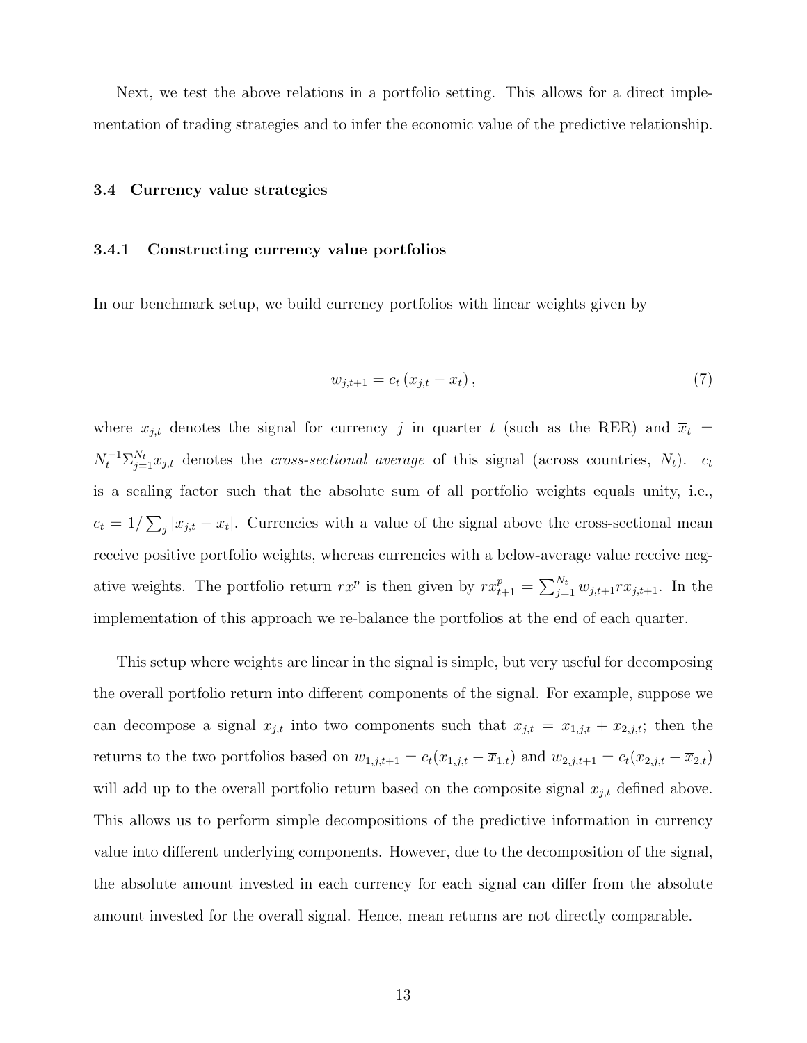Next, we test the above relations in a portfolio setting. This allows for a direct implementation of trading strategies and to infer the economic value of the predictive relationship.

### 3.4 Currency value strategies

#### 3.4.1 Constructing currency value portfolios

In our benchmark setup, we build currency portfolios with linear weights given by

$$w_{j,t+1} = c_t \left( x_{j,t} - \overline{x}_t \right), \tag{7}$$

where $x_{j,t}$ denotes the signal for currency $j$ in quarter $t$ (such as the RER) and $\overline{x}_t = N_t^{-1} \Sigma_{j=1}^{N_t} x_{j,t}$ denotes the *cross-sectional average* of this signal (across countries, $N_t$). $c_t$ is a scaling factor such that the absolute sum of all portfolio weights equals unity, i.e., $c_t = 1/\sum_j |x_{j,t} - \overline{x}_t|$. Currencies with a value of the signal above the cross-sectional mean receive positive portfolio weights, whereas currencies with a below-average value receive negative weights. The portfolio return $rx^p$ is then given by $rx_{t+1}^p = \sum_{j=1}^{N_t} w_{j,t+1} rx_{j,t+1}$. In the implementation of this approach we re-balance the portfolios at the end of each quarter.

This setup where weights are linear in the signal is simple, but very useful for decomposing the overall portfolio return into different components of the signal. For example, suppose we can decompose a signal $x_{j,t}$ into two components such that $x_{j,t} = x_{1,j,t} + x_{2,j,t}$; then the returns to the two portfolios based on $w_{1,j,t+1} = c_t(x_{1,j,t} - \overline{x}_{1,t})$ and $w_{2,j,t+1} = c_t(x_{2,j,t} - \overline{x}_{2,t})$ will add up to the overall portfolio return based on the composite signal $x_{j,t}$ defined above. This allows us to perform simple decompositions of the predictive information in currency value into different underlying components. However, due to the decomposition of the signal, the absolute amount invested in each currency for each signal can differ from the absolute amount invested for the overall signal. Hence, mean returns are not directly comparable.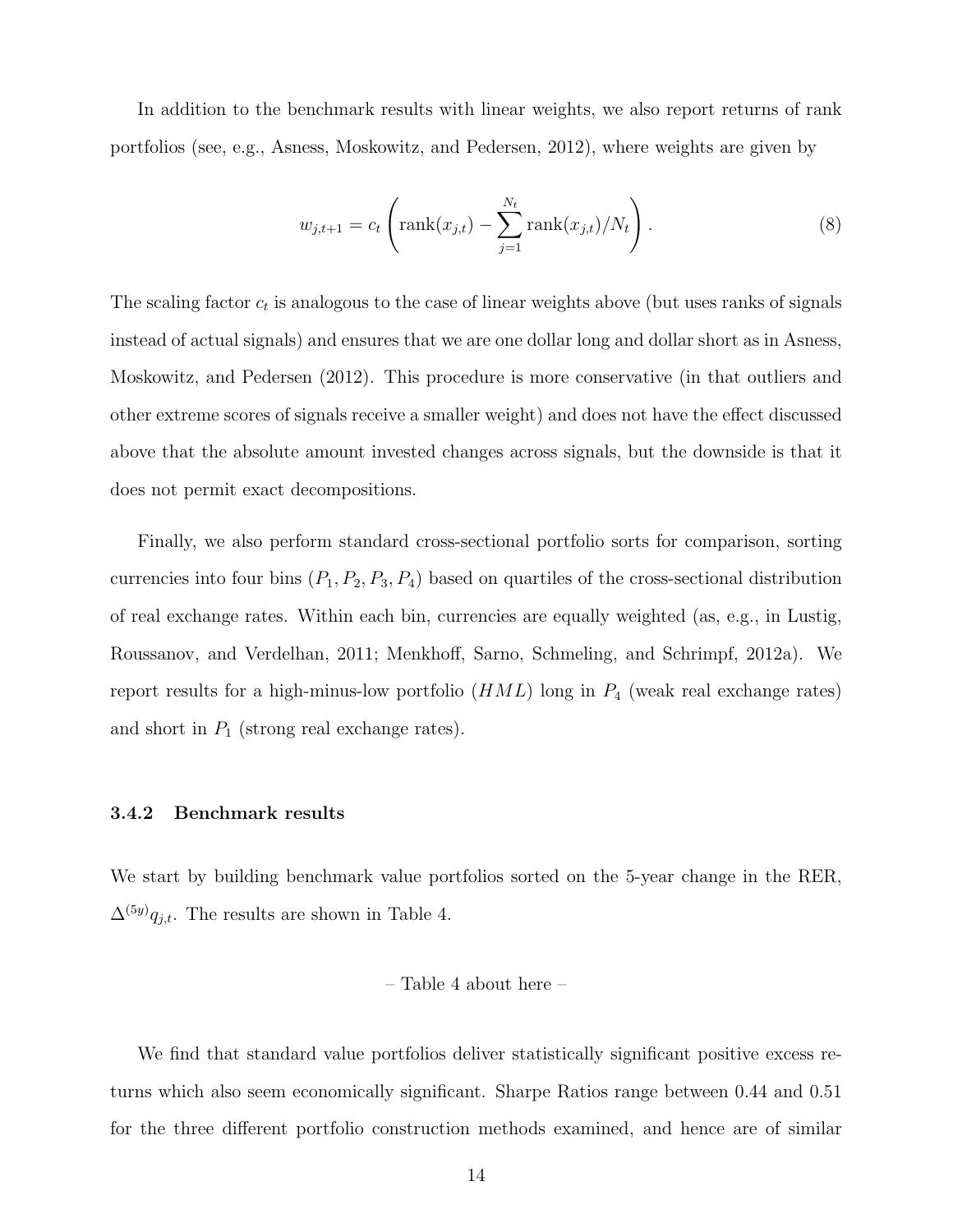In addition to the benchmark results with linear weights, we also report returns of rank portfolios (see, e.g., Asness, Moskowitz, and Pedersen, 2012), where weights are given by

$$w_{j,t+1} = c_t \left( \text{rank}(x_{j,t}) - \sum_{j=1}^{N_t} \text{rank}(x_{j,t})/N_t \right). \tag{8}$$

The scaling factor $c_t$ is analogous to the case of linear weights above (but uses ranks of signals instead of actual signals) and ensures that we are one dollar long and dollar short as in Asness, Moskowitz, and Pedersen (2012). This procedure is more conservative (in that outliers and other extreme scores of signals receive a smaller weight) and does not have the effect discussed above that the absolute amount invested changes across signals, but the downside is that it does not permit exact decompositions.

Finally, we also perform standard cross-sectional portfolio sorts for comparison, sorting currencies into four bins ($P_1, P_2, P_3, P_4$) based on quartiles of the cross-sectional distribution of real exchange rates. Within each bin, currencies are equally weighted (as, e.g., in Lustig, Roussanov, and Verdelhan, 2011; Menkhoff, Sarno, Schmeling, and Schrimpf, 2012a). We report results for a high-minus-low portfolio ($HML$) long in $P_4$ (weak real exchange rates) and short in $P_1$ (strong real exchange rates).

### 3.4.2 Benchmark results

We start by building benchmark value portfolios sorted on the 5-year change in the RER, $\Delta^{(5y)} q_{j,t}$. The results are shown in Table 4.

– Table 4 about here –

We find that standard value portfolios deliver statistically significant positive excess returns which also seem economically significant. Sharpe Ratios range between 0.44 and 0.51 for the three different portfolio construction methods examined, and hence are of similar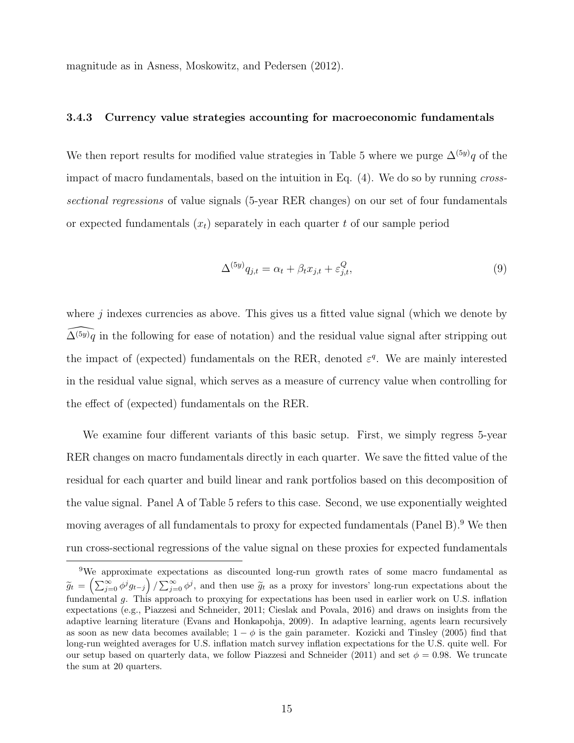magnitude as in Asness, Moskowitz, and Pedersen (2012).

### 3.4.3 Currency value strategies accounting for macroeconomic fundamentals

We then report results for modified value strategies in Table 5 where we purge $\Delta^{(5y)}q$ of the impact of macro fundamentals, based on the intuition in Eq. (4). We do so by running *cross-sectional regressions* of value signals (5-year RER changes) on our set of four fundamentals or expected fundamentals ($x_t$) separately in each quarter $t$ of our sample period

$$\Delta^{(5y)}q_{j,t} = \alpha_t + \beta_t x_{j,t} + \varepsilon^Q_{j,t}, \tag{9}$$

where $j$ indexes currencies as above. This gives us a fitted value signal (which we denote by $\widehat{\Delta^{(5y)}q}$ in the following for ease of notation) and the residual value signal after stripping out the impact of (expected) fundamentals on the RER, denoted $\varepsilon^q$. We are mainly interested in the residual value signal, which serves as a measure of currency value when controlling for the effect of (expected) fundamentals on the RER.

We examine four different variants of this basic setup. First, we simply regress 5-year RER changes on macro fundamentals directly in each quarter. We save the fitted value of the residual for each quarter and build linear and rank portfolios based on this decomposition of the value signal. Panel A of Table 5 refers to this case. Second, we use exponentially weighted moving averages of all fundamentals to proxy for expected fundamentals (Panel B).[9] We then run cross-sectional regressions of the value signal on these proxies for expected fundamentals

[9] We approximate expectations as discounted long-run growth rates of some macro fundamental as $\widetilde{g}_t = \left(\sum_{j=0}^{\infty} \phi^j g_{t-j}\right) / \sum_{j=0}^{\infty} \phi^j$, and then use $\widetilde{g}_t$ as a proxy for investors' long-run expectations about the fundamental $g$. This approach to proxying for expectations has been used in earlier work on U.S. inflation expectations (e.g., Piazzesi and Schneider, 2011; Cieslak and Povala, 2016) and draws on insights from the adaptive learning literature (Evans and Honkapohja, 2009). In adaptive learning, agents learn recursively as soon as new data becomes available; $1 - \phi$ is the gain parameter. Kozicki and Tinsley (2005) find that long-run weighted averages for U.S. inflation match survey inflation expectations for the U.S. quite well. For our setup based on quarterly data, we follow Piazzesi and Schneider (2011) and set $\phi = 0.98$. We truncate the sum at 20 quarters.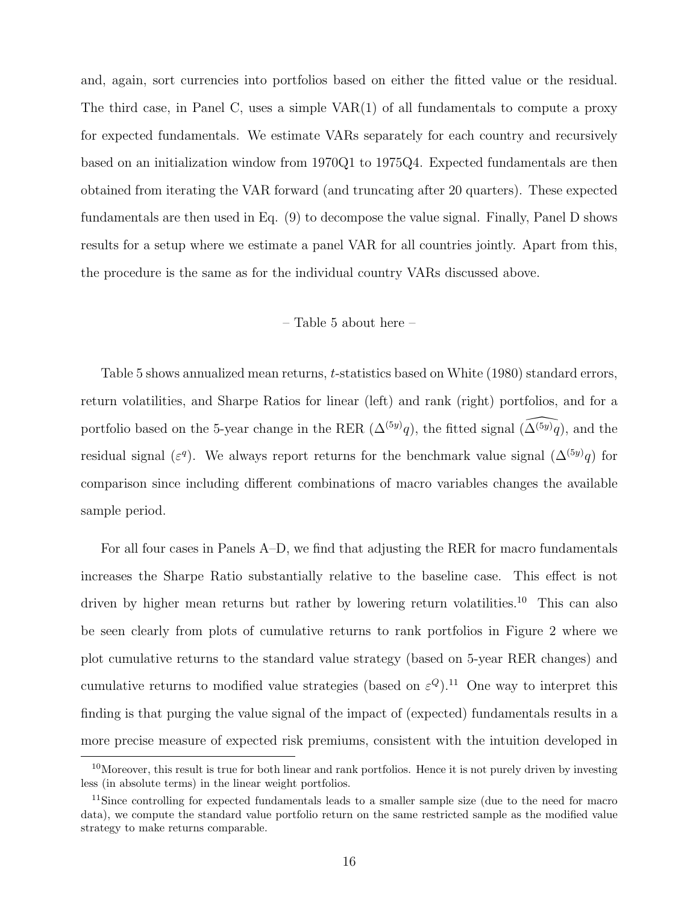and, again, sort currencies into portfolios based on either the fitted value or the residual. The third case, in Panel C, uses a simple VAR(1) of all fundamentals to compute a proxy for expected fundamentals. We estimate VARs separately for each country and recursively based on an initialization window from 1970Q1 to 1975Q4. Expected fundamentals are then obtained from iterating the VAR forward (and truncating after 20 quarters). These expected fundamentals are then used in Eq. (9) to decompose the value signal. Finally, Panel D shows results for a setup where we estimate a panel VAR for all countries jointly. Apart from this, the procedure is the same as for the individual country VARs discussed above.

– Table 5 about here –

Table 5 shows annualized mean returns, $t$-statistics based on White (1980) standard errors, return volatilities, and Sharpe Ratios for linear (left) and rank (right) portfolios, and for a portfolio based on the 5-year change in the RER ($\Delta^{(5y)}q$), the fitted signal ($\widehat{\Delta^{(5y)}q}$), and the residual signal ($\varepsilon^q$). We always report returns for the benchmark value signal ($\Delta^{(5y)}q$) for comparison since including different combinations of macro variables changes the available sample period.

For all four cases in Panels A–D, we find that adjusting the RER for macro fundamentals increases the Sharpe Ratio substantially relative to the baseline case. This effect is not driven by higher mean returns but rather by lowering return volatilities.[10] This can also be seen clearly from plots of cumulative returns to rank portfolios in Figure 2 where we plot cumulative returns to the standard value strategy (based on 5-year RER changes) and cumulative returns to modified value strategies (based on $\varepsilon^Q$).[11] One way to interpret this finding is that purging the value signal of the impact of (expected) fundamentals results in a more precise measure of expected risk premiums, consistent with the intuition developed in

[10] Moreover, this result is true for both linear and rank portfolios. Hence it is not purely driven by investing less (in absolute terms) in the linear weight portfolios.

[11] Since controlling for expected fundamentals leads to a smaller sample size (due to the need for macro data), we compute the standard value portfolio return on the same restricted sample as the modified value strategy to make returns comparable.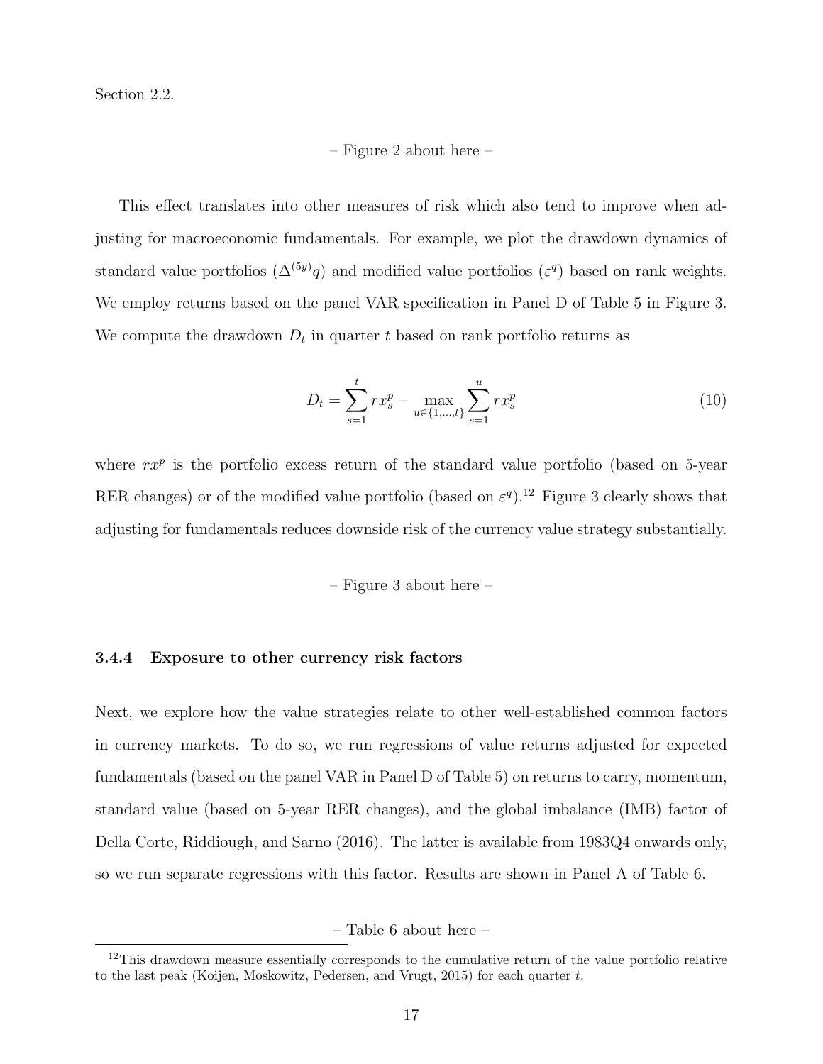Section 2.2.

– Figure 2 about here –

This effect translates into other measures of risk which also tend to improve when adjusting for macroeconomic fundamentals. For example, we plot the drawdown dynamics of standard value portfolios ($\Delta^{(5y)}q$) and modified value portfolios ($\varepsilon^q$) based on rank weights. We employ returns based on the panel VAR specification in Panel D of Table 5 in Figure 3. We compute the drawdown $D_t$ in quarter $t$ based on rank portfolio returns as

$$D_t = \sum_{s=1}^{t} rx_s^p - \max_{u \in \{1,\ldots,t\}} \sum_{s=1}^{u} rx_s^p \tag{10}$$

where $rx^p$ is the portfolio excess return of the standard value portfolio (based on 5-year RER changes) or of the modified value portfolio (based on $\varepsilon^q$).[12] Figure 3 clearly shows that adjusting for fundamentals reduces downside risk of the currency value strategy substantially.

– Figure 3 about here –

#### 3.4.4 Exposure to other currency risk factors

Next, we explore how the value strategies relate to other well-established common factors in currency markets. To do so, we run regressions of value returns adjusted for expected fundamentals (based on the panel VAR in Panel D of Table 5) on returns to carry, momentum, standard value (based on 5-year RER changes), and the global imbalance (IMB) factor of Della Corte, Riddiough, and Sarno (2016). The latter is available from 1983Q4 onwards only, so we run separate regressions with this factor. Results are shown in Panel A of Table 6.

– Table 6 about here –

[12] This drawdown measure essentially corresponds to the cumulative return of the value portfolio relative to the last peak (Koijen, Moskowitz, Pedersen, and Vrugt, 2015) for each quarter $t$.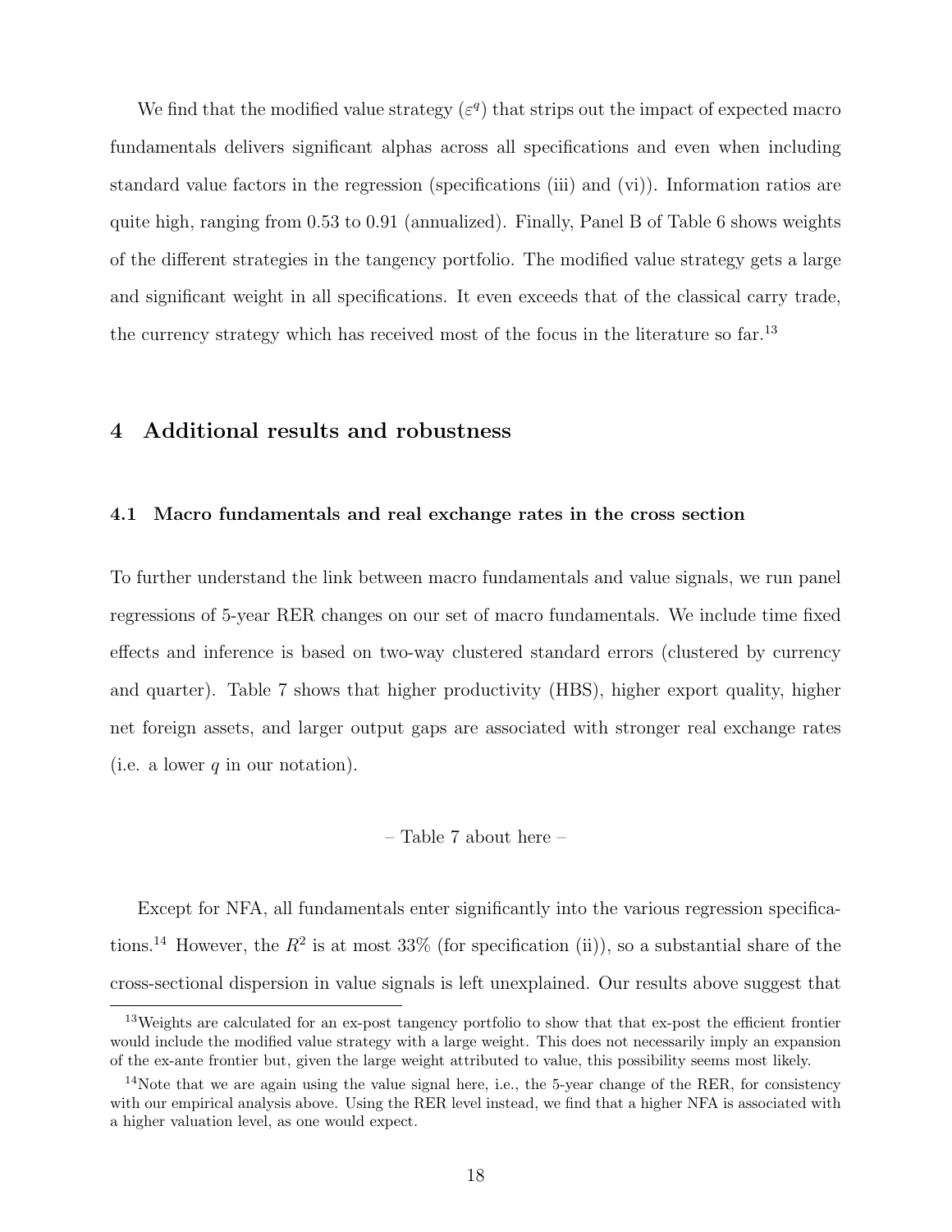We find that the modified value strategy ($\varepsilon^q$) that strips out the impact of expected macro fundamentals delivers significant alphas across all specifications and even when including standard value factors in the regression (specifications (iii) and (vi)). Information ratios are quite high, ranging from 0.53 to 0.91 (annualized). Finally, Panel B of Table 6 shows weights of the different strategies in the tangency portfolio. The modified value strategy gets a large and significant weight in all specifications. It even exceeds that of the classical carry trade, the currency strategy which has received most of the focus in the literature so far.[13]

# 4 Additional results and robustness

## 4.1 Macro fundamentals and real exchange rates in the cross section

To further understand the link between macro fundamentals and value signals, we run panel regressions of 5-year RER changes on our set of macro fundamentals. We include time fixed effects and inference is based on two-way clustered standard errors (clustered by currency and quarter). Table 7 shows that higher productivity (HBS), higher export quality, higher net foreign assets, and larger output gaps are associated with stronger real exchange rates (i.e. a lower $q$ in our notation).

– Table 7 about here –

Except for NFA, all fundamentals enter significantly into the various regression specifications.[14] However, the $R^2$ is at most 33% (for specification (ii)), so a substantial share of the cross-sectional dispersion in value signals is left unexplained. Our results above suggest that

[13] Weights are calculated for an ex-post tangency portfolio to show that that ex-post the efficient frontier would include the modified value strategy with a large weight. This does not necessarily imply an expansion of the ex-ante frontier but, given the large weight attributed to value, this possibility seems most likely.

[14] Note that we are again using the value signal here, i.e., the 5-year change of the RER, for consistency with our empirical analysis above. Using the RER level instead, we find that a higher NFA is associated with a higher valuation level, as one would expect.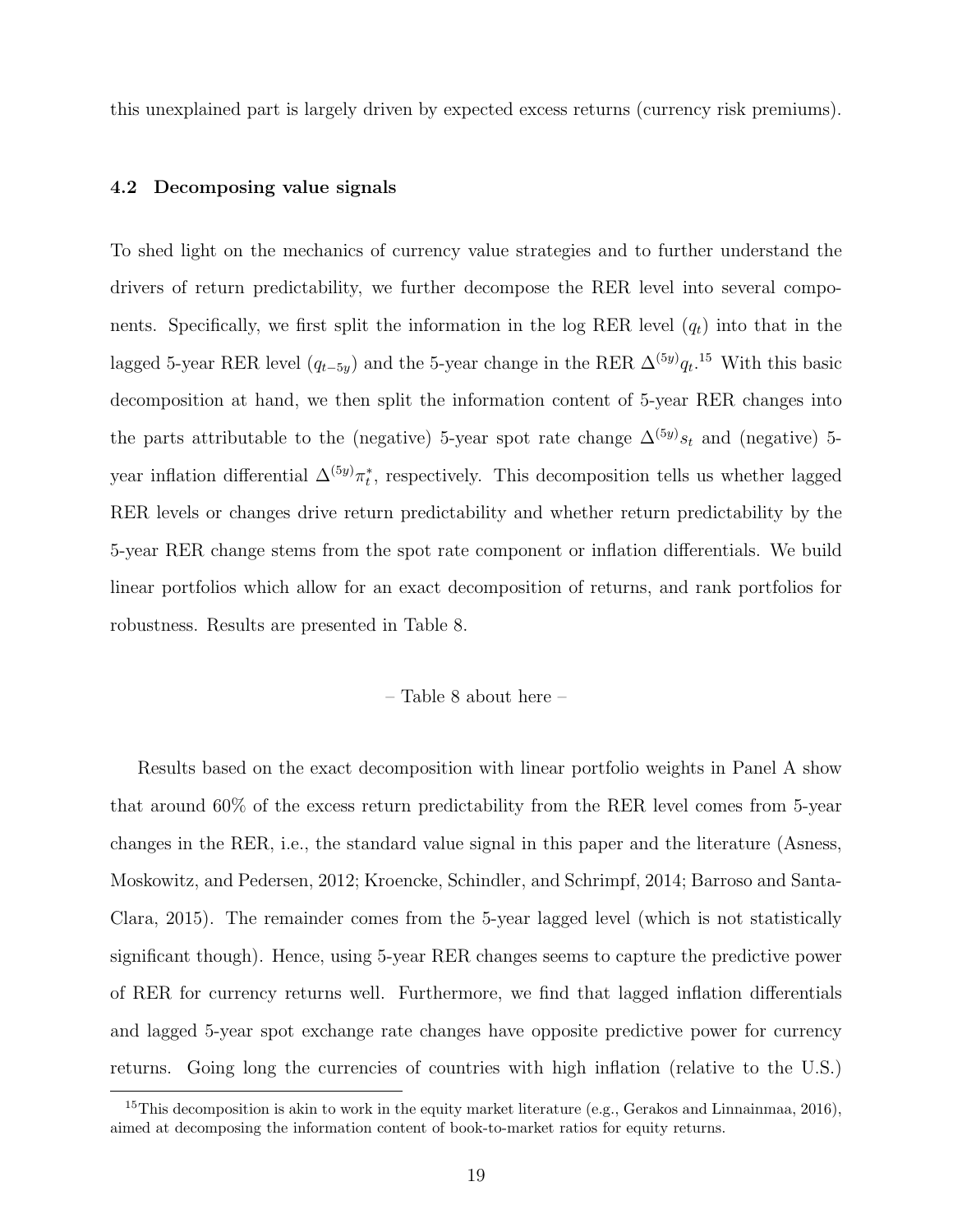this unexplained part is largely driven by expected excess returns (currency risk premiums).

### 4.2 Decomposing value signals

To shed light on the mechanics of currency value strategies and to further understand the drivers of return predictability, we further decompose the RER level into several components. Specifically, we first split the information in the log RER level ($q_t$) into that in the lagged 5-year RER level ($q_{t-5y}$) and the 5-year change in the RER $\Delta^{(5y)}q_t$.[15] With this basic decomposition at hand, we then split the information content of 5-year RER changes into the parts attributable to the (negative) 5-year spot rate change $\Delta^{(5y)}s_t$ and (negative) 5-year inflation differential $\Delta^{(5y)}\pi_t^*$, respectively. This decomposition tells us whether lagged RER levels or changes drive return predictability and whether return predictability by the 5-year RER change stems from the spot rate component or inflation differentials. We build linear portfolios which allow for an exact decomposition of returns, and rank portfolios for robustness. Results are presented in Table 8.

– Table 8 about here –

Results based on the exact decomposition with linear portfolio weights in Panel A show that around 60% of the excess return predictability from the RER level comes from 5-year changes in the RER, i.e., the standard value signal in this paper and the literature (Asness, Moskowitz, and Pedersen, 2012; Kroencke, Schindler, and Schrimpf, 2014; Barroso and Santa-Clara, 2015). The remainder comes from the 5-year lagged level (which is not statistically significant though). Hence, using 5-year RER changes seems to capture the predictive power of RER for currency returns well. Furthermore, we find that lagged inflation differentials and lagged 5-year spot exchange rate changes have opposite predictive power for currency returns. Going long the currencies of countries with high inflation (relative to the U.S.)

[15] This decomposition is akin to work in the equity market literature (e.g., Gerakos and Linnainmaa, 2016), aimed at decomposing the information content of book-to-market ratios for equity returns.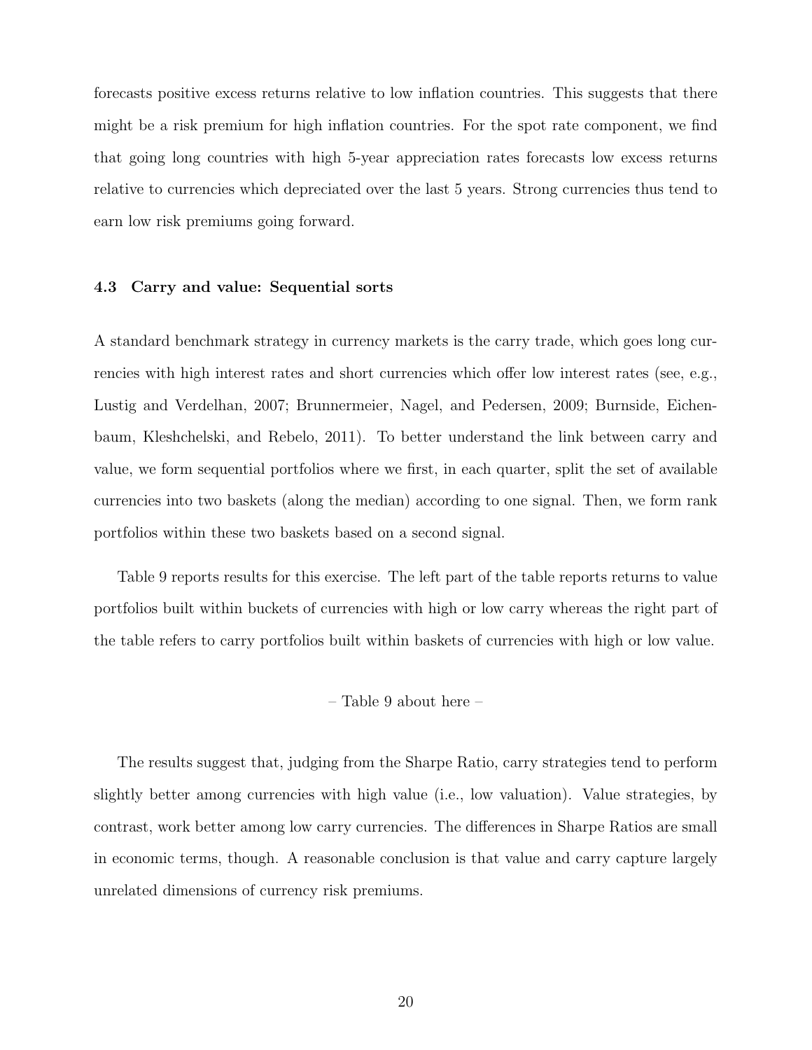forecasts positive excess returns relative to low inflation countries. This suggests that there might be a risk premium for high inflation countries. For the spot rate component, we find that going long countries with high 5-year appreciation rates forecasts low excess returns relative to currencies which depreciated over the last 5 years. Strong currencies thus tend to earn low risk premiums going forward.

### 4.3 Carry and value: Sequential sorts

A standard benchmark strategy in currency markets is the carry trade, which goes long currencies with high interest rates and short currencies which offer low interest rates (see, e.g., Lustig and Verdelhan, 2007; Brunnermeier, Nagel, and Pedersen, 2009; Burnside, Eichenbaum, Kleshchelski, and Rebelo, 2011). To better understand the link between carry and value, we form sequential portfolios where we first, in each quarter, split the set of available currencies into two baskets (along the median) according to one signal. Then, we form rank portfolios within these two baskets based on a second signal.

Table 9 reports results for this exercise. The left part of the table reports returns to value portfolios built within buckets of currencies with high or low carry whereas the right part of the table refers to carry portfolios built within baskets of currencies with high or low value.

– Table 9 about here –

The results suggest that, judging from the Sharpe Ratio, carry strategies tend to perform slightly better among currencies with high value (i.e., low valuation). Value strategies, by contrast, work better among low carry currencies. The differences in Sharpe Ratios are small in economic terms, though. A reasonable conclusion is that value and carry capture largely unrelated dimensions of currency risk premiums.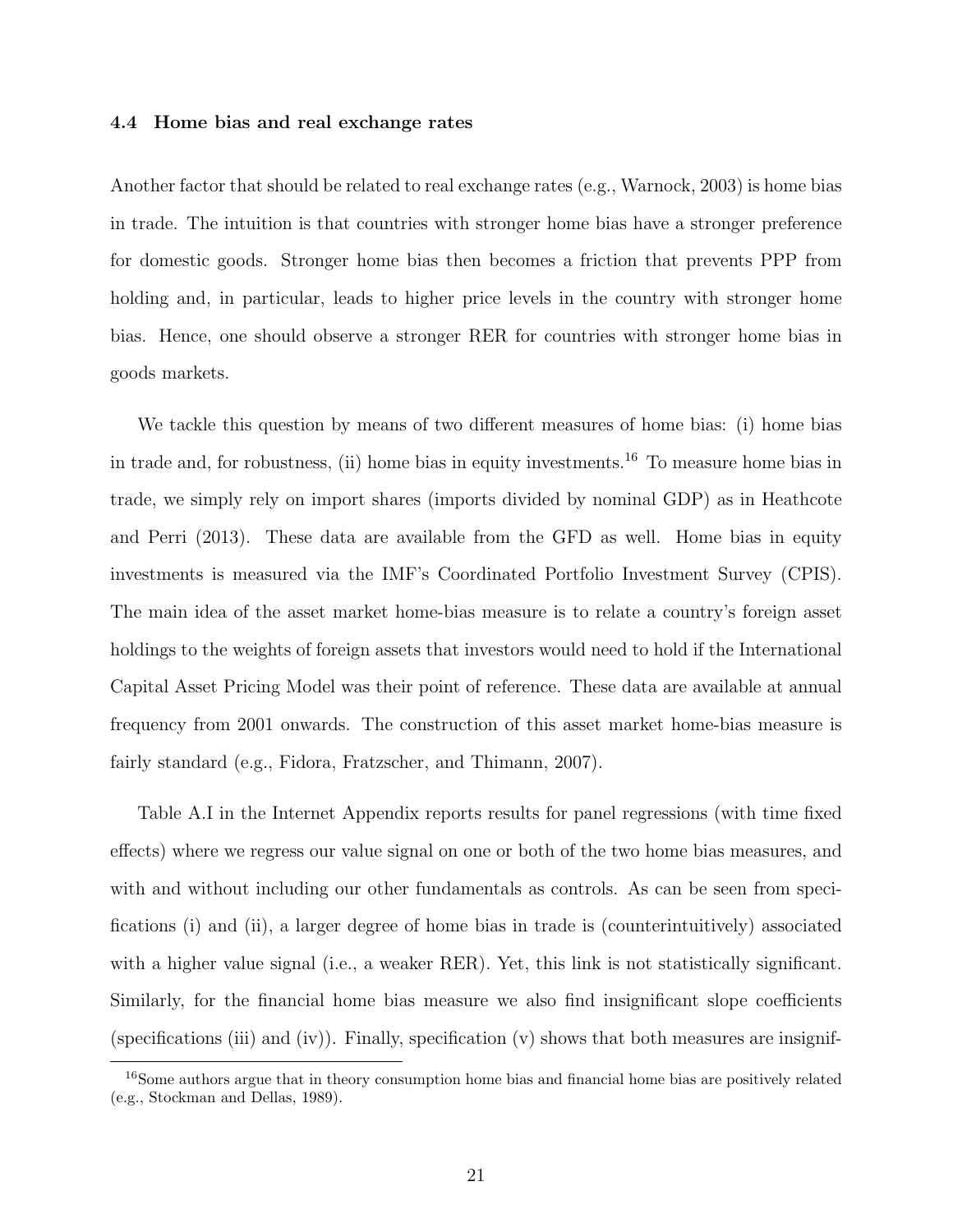### 4.4 Home bias and real exchange rates

Another factor that should be related to real exchange rates (e.g., Warnock, 2003) is home bias in trade. The intuition is that countries with stronger home bias have a stronger preference for domestic goods. Stronger home bias then becomes a friction that prevents PPP from holding and, in particular, leads to higher price levels in the country with stronger home bias. Hence, one should observe a stronger RER for countries with stronger home bias in goods markets.

We tackle this question by means of two different measures of home bias: (i) home bias in trade and, for robustness, (ii) home bias in equity investments.[16] To measure home bias in trade, we simply rely on import shares (imports divided by nominal GDP) as in Heathcote and Perri (2013). These data are available from the GFD as well. Home bias in equity investments is measured via the IMF's Coordinated Portfolio Investment Survey (CPIS). The main idea of the asset market home-bias measure is to relate a country's foreign asset holdings to the weights of foreign assets that investors would need to hold if the International Capital Asset Pricing Model was their point of reference. These data are available at annual frequency from 2001 onwards. The construction of this asset market home-bias measure is fairly standard (e.g., Fidora, Fratzscher, and Thimann, 2007).

Table A.I in the Internet Appendix reports results for panel regressions (with time fixed effects) where we regress our value signal on one or both of the two home bias measures, and with and without including our other fundamentals as controls. As can be seen from specifications (i) and (ii), a larger degree of home bias in trade is (counterintuitively) associated with a higher value signal (i.e., a weaker RER). Yet, this link is not statistically significant. Similarly, for the financial home bias measure we also find insignificant slope coefficients (specifications (iii) and (iv)). Finally, specification (v) shows that both measures are insignif-

[16] Some authors argue that in theory consumption home bias and financial home bias are positively related (e.g., Stockman and Dellas, 1989).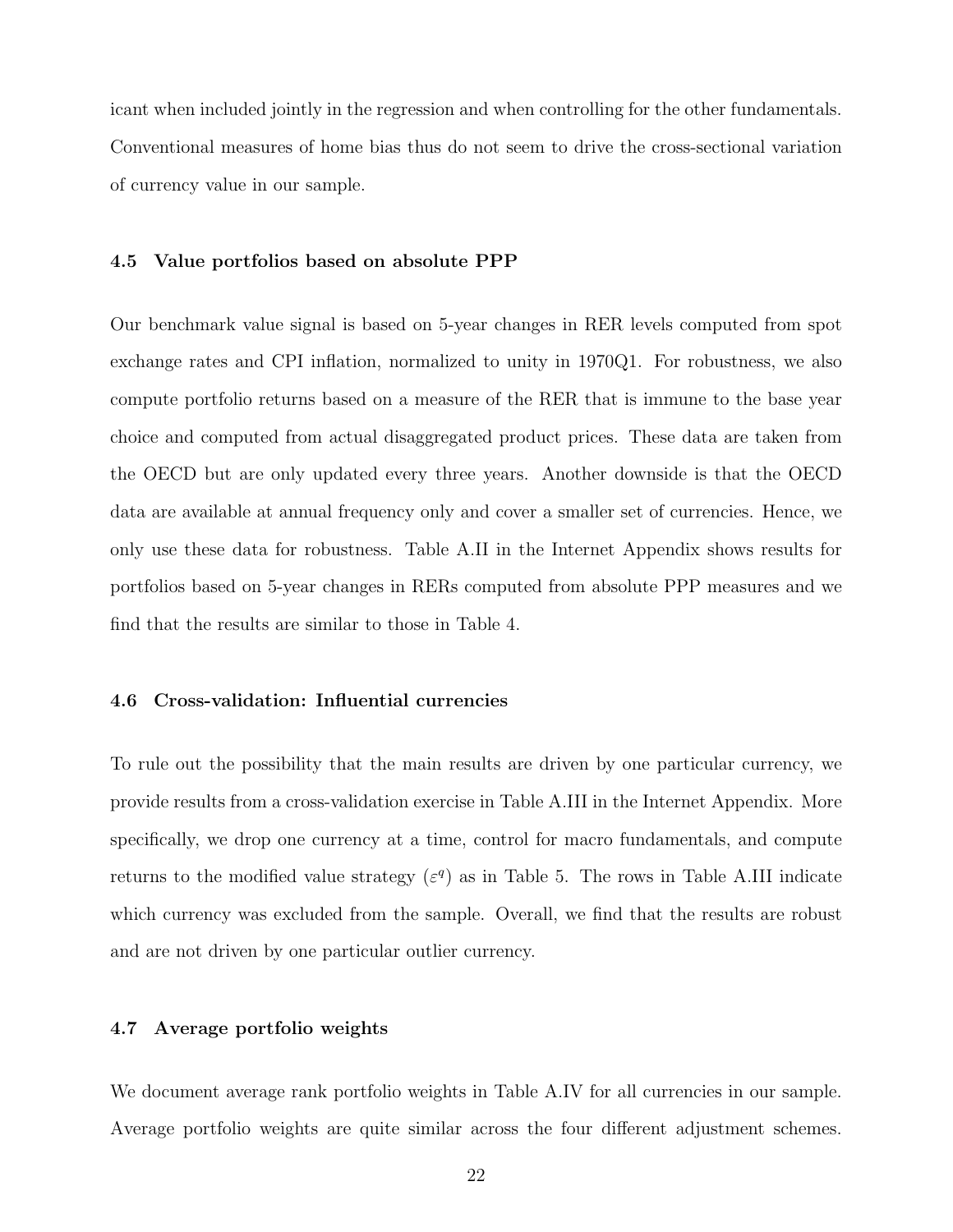icant when included jointly in the regression and when controlling for the other fundamentals. Conventional measures of home bias thus do not seem to drive the cross-sectional variation of currency value in our sample.

### 4.5 Value portfolios based on absolute PPP

Our benchmark value signal is based on 5-year changes in RER levels computed from spot exchange rates and CPI inflation, normalized to unity in 1970Q1. For robustness, we also compute portfolio returns based on a measure of the RER that is immune to the base year choice and computed from actual disaggregated product prices. These data are taken from the OECD but are only updated every three years. Another downside is that the OECD data are available at annual frequency only and cover a smaller set of currencies. Hence, we only use these data for robustness. Table A.II in the Internet Appendix shows results for portfolios based on 5-year changes in RERs computed from absolute PPP measures and we find that the results are similar to those in Table 4.

### 4.6 Cross-validation: Influential currencies

To rule out the possibility that the main results are driven by one particular currency, we provide results from a cross-validation exercise in Table A.III in the Internet Appendix. More specifically, we drop one currency at a time, control for macro fundamentals, and compute returns to the modified value strategy ($\varepsilon^q$) as in Table 5. The rows in Table A.III indicate which currency was excluded from the sample. Overall, we find that the results are robust and are not driven by one particular outlier currency.

### 4.7 Average portfolio weights

We document average rank portfolio weights in Table A.IV for all currencies in our sample. Average portfolio weights are quite similar across the four different adjustment schemes.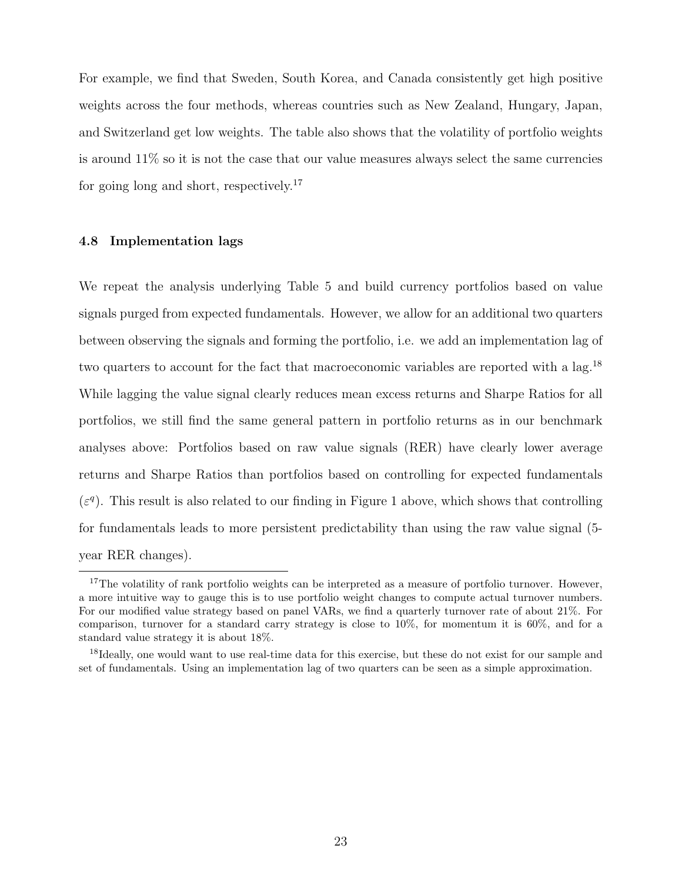For example, we find that Sweden, South Korea, and Canada consistently get high positive weights across the four methods, whereas countries such as New Zealand, Hungary, Japan, and Switzerland get low weights. The table also shows that the volatility of portfolio weights is around 11% so it is not the case that our value measures always select the same currencies for going long and short, respectively.[17]

### 4.8 Implementation lags

We repeat the analysis underlying Table 5 and build currency portfolios based on value signals purged from expected fundamentals. However, we allow for an additional two quarters between observing the signals and forming the portfolio, i.e. we add an implementation lag of two quarters to account for the fact that macroeconomic variables are reported with a lag.[18] While lagging the value signal clearly reduces mean excess returns and Sharpe Ratios for all portfolios, we still find the same general pattern in portfolio returns as in our benchmark analyses above: Portfolios based on raw value signals (RER) have clearly lower average returns and Sharpe Ratios than portfolios based on controlling for expected fundamentals ($\varepsilon^q$). This result is also related to our finding in Figure 1 above, which shows that controlling for fundamentals leads to more persistent predictability than using the raw value signal (5-year RER changes).

[17] The volatility of rank portfolio weights can be interpreted as a measure of portfolio turnover. However, a more intuitive way to gauge this is to use portfolio weight changes to compute actual turnover numbers. For our modified value strategy based on panel VARs, we find a quarterly turnover rate of about 21%. For comparison, turnover for a standard carry strategy is close to 10%, for momentum it is 60%, and for a standard value strategy it is about 18%.

[18] Ideally, one would want to use real-time data for this exercise, but these do not exist for our sample and set of fundamentals. Using an implementation lag of two quarters can be seen as a simple approximation.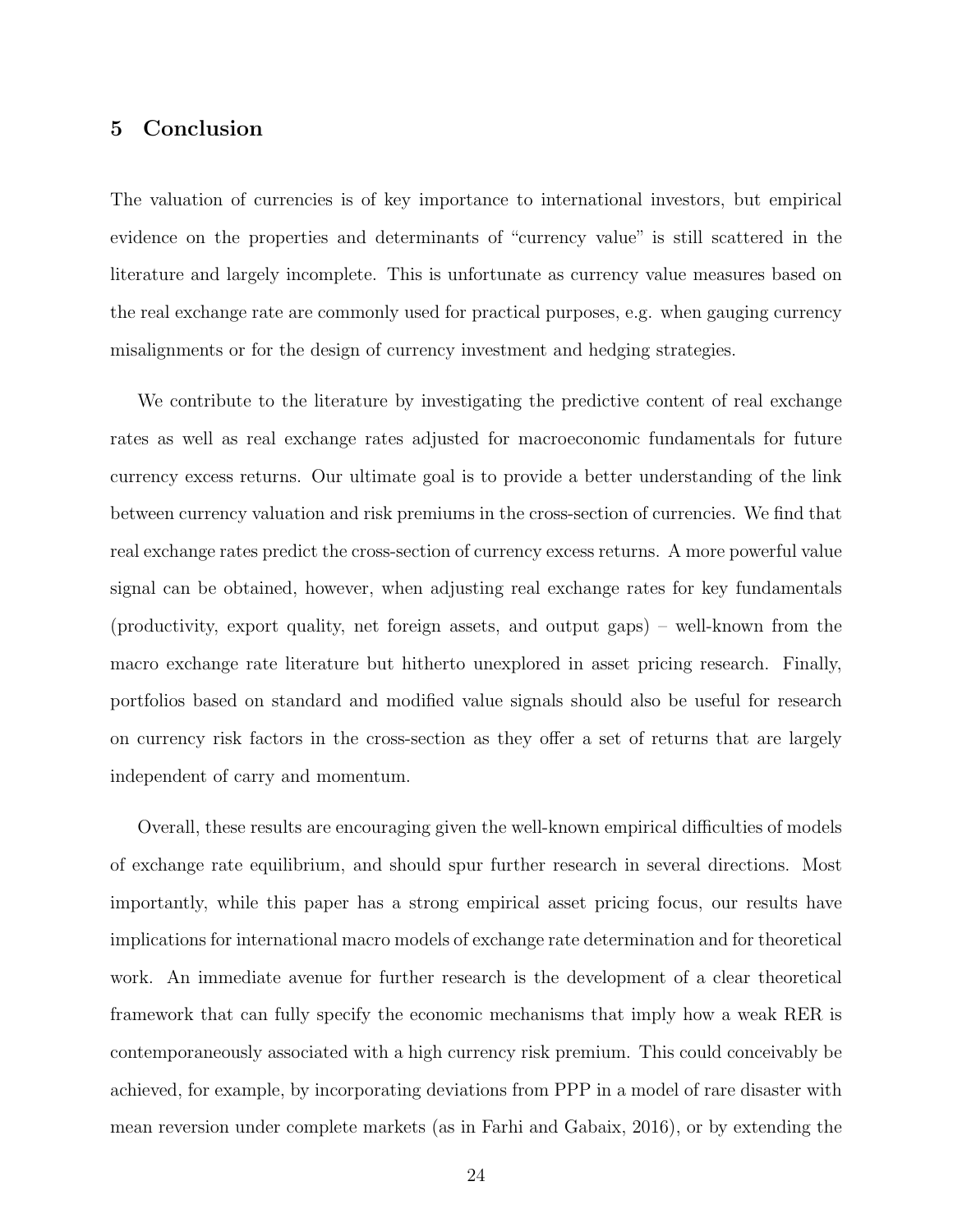## 5 Conclusion

The valuation of currencies is of key importance to international investors, but empirical evidence on the properties and determinants of "currency value" is still scattered in the literature and largely incomplete. This is unfortunate as currency value measures based on the real exchange rate are commonly used for practical purposes, e.g. when gauging currency misalignments or for the design of currency investment and hedging strategies.

We contribute to the literature by investigating the predictive content of real exchange rates as well as real exchange rates adjusted for macroeconomic fundamentals for future currency excess returns. Our ultimate goal is to provide a better understanding of the link between currency valuation and risk premiums in the cross-section of currencies. We find that real exchange rates predict the cross-section of currency excess returns. A more powerful value signal can be obtained, however, when adjusting real exchange rates for key fundamentals (productivity, export quality, net foreign assets, and output gaps) – well-known from the macro exchange rate literature but hitherto unexplored in asset pricing research. Finally, portfolios based on standard and modified value signals should also be useful for research on currency risk factors in the cross-section as they offer a set of returns that are largely independent of carry and momentum.

Overall, these results are encouraging given the well-known empirical difficulties of models of exchange rate equilibrium, and should spur further research in several directions. Most importantly, while this paper has a strong empirical asset pricing focus, our results have implications for international macro models of exchange rate determination and for theoretical work. An immediate avenue for further research is the development of a clear theoretical framework that can fully specify the economic mechanisms that imply how a weak RER is contemporaneously associated with a high currency risk premium. This could conceivably be achieved, for example, by incorporating deviations from PPP in a model of rare disaster with mean reversion under complete markets (as in Farhi and Gabaix, 2016), or by extending the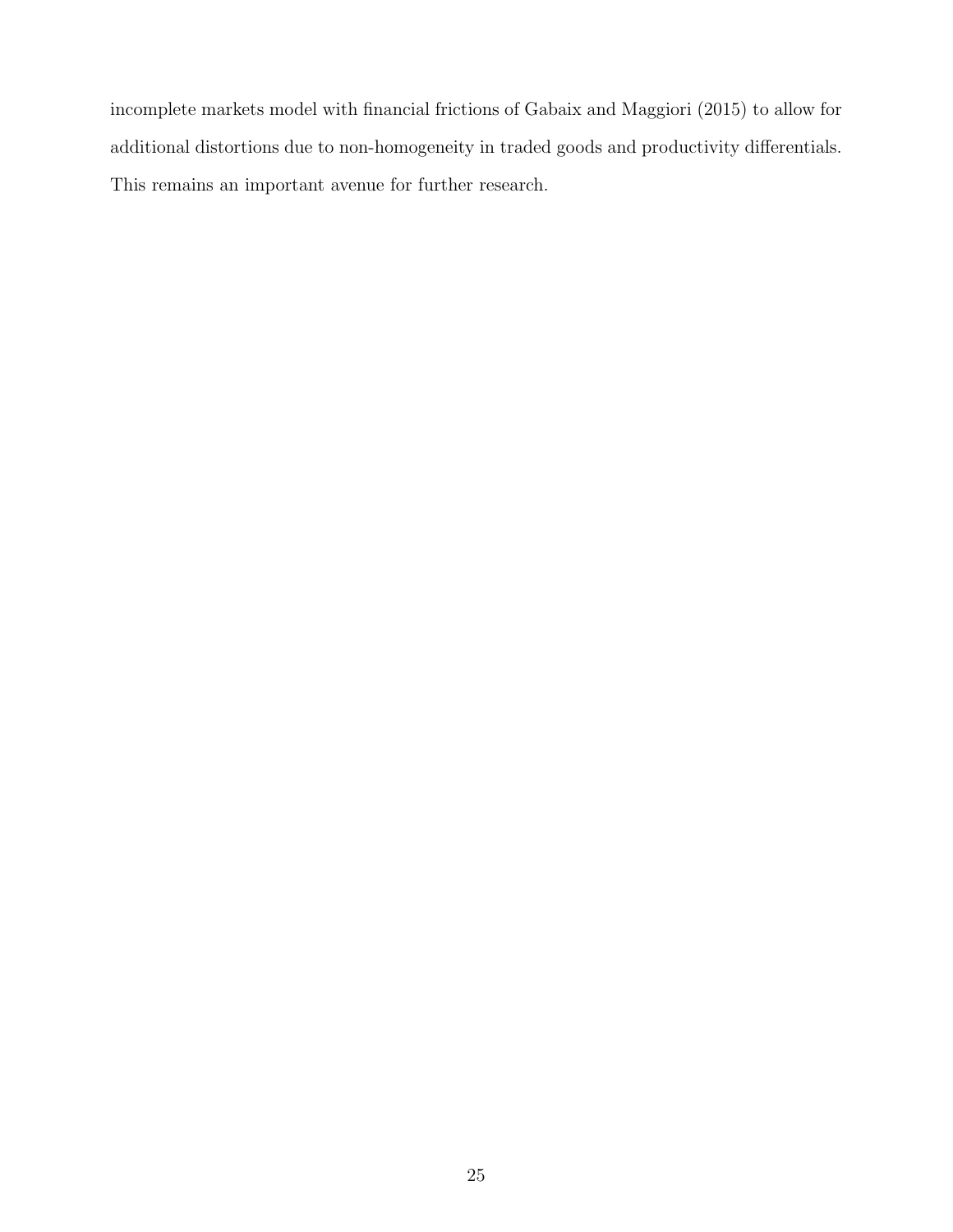incomplete markets model with financial frictions of Gabaix and Maggiori (2015) to allow for additional distortions due to non-homogeneity in traded goods and productivity differentials. This remains an important avenue for further research.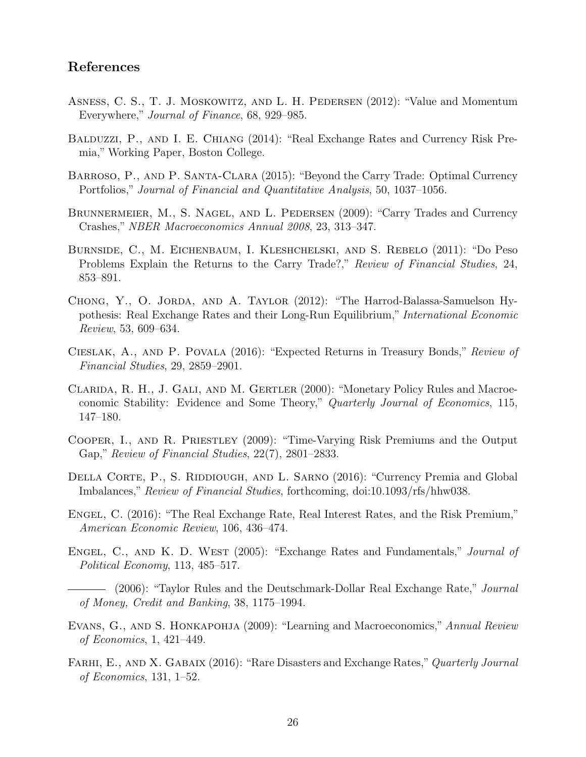## References

Asness, C. S., T. J. Moskowitz, and L. H. Pedersen (2012): "Value and Momentum Everywhere," *Journal of Finance*, 68, 929–985.

Balduzzi, P., and I. E. Chiang (2014): "Real Exchange Rates and Currency Risk Premia," Working Paper, Boston College.

Barroso, P., and P. Santa-Clara (2015): "Beyond the Carry Trade: Optimal Currency Portfolios," *Journal of Financial and Quantitative Analysis*, 50, 1037–1056.

Brunnermeier, M., S. Nagel, and L. Pedersen (2009): "Carry Trades and Currency Crashes," *NBER Macroeconomics Annual 2008*, 23, 313–347.

Burnside, C., M. Eichenbaum, I. Kleshchelski, and S. Rebelo (2011): "Do Peso Problems Explain the Returns to the Carry Trade?," *Review of Financial Studies*, 24, 853–891.

Chong, Y., O. Jorda, and A. Taylor (2012): "The Harrod-Balassa-Samuelson Hypothesis: Real Exchange Rates and their Long-Run Equilibrium," *International Economic Review*, 53, 609–634.

Cieslak, A., and P. Povala (2016): "Expected Returns in Treasury Bonds," *Review of Financial Studies*, 29, 2859–2901.

Clarida, R. H., J. Gali, and M. Gertler (2000): "Monetary Policy Rules and Macroeconomic Stability: Evidence and Some Theory," *Quarterly Journal of Economics*, 115, 147–180.

Cooper, I., and R. Priestley (2009): "Time-Varying Risk Premiums and the Output Gap," *Review of Financial Studies*, 22(7), 2801–2833.

Della Corte, P., S. Riddiough, and L. Sarno (2016): "Currency Premia and Global Imbalances," *Review of Financial Studies*, forthcoming, doi:10.1093/rfs/hhw038.

Engel, C. (2016): "The Real Exchange Rate, Real Interest Rates, and the Risk Premium," *American Economic Review*, 106, 436–474.

Engel, C., and K. D. West (2005): "Exchange Rates and Fundamentals," *Journal of Political Economy*, 113, 485–517.

——— (2006): "Taylor Rules and the Deutschmark-Dollar Real Exchange Rate," *Journal of Money, Credit and Banking*, 38, 1175–1994.

Evans, G., and S. Honkapohja (2009): "Learning and Macroeconomics," *Annual Review of Economics*, 1, 421–449.

Farhi, E., and X. Gabaix (2016): "Rare Disasters and Exchange Rates," *Quarterly Journal of Economics*, 131, 1–52.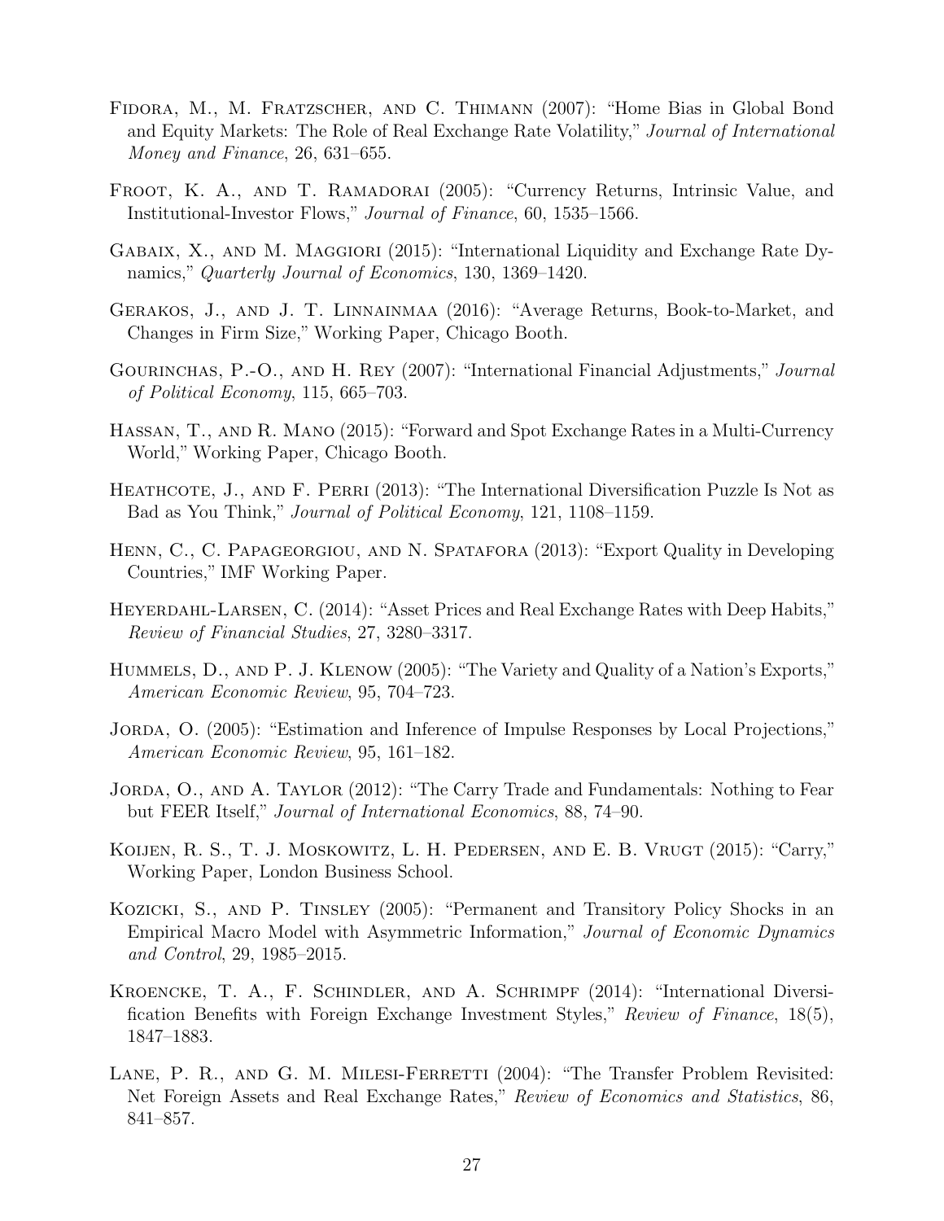Fidora, M., M. Fratzscher, and C. Thimann (2007): "Home Bias in Global Bond and Equity Markets: The Role of Real Exchange Rate Volatility," *Journal of International Money and Finance*, 26, 631–655.

Froot, K. A., and T. Ramadorai (2005): "Currency Returns, Intrinsic Value, and Institutional-Investor Flows," *Journal of Finance*, 60, 1535–1566.

Gabaix, X., and M. Maggiori (2015): "International Liquidity and Exchange Rate Dynamics," *Quarterly Journal of Economics*, 130, 1369–1420.

Gerakos, J., and J. T. Linnainmaa (2016): "Average Returns, Book-to-Market, and Changes in Firm Size," Working Paper, Chicago Booth.

Gourinchas, P.-O., and H. Rey (2007): "International Financial Adjustments," *Journal of Political Economy*, 115, 665–703.

Hassan, T., and R. Mano (2015): "Forward and Spot Exchange Rates in a Multi-Currency World," Working Paper, Chicago Booth.

Heathcote, J., and F. Perri (2013): "The International Diversification Puzzle Is Not as Bad as You Think," *Journal of Political Economy*, 121, 1108–1159.

Henn, C., C. Papageorgiou, and N. Spatafora (2013): "Export Quality in Developing Countries," IMF Working Paper.

Heyerdahl-Larsen, C. (2014): "Asset Prices and Real Exchange Rates with Deep Habits," *Review of Financial Studies*, 27, 3280–3317.

Hummels, D., and P. J. Klenow (2005): "The Variety and Quality of a Nation's Exports," *American Economic Review*, 95, 704–723.

Jorda, O. (2005): "Estimation and Inference of Impulse Responses by Local Projections," *American Economic Review*, 95, 161–182.

Jorda, O., and A. Taylor (2012): "The Carry Trade and Fundamentals: Nothing to Fear but FEER Itself," *Journal of International Economics*, 88, 74–90.

Koijen, R. S., T. J. Moskowitz, L. H. Pedersen, and E. B. Vrugt (2015): "Carry," Working Paper, London Business School.

Kozicki, S., and P. Tinsley (2005): "Permanent and Transitory Policy Shocks in an Empirical Macro Model with Asymmetric Information," *Journal of Economic Dynamics and Control*, 29, 1985–2015.

Kroencke, T. A., F. Schindler, and A. Schrimpf (2014): "International Diversification Benefits with Foreign Exchange Investment Styles," *Review of Finance*, 18(5), 1847–1883.

Lane, P. R., and G. M. Milesi-Ferretti (2004): "The Transfer Problem Revisited: Net Foreign Assets and Real Exchange Rates," *Review of Economics and Statistics*, 86, 841–857.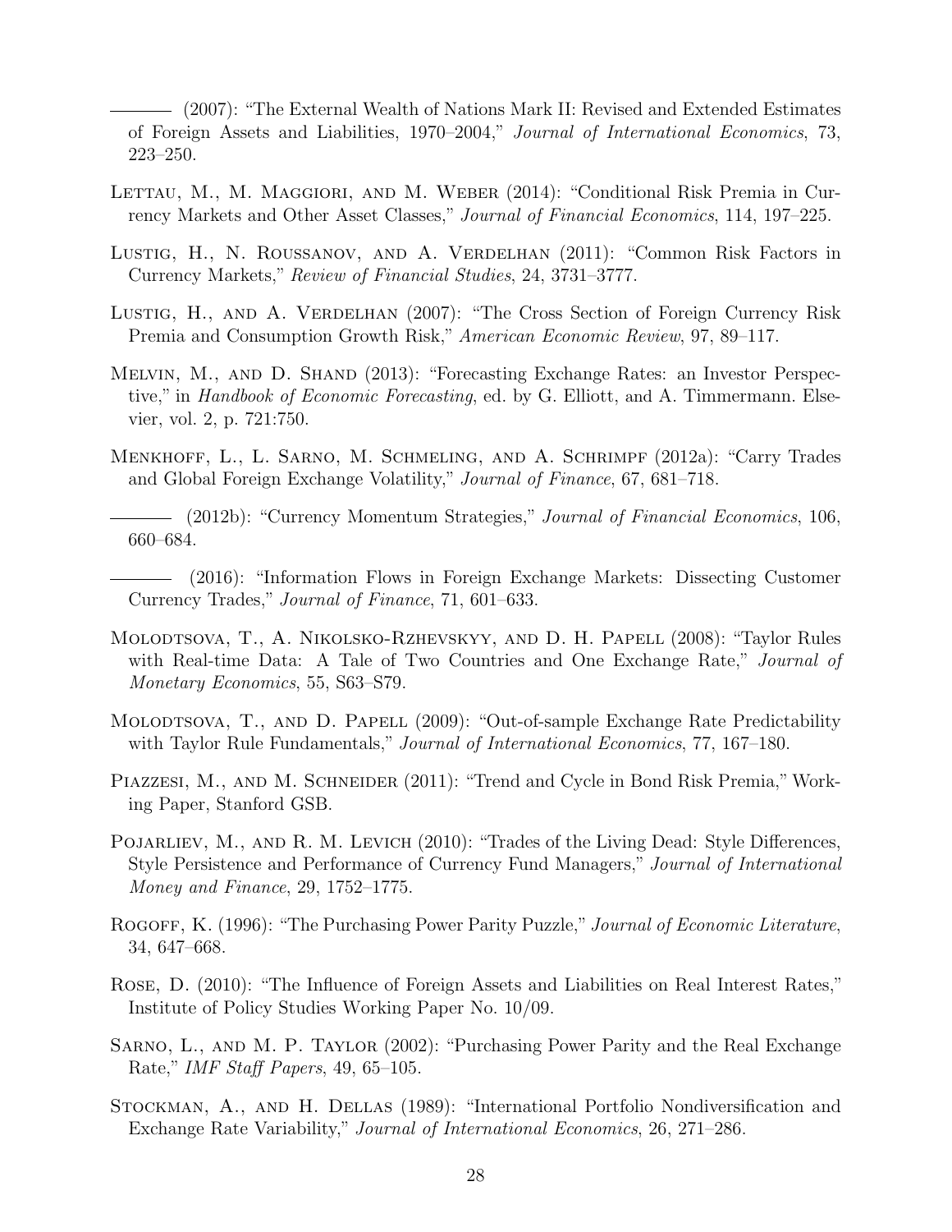——— (2007): "The External Wealth of Nations Mark II: Revised and Extended Estimates of Foreign Assets and Liabilities, 1970–2004," *Journal of International Economics*, 73, 223–250.

Lettau, M., M. Maggiori, and M. Weber (2014): "Conditional Risk Premia in Currency Markets and Other Asset Classes," *Journal of Financial Economics*, 114, 197–225.

Lustig, H., N. Roussanov, and A. Verdelhan (2011): "Common Risk Factors in Currency Markets," *Review of Financial Studies*, 24, 3731–3777.

Lustig, H., and A. Verdelhan (2007): "The Cross Section of Foreign Currency Risk Premia and Consumption Growth Risk," *American Economic Review*, 97, 89–117.

Melvin, M., and D. Shand (2013): "Forecasting Exchange Rates: an Investor Perspective," in *Handbook of Economic Forecasting*, ed. by G. Elliott, and A. Timmermann. Elsevier, vol. 2, p. 721:750.

Menkhoff, L., L. Sarno, M. Schmeling, and A. Schrimpf (2012a): "Carry Trades and Global Foreign Exchange Volatility," *Journal of Finance*, 67, 681–718.

——— (2012b): "Currency Momentum Strategies," *Journal of Financial Economics*, 106, 660–684.

——— (2016): "Information Flows in Foreign Exchange Markets: Dissecting Customer Currency Trades," *Journal of Finance*, 71, 601–633.

Molodtsova, T., A. Nikolsko-Rzhevskyy, and D. H. Papell (2008): "Taylor Rules with Real-time Data: A Tale of Two Countries and One Exchange Rate," *Journal of Monetary Economics*, 55, S63–S79.

Molodtsova, T., and D. Papell (2009): "Out-of-sample Exchange Rate Predictability with Taylor Rule Fundamentals," *Journal of International Economics*, 77, 167–180.

Piazzesi, M., and M. Schneider (2011): "Trend and Cycle in Bond Risk Premia," Working Paper, Stanford GSB.

Pojarliev, M., and R. M. Levich (2010): "Trades of the Living Dead: Style Differences, Style Persistence and Performance of Currency Fund Managers," *Journal of International Money and Finance*, 29, 1752–1775.

Rogoff, K. (1996): "The Purchasing Power Parity Puzzle," *Journal of Economic Literature*, 34, 647–668.

Rose, D. (2010): "The Influence of Foreign Assets and Liabilities on Real Interest Rates," Institute of Policy Studies Working Paper No. 10/09.

Sarno, L., and M. P. Taylor (2002): "Purchasing Power Parity and the Real Exchange Rate," *IMF Staff Papers*, 49, 65–105.

Stockman, A., and H. Dellas (1989): "International Portfolio Nondiversification and Exchange Rate Variability," *Journal of International Economics*, 26, 271–286.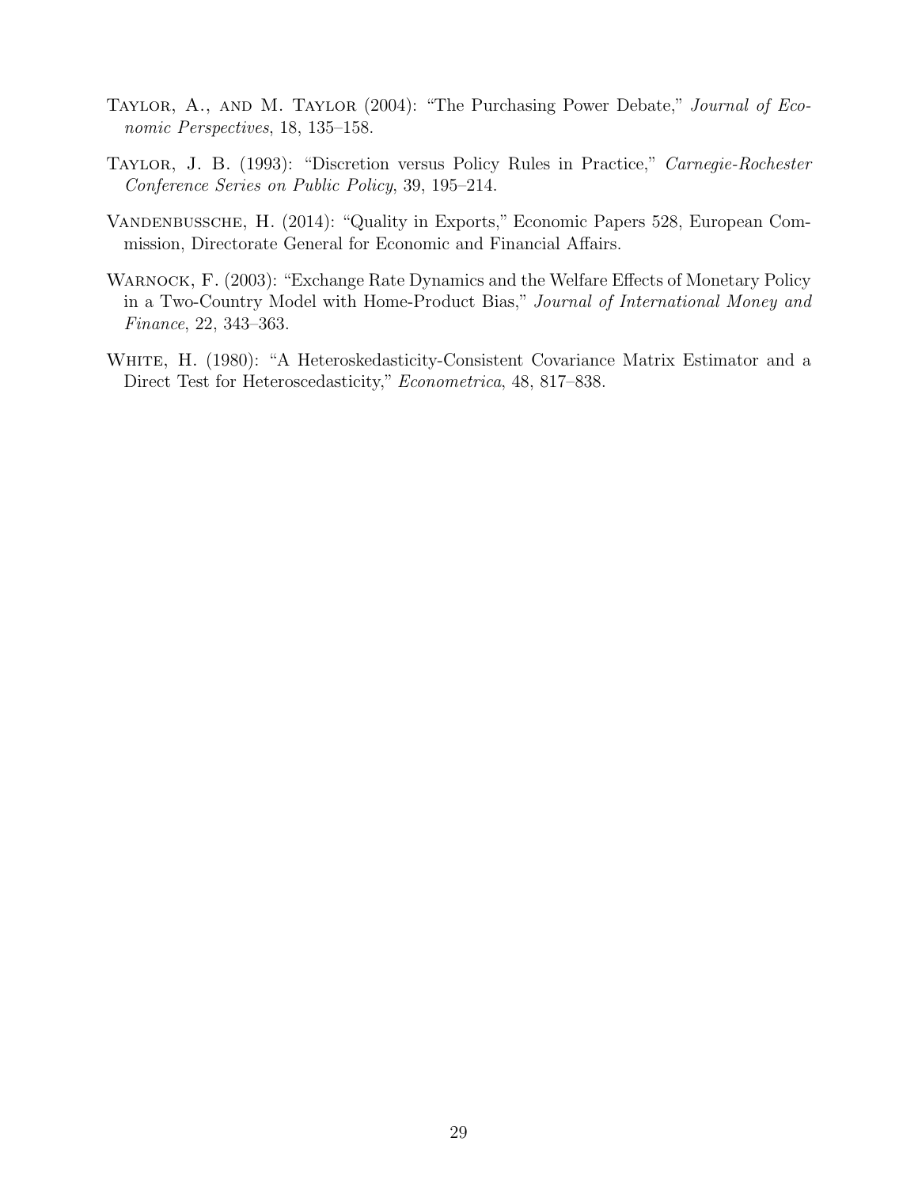Taylor, A., and M. Taylor (2004): "The Purchasing Power Debate," *Journal of Economic Perspectives*, 18, 135–158.

Taylor, J. B. (1993): "Discretion versus Policy Rules in Practice," *Carnegie-Rochester Conference Series on Public Policy*, 39, 195–214.

Vandenbussche, H. (2014): "Quality in Exports," Economic Papers 528, European Commission, Directorate General for Economic and Financial Affairs.

Warnock, F. (2003): "Exchange Rate Dynamics and the Welfare Effects of Monetary Policy in a Two-Country Model with Home-Product Bias," *Journal of International Money and Finance*, 22, 343–363.

White, H. (1980): "A Heteroskedasticity-Consistent Covariance Matrix Estimator and a Direct Test for Heteroscedasticity," *Econometrica*, 48, 817–838.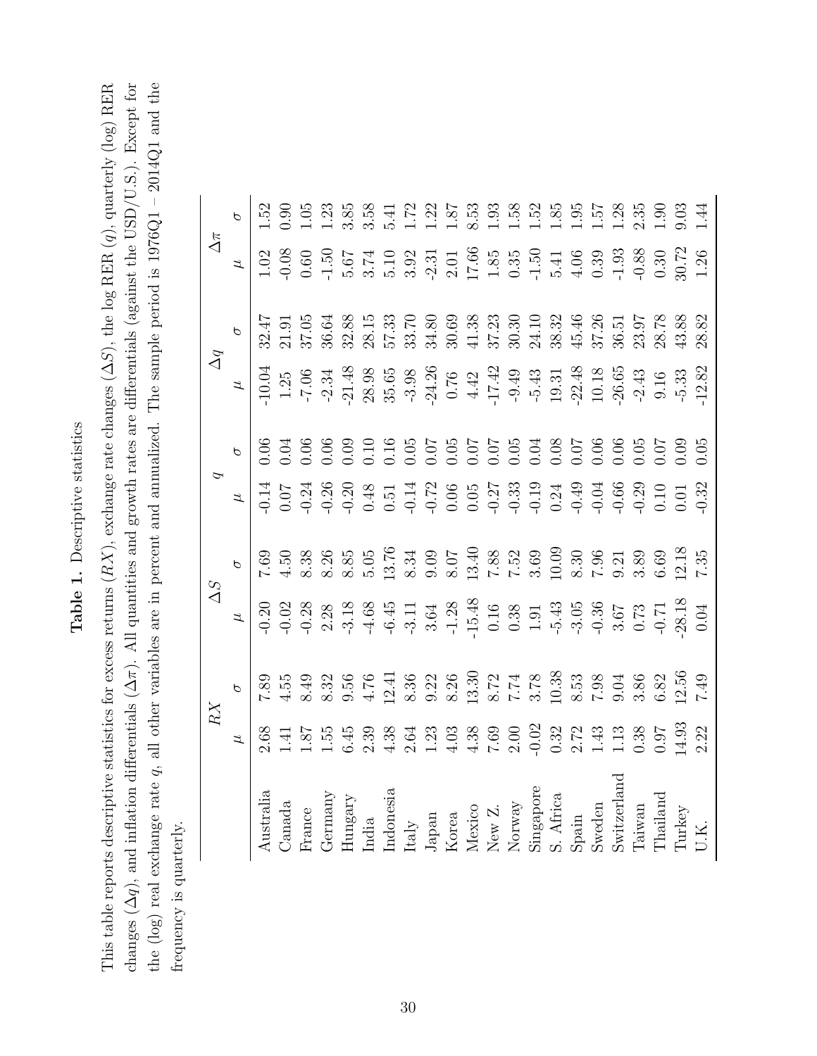**Table 1.** Descriptive statistics

This table reports descriptive statistics for excess returns ($RX$), exchange rate changes ($\Delta S$), the log RER ($q$), quarterly (log) RER changes ($\Delta q$), and inflation differentials ($\Delta \pi$). All quantities and growth rates are differentials (against the USD/U.S.). Except for the (log) real exchange rate $q$, all other variables are in percent and annualized. The sample period is 1976Q1 – 2014Q1 and the frequency is quarterly.

| | $RX$ | | $\Delta S$ | | $q$ | | $\Delta q$ | | $\Delta \pi$ | |
|---|---|---|---|---|---|---|---|---|---|---|
| | $\mu$ | $\sigma$ | $\mu$ | $\sigma$ | $\mu$ | $\sigma$ | $\mu$ | $\sigma$ | $\mu$ | $\sigma$ |
| Australia | 2.68 | 7.89 | -0.20 | 7.69 | -0.14 | 0.06 | -10.04 | 32.47 | 1.02 | 1.52 |
| Canada | 1.41 | 4.55 | -0.02 | 4.50 | 0.07 | 0.04 | 1.25 | 21.91 | -0.08 | 0.90 |
| France | 1.87 | 8.49 | -0.28 | 8.38 | -0.24 | 0.06 | -7.06 | 37.05 | 0.60 | 1.05 |
| Germany | 1.55 | 8.32 | 2.28 | 8.26 | -0.26 | 0.06 | -2.34 | 36.64 | -1.50 | 1.23 |
| Hungary | 6.45 | 9.56 | -3.18 | 8.85 | -0.20 | 0.09 | -21.48 | 32.88 | 5.67 | 3.85 |
| India | 2.39 | 4.76 | -4.68 | 5.05 | 0.48 | 0.10 | 28.98 | 28.15 | 3.74 | 3.58 |
| Indonesia | 4.38 | 12.41 | -6.45 | 13.76 | 0.51 | 0.16 | 35.65 | 57.33 | 5.10 | 5.41 |
| Italy | 2.64 | 8.36 | -3.11 | 8.34 | -0.14 | 0.05 | -3.98 | 33.70 | 3.92 | 1.72 |
| Japan | 1.23 | 9.22 | 3.64 | 9.09 | -0.72 | 0.07 | -24.26 | 34.80 | -2.31 | 1.22 |
| Korea | 4.03 | 8.26 | -1.28 | 8.07 | 0.06 | 0.05 | 0.76 | 30.69 | 2.01 | 1.87 |
| Mexico | 4.38 | 13.30 | -15.48 | 13.40 | 0.05 | 0.07 | 4.42 | 41.38 | 17.66 | 8.53 |
| New Z. | 7.69 | 8.72 | 0.16 | 7.88 | -0.27 | 0.07 | -17.42 | 37.23 | 1.85 | 1.93 |
| Norway | 2.00 | 7.74 | 0.38 | 7.52 | -0.33 | 0.05 | -9.49 | 30.30 | 0.35 | 1.58 |
| Singapore | -0.02 | 3.78 | 1.91 | 3.69 | -0.19 | 0.04 | -5.43 | 24.10 | -1.50 | 1.52 |
| S. Africa | 0.32 | 10.38 | -5.43 | 10.09 | 0.24 | 0.08 | 19.31 | 38.32 | 5.41 | 1.85 |
| Spain | 2.72 | 8.53 | -3.05 | 8.30 | -0.49 | 0.07 | -22.48 | 45.46 | 4.06 | 1.95 |
| Sweden | 1.43 | 7.98 | -0.36 | 7.96 | -0.04 | 0.06 | 10.18 | 37.26 | 0.39 | 1.57 |
| Switzerland | 1.13 | 9.04 | 3.67 | 9.21 | -0.66 | 0.06 | -26.65 | 36.51 | -1.93 | 1.28 |
| Taiwan | 0.38 | 3.86 | 0.73 | 3.89 | -0.29 | 0.05 | -2.43 | 23.97 | -0.88 | 2.35 |
| Thailand | 0.97 | 6.82 | -0.71 | 6.69 | 0.10 | 0.07 | 9.16 | 28.78 | 0.30 | 1.90 |
| Turkey | 14.93 | 12.56 | -28.18 | 12.18 | 0.01 | 0.09 | -5.33 | 43.88 | 30.72 | 9.03 |
| U.K. | 2.22 | 7.49 | 0.04 | 7.35 | -0.32 | 0.05 | -12.82 | 28.82 | 1.26 | 1.44 |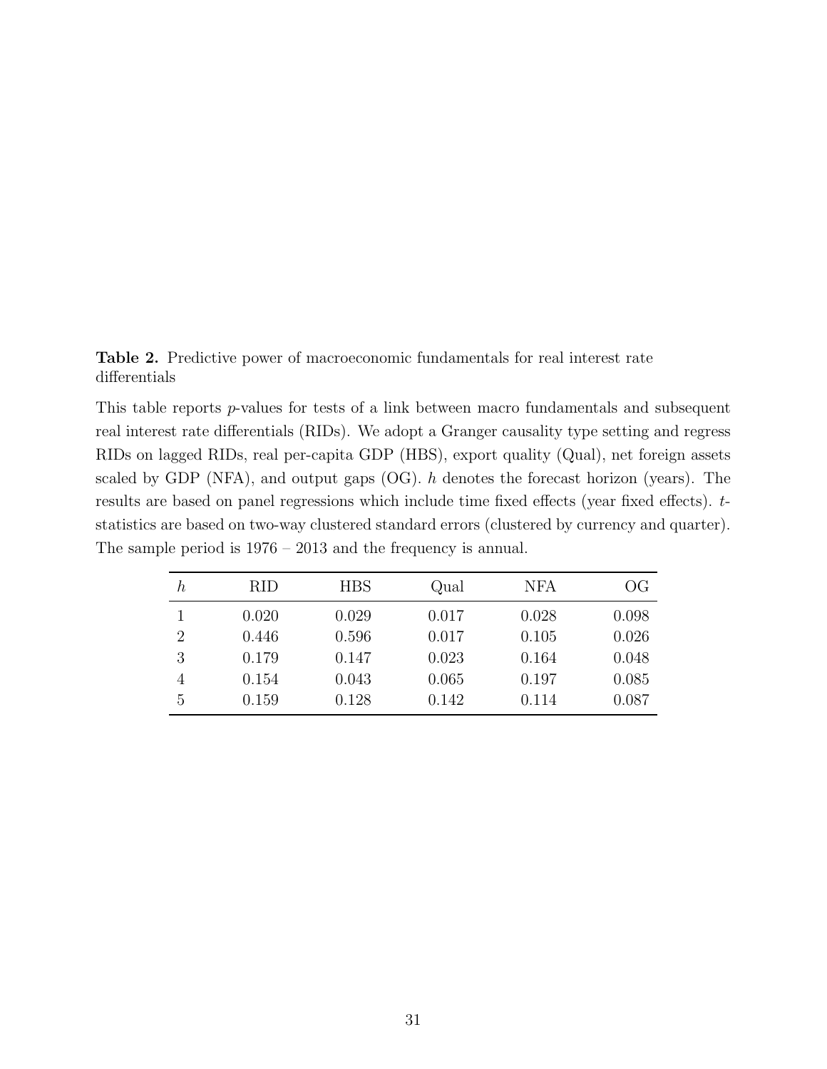**Table 2.** Predictive power of macroeconomic fundamentals for real interest rate differentials

This table reports $p$-values for tests of a link between macro fundamentals and subsequent real interest rate differentials (RIDs). We adopt a Granger causality type setting and regress RIDs on lagged RIDs, real per-capita GDP (HBS), export quality (Qual), net foreign assets scaled by GDP (NFA), and output gaps (OG). $h$ denotes the forecast horizon (years). The results are based on panel regressions which include time fixed effects (year fixed effects). $t$-statistics are based on two-way clustered standard errors (clustered by currency and quarter). The sample period is 1976 – 2013 and the frequency is annual.

| $h$ | RID | HBS | Qual | NFA | OG |
|---|---|---|---|---|---|
| 1 | 0.020 | 0.029 | 0.017 | 0.028 | 0.098 |
| 2 | 0.446 | 0.596 | 0.017 | 0.105 | 0.026 |
| 3 | 0.179 | 0.147 | 0.023 | 0.164 | 0.048 |
| 4 | 0.154 | 0.043 | 0.065 | 0.197 | 0.085 |
| 5 | 0.159 | 0.128 | 0.142 | 0.114 | 0.087 |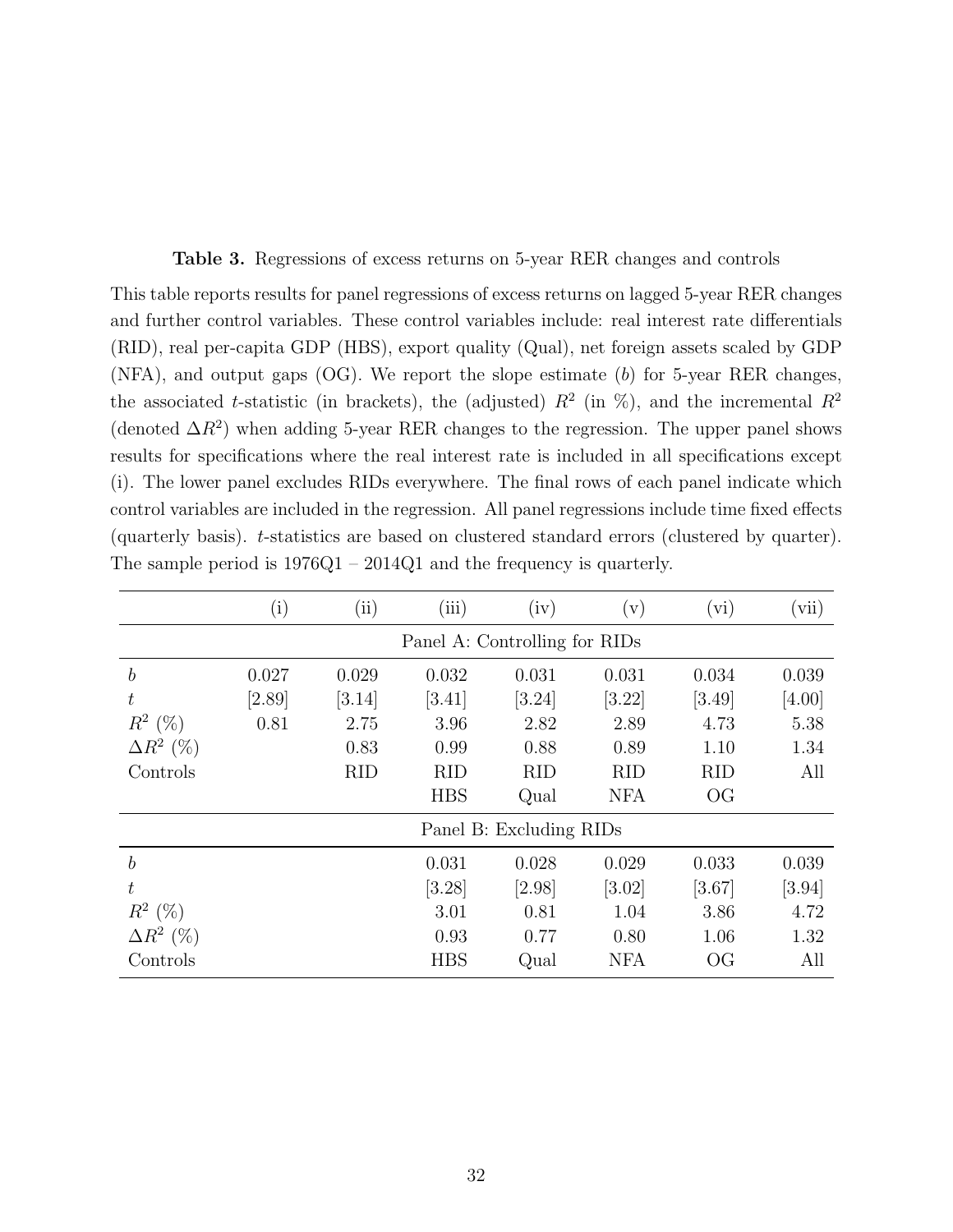**Table 3.** Regressions of excess returns on 5-year RER changes and controls

This table reports results for panel regressions of excess returns on lagged 5-year RER changes and further control variables. These control variables include: real interest rate differentials (RID), real per-capita GDP (HBS), export quality (Qual), net foreign assets scaled by GDP (NFA), and output gaps (OG). We report the slope estimate ($b$) for 5-year RER changes, the associated $t$-statistic (in brackets), the (adjusted) $R^2$ (in %), and the incremental $R^2$ (denoted $\Delta R^2$) when adding 5-year RER changes to the regression. The upper panel shows results for specifications where the real interest rate is included in all specifications except (i). The lower panel excludes RIDs everywhere. The final rows of each panel indicate which control variables are included in the regression. All panel regressions include time fixed effects (quarterly basis). $t$-statistics are based on clustered standard errors (clustered by quarter). The sample period is 1976Q1 – 2014Q1 and the frequency is quarterly.

| | (i) | (ii) | (iii) | (iv) | (v) | (vi) | (vii) |
|---|---|---|---|---|---|---|---|
| | | | Panel A: Controlling for RIDs | | | | |
| $b$ | 0.027 | 0.029 | 0.032 | 0.031 | 0.031 | 0.034 | 0.039 |
| $t$ | [2.89] | [3.14] | [3.41] | [3.24] | [3.22] | [3.49] | [4.00] |
| $R^2$ (%) | 0.81 | 2.75 | 3.96 | 2.82 | 2.89 | 4.73 | 5.38 |
| $\Delta R^2$ (%) | | 0.83 | 0.99 | 0.88 | 0.89 | 1.10 | 1.34 |
| Controls | | RID | RID | RID | RID | RID | All |
| | | | HBS | Qual | NFA | OG | |
| | | | Panel B: Excluding RIDs | | | | |
| $b$ | | | 0.031 | 0.028 | 0.029 | 0.033 | 0.039 |
| $t$ | | | [3.28] | [2.98] | [3.02] | [3.67] | [3.94] |
| $R^2$ (%) | | | 3.01 | 0.81 | 1.04 | 3.86 | 4.72 |
| $\Delta R^2$ (%) | | | 0.93 | 0.77 | 0.80 | 1.06 | 1.32 |
| Controls | | | HBS | Qual | NFA | OG | All |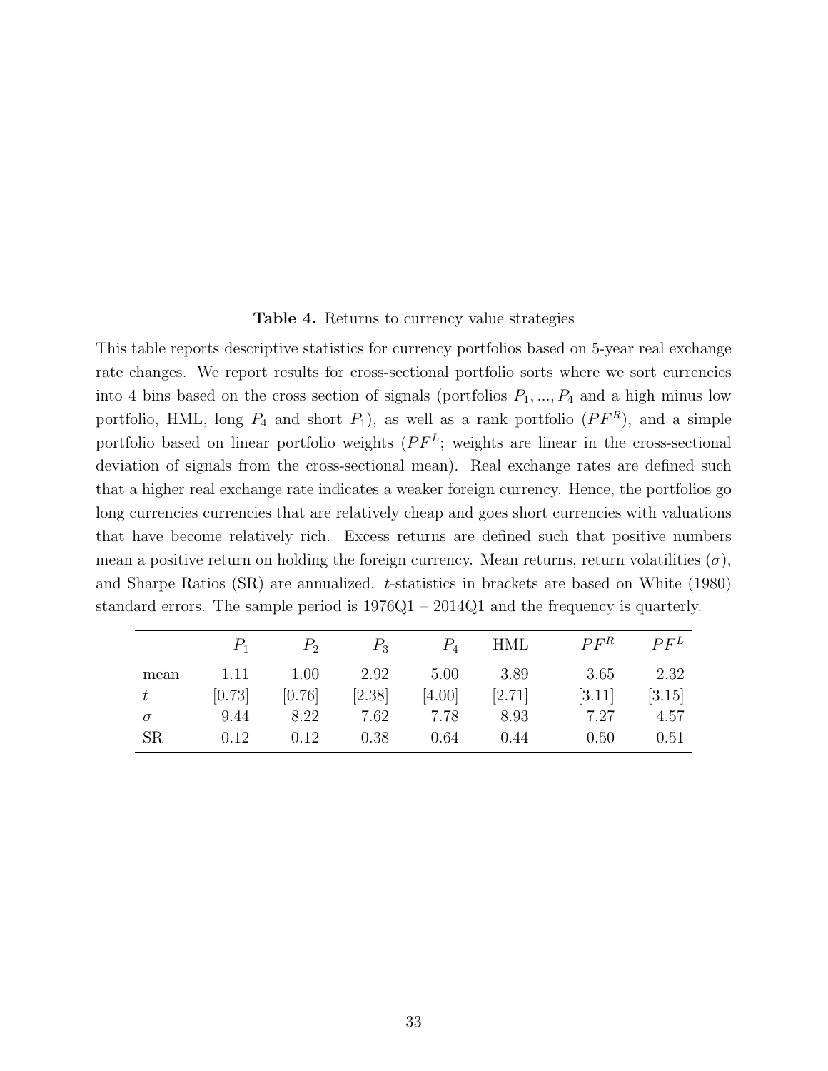**Table 4.** Returns to currency value strategies

This table reports descriptive statistics for currency portfolios based on 5-year real exchange rate changes. We report results for cross-sectional portfolio sorts where we sort currencies into 4 bins based on the cross section of signals (portfolios $P_1, ..., P_4$ and a high minus low portfolio, HML, long $P_4$ and short $P_1$), as well as a rank portfolio ($PF^R$), and a simple portfolio based on linear portfolio weights ($PF^L$; weights are linear in the cross-sectional deviation of signals from the cross-sectional mean). Real exchange rates are defined such that a higher real exchange rate indicates a weaker foreign currency. Hence, the portfolios go long currencies currencies that are relatively cheap and goes short currencies with valuations that have become relatively rich. Excess returns are defined such that positive numbers mean a positive return on holding the foreign currency. Mean returns, return volatilities ($\sigma$), and Sharpe Ratios (SR) are annualized. $t$-statistics in brackets are based on White (1980) standard errors. The sample period is 1976Q1 – 2014Q1 and the frequency is quarterly.

| | $P_1$ | $P_2$ | $P_3$ | $P_4$ | HML | $PF^R$ | $PF^L$ |
|---|---|---|---|---|---|---|---|
| mean | 1.11 | 1.00 | 2.92 | 5.00 | 3.89 | 3.65 | 2.32 |
| $t$ | [0.73] | [0.76] | [2.38] | [4.00] | [2.71] | [3.11] | [3.15] |
| $\sigma$ | 9.44 | 8.22 | 7.62 | 7.78 | 8.93 | 7.27 | 4.57 |
| SR | 0.12 | 0.12 | 0.38 | 0.64 | 0.44 | 0.50 | 0.51 |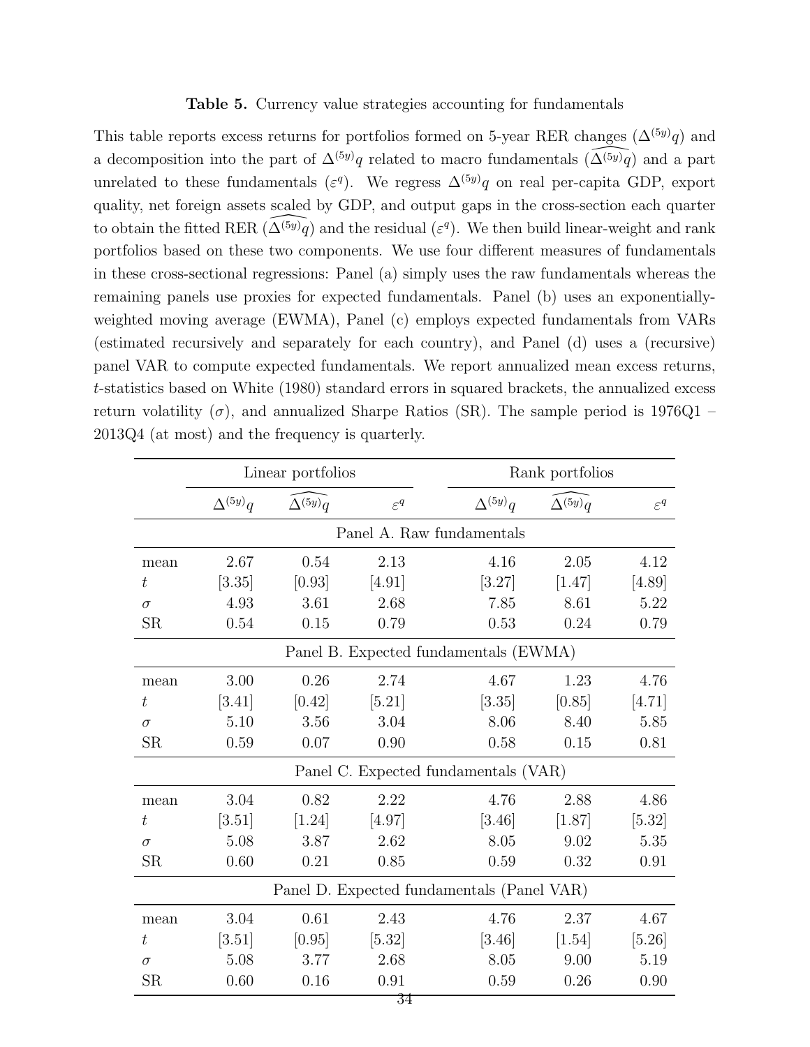**Table 5.** Currency value strategies accounting for fundamentals

This table reports excess returns for portfolios formed on 5-year RER changes ($\Delta^{(5y)}q$) and a decomposition into the part of $\Delta^{(5y)}q$ related to macro fundamentals ($\widehat{\Delta^{(5y)}q}$) and a part unrelated to these fundamentals ($\varepsilon^q$). We regress $\Delta^{(5y)}q$ on real per-capita GDP, export quality, net foreign assets scaled by GDP, and output gaps in the cross-section each quarter to obtain the fitted RER ($\widehat{\Delta^{(5y)}q}$) and the residual ($\varepsilon^q$). We then build linear-weight and rank portfolios based on these two components. We use four different measures of fundamentals in these cross-sectional regressions: Panel (a) simply uses the raw fundamentals whereas the remaining panels use proxies for expected fundamentals. Panel (b) uses an exponentially-weighted moving average (EWMA), Panel (c) employs expected fundamentals from VARs (estimated recursively and separately for each country), and Panel (d) uses a (recursive) panel VAR to compute expected fundamentals. We report annualized mean excess returns, $t$-statistics based on White (1980) standard errors in squared brackets, the annualized excess return volatility ($\sigma$), and annualized Sharpe Ratios (SR). The sample period is 1976Q1 – 2013Q4 (at most) and the frequency is quarterly.

| | Linear portfolios | | | Rank portfolios | | |
|---|---|---|---|---|---|---|
| | $\Delta^{(5y)}q$ | $\widehat{\Delta^{(5y)}q}$ | $\varepsilon^q$ | $\Delta^{(5y)}q$ | $\widehat{\Delta^{(5y)}q}$ | $\varepsilon^q$ |
| **Panel A. Raw fundamentals** | | | | | | |
| mean | 2.67 | 0.54 | 2.13 | 4.16 | 2.05 | 4.12 |
| $t$ | [3.35] | [0.93] | [4.91] | [3.27] | [1.47] | [4.89] |
| $\sigma$ | 4.93 | 3.61 | 2.68 | 7.85 | 8.61 | 5.22 |
| SR | 0.54 | 0.15 | 0.79 | 0.53 | 0.24 | 0.79 |
| **Panel B. Expected fundamentals (EWMA)** | | | | | | |
| mean | 3.00 | 0.26 | 2.74 | 4.67 | 1.23 | 4.76 |
| $t$ | [3.41] | [0.42] | [5.21] | [3.35] | [0.85] | [4.71] |
| $\sigma$ | 5.10 | 3.56 | 3.04 | 8.06 | 8.40 | 5.85 |
| SR | 0.59 | 0.07 | 0.90 | 0.58 | 0.15 | 0.81 |
| **Panel C. Expected fundamentals (VAR)** | | | | | | |
| mean | 3.04 | 0.82 | 2.22 | 4.76 | 2.88 | 4.86 |
| $t$ | [3.51] | [1.24] | [4.97] | [3.46] | [1.87] | [5.32] |
| $\sigma$ | 5.08 | 3.87 | 2.62 | 8.05 | 9.02 | 5.35 |
| SR | 0.60 | 0.21 | 0.85 | 0.59 | 0.32 | 0.91 |
| **Panel D. Expected fundamentals (Panel VAR)** | | | | | | |
| mean | 3.04 | 0.61 | 2.43 | 4.76 | 2.37 | 4.67 |
| $t$ | [3.51] | [0.95] | [5.32] | [3.46] | [1.54] | [5.26] |
| $\sigma$ | 5.08 | 3.77 | 2.68 | 8.05 | 9.00 | 5.19 |
| SR | 0.60 | 0.16 | 0.91 | 0.59 | 0.26 | 0.90 |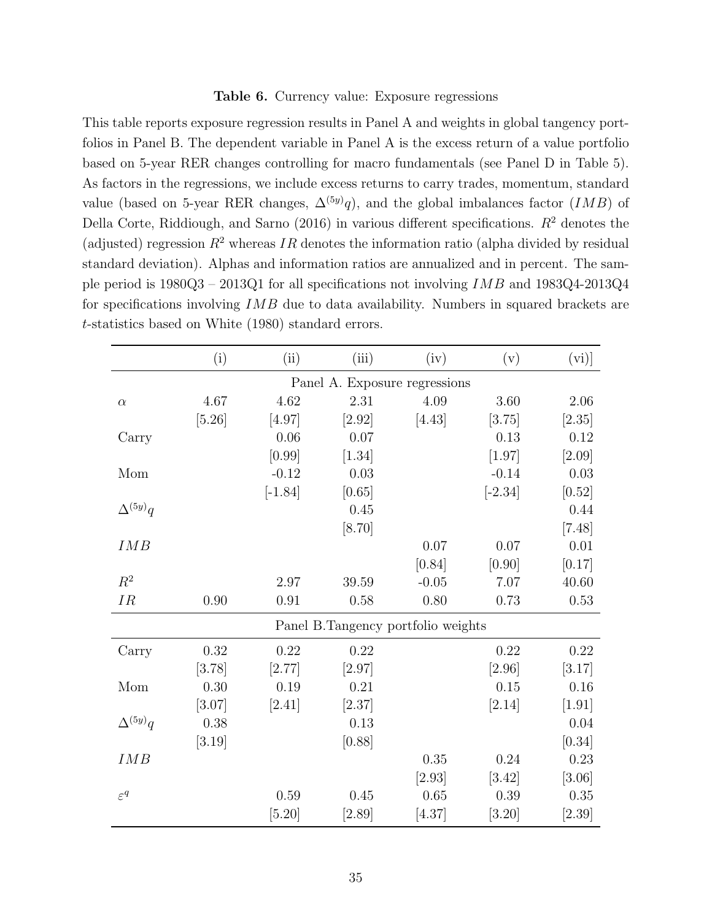**Table 6.** Currency value: Exposure regressions

This table reports exposure regression results in Panel A and weights in global tangency portfolios in Panel B. The dependent variable in Panel A is the excess return of a value portfolio based on 5-year RER changes controlling for macro fundamentals (see Panel D in Table 5). As factors in the regressions, we include excess returns to carry trades, momentum, standard value (based on 5-year RER changes, $\Delta^{(5y)}q$), and the global imbalances factor ($IMB$) of Della Corte, Riddiough, and Sarno (2016) in various different specifications. $R^2$ denotes the (adjusted) regression $R^2$ whereas $IR$ denotes the information ratio (alpha divided by residual standard deviation). Alphas and information ratios are annualized and in percent. The sample period is 1980Q3 – 2013Q1 for all specifications not involving $IMB$ and 1983Q4-2013Q4 for specifications involving $IMB$ due to data availability. Numbers in squared brackets are $t$-statistics based on White (1980) standard errors.

| | (i) | (ii) | (iii) | (iv) | (v) | (vi)] |
|---|---|---|---|---|---|---|
| | | | Panel A. Exposure regressions | | | |
| $\alpha$ | 4.67 | 4.62 | 2.31 | 4.09 | 3.60 | 2.06 |
| | [5.26] | [4.97] | [2.92] | [4.43] | [3.75] | [2.35] |
| Carry | | 0.06 | 0.07 | | 0.13 | 0.12 |
| | | [0.99] | [1.34] | | [1.97] | [2.09] |
| Mom | | -0.12 | 0.03 | | -0.14 | 0.03 |
| | | [-1.84] | [0.65] | | [-2.34] | [0.52] |
| $\Delta^{(5y)}q$ | | | 0.45 | | | 0.44 |
| | | | [8.70] | | | [7.48] |
| $IMB$ | | | | 0.07 | 0.07 | 0.01 |
| | | | | [0.84] | [0.90] | [0.17] |
| $R^2$ | | 2.97 | 39.59 | -0.05 | 7.07 | 40.60 |
| $IR$ | 0.90 | 0.91 | 0.58 | 0.80 | 0.73 | 0.53 |
| | | | Panel B.Tangency portfolio weights | | | |
| Carry | 0.32 | 0.22 | 0.22 | | 0.22 | 0.22 |
| | [3.78] | [2.77] | [2.97] | | [2.96] | [3.17] |
| Mom | 0.30 | 0.19 | 0.21 | | 0.15 | 0.16 |
| | [3.07] | [2.41] | [2.37] | | [2.14] | [1.91] |
| $\Delta^{(5y)}q$ | 0.38 | | 0.13 | | | 0.04 |
| | [3.19] | | [0.88] | | | [0.34] |
| $IMB$ | | | | 0.35 | 0.24 | 0.23 |
| | | | | [2.93] | [3.42] | [3.06] |
| $\varepsilon^q$ | | 0.59 | 0.45 | 0.65 | 0.39 | 0.35 |
| | | [5.20] | [2.89] | [4.37] | [3.20] | [2.39] |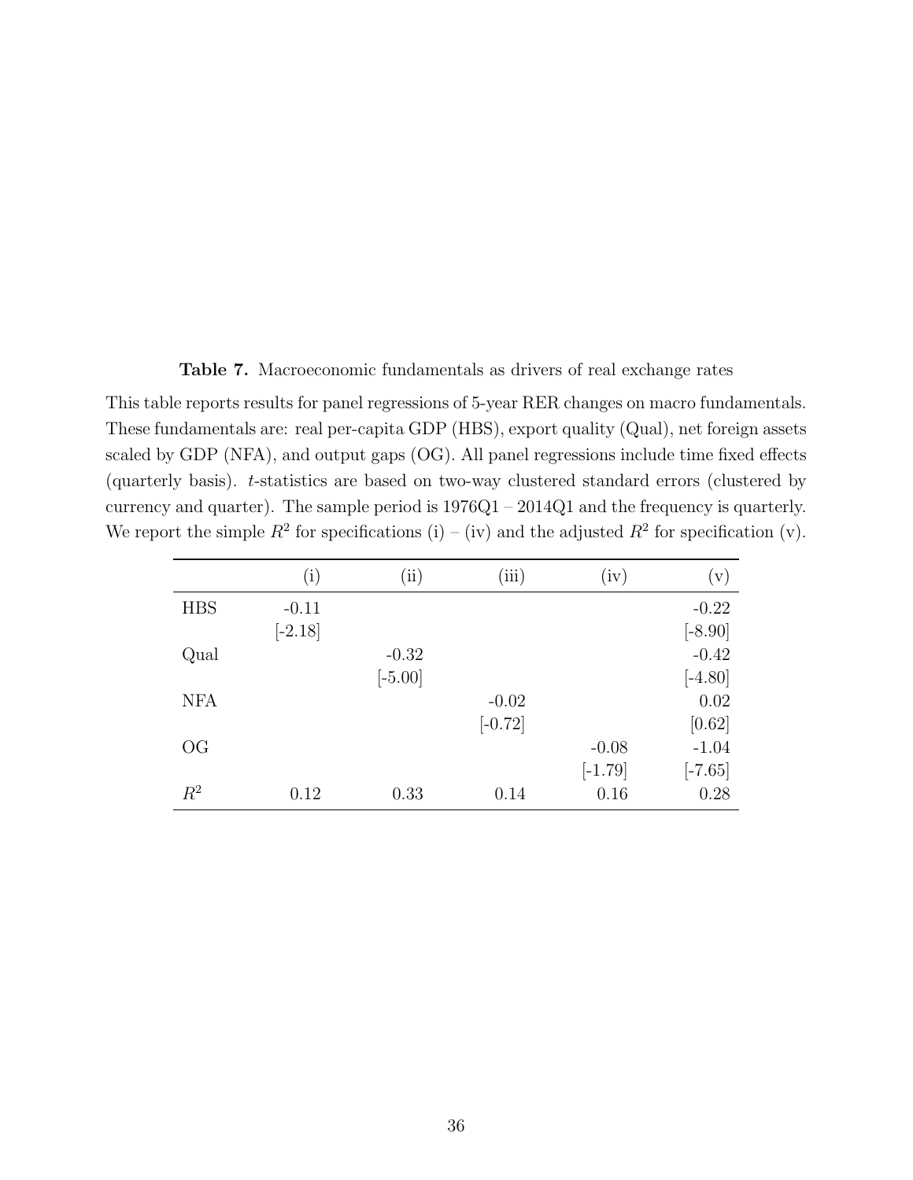**Table 7.** Macroeconomic fundamentals as drivers of real exchange rates

This table reports results for panel regressions of 5-year RER changes on macro fundamentals. These fundamentals are: real per-capita GDP (HBS), export quality (Qual), net foreign assets scaled by GDP (NFA), and output gaps (OG). All panel regressions include time fixed effects (quarterly basis). $t$-statistics are based on two-way clustered standard errors (clustered by currency and quarter). The sample period is 1976Q1 – 2014Q1 and the frequency is quarterly. We report the simple $R^2$ for specifications (i) – (iv) and the adjusted $R^2$ for specification (v).

| | (i) | (ii) | (iii) | (iv) | (v) |
|---|---|---|---|---|---|
| HBS | -0.11 | | | | -0.22 |
| | [-2.18] | | | | [-8.90] |
| Qual | | -0.32 | | | -0.42 |
| | | [-5.00] | | | [-4.80] |
| NFA | | | -0.02 | | 0.02 |
| | | | [-0.72] | | [0.62] |
| OG | | | | -0.08 | -1.04 |
| | | | | [-1.79] | [-7.65] |
| $R^2$ | 0.12 | 0.33 | 0.14 | 0.16 | 0.28 |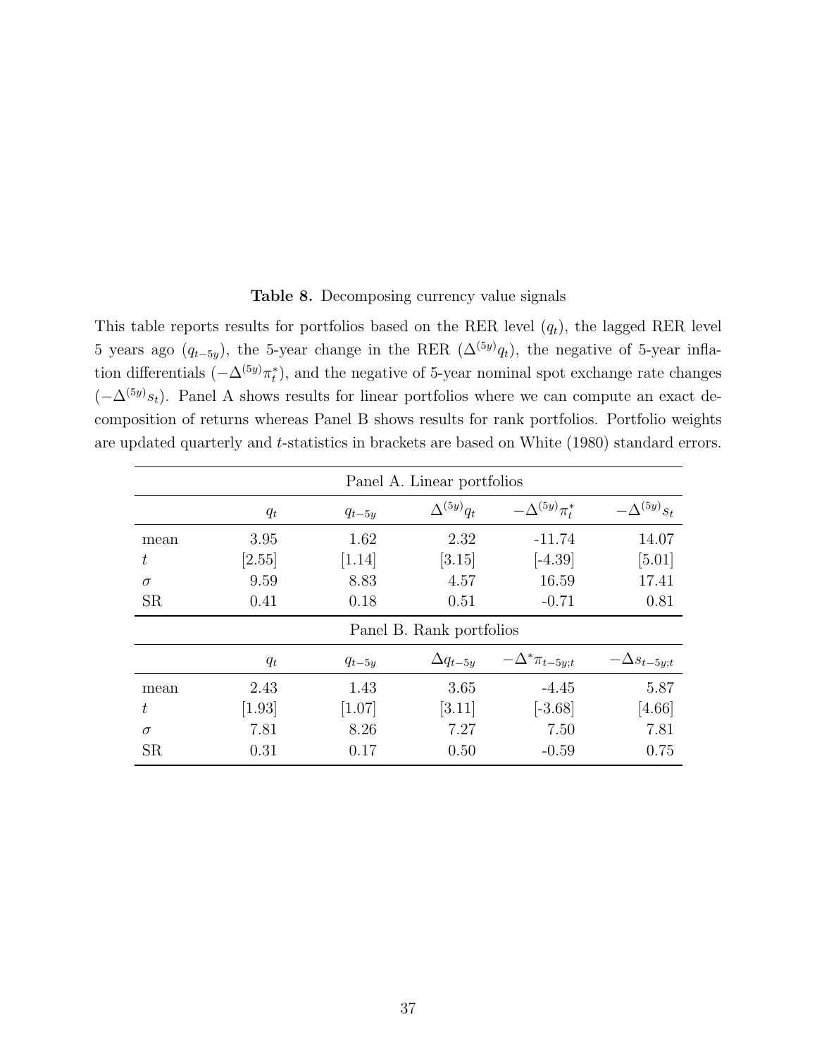**Table 8.** Decomposing currency value signals

This table reports results for portfolios based on the RER level ($q_t$), the lagged RER level 5 years ago ($q_{t-5y}$), the 5-year change in the RER ($\Delta^{(5y)}q_t$), the negative of 5-year inflation differentials ($-\Delta^{(5y)}\pi_t^*$), and the negative of 5-year nominal spot exchange rate changes ($-\Delta^{(5y)}s_t$). Panel A shows results for linear portfolios where we can compute an exact decomposition of returns whereas Panel B shows results for rank portfolios. Portfolio weights are updated quarterly and $t$-statistics in brackets are based on White (1980) standard errors.

| | Panel A. Linear portfolios | | | | |
|---|---|---|---|---|---|
| | $q_t$ | $q_{t-5y}$ | $\Delta^{(5y)}q_t$ | $-\Delta^{(5y)}\pi_t^*$ | $-\Delta^{(5y)}s_t$ |
| mean | 3.95 | 1.62 | 2.32 | -11.74 | 14.07 |
| $t$ | [2.55] | [1.14] | [3.15] | [-4.39] | [5.01] |
| $\sigma$ | 9.59 | 8.83 | 4.57 | 16.59 | 17.41 |
| SR | 0.41 | 0.18 | 0.51 | -0.71 | 0.81 |
| | **Panel B. Rank portfolios** | | | | |
| | $q_t$ | $q_{t-5y}$ | $\Delta q_{t-5y}$ | $-\Delta^*\pi_{t-5y;t}$ | $-\Delta s_{t-5y;t}$ |
| mean | 2.43 | 1.43 | 3.65 | -4.45 | 5.87 |
| $t$ | [1.93] | [1.07] | [3.11] | [-3.68] | [4.66] |
| $\sigma$ | 7.81 | 8.26 | 7.27 | 7.50 | 7.81 |
| SR | 0.31 | 0.17 | 0.50 | -0.59 | 0.75 |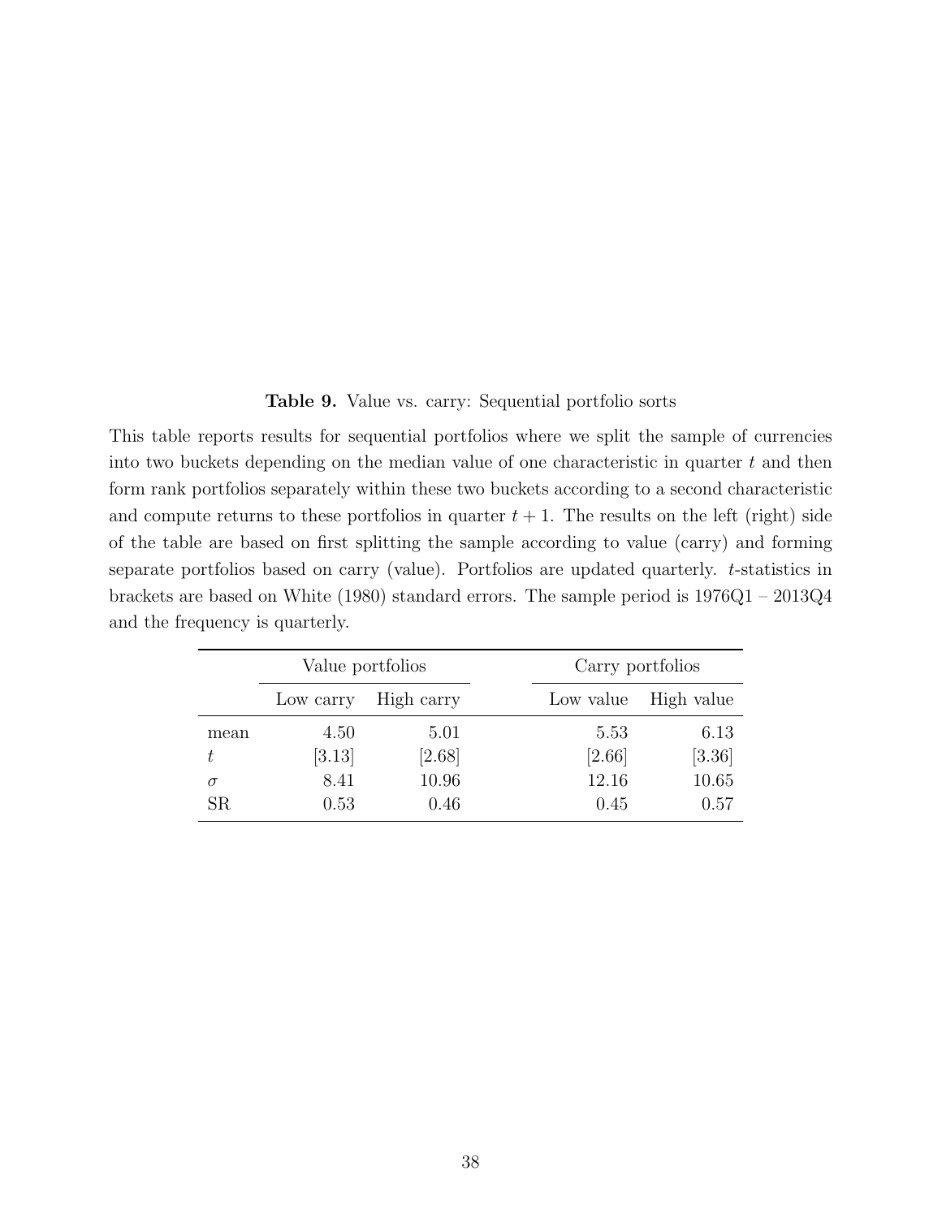**Table 9.** Value vs. carry: Sequential portfolio sorts

This table reports results for sequential portfolios where we split the sample of currencies into two buckets depending on the median value of one characteristic in quarter $t$ and then form rank portfolios separately within these two buckets according to a second characteristic and compute returns to these portfolios in quarter $t+1$. The results on the left (right) side of the table are based on first splitting the sample according to value (carry) and forming separate portfolios based on carry (value). Portfolios are updated quarterly. $t$-statistics in brackets are based on White (1980) standard errors. The sample period is 1976Q1 – 2013Q4 and the frequency is quarterly.

| | Value portfolios | | Carry portfolios | |
|---|---|---|---|---|
| | Low carry | High carry | Low value | High value |
| mean | 4.50 | 5.01 | 5.53 | 6.13 |
| $t$ | [3.13] | [2.68] | [2.66] | [3.36] |
| $\sigma$ | 8.41 | 10.96 | 12.16 | 10.65 |
| SR | 0.53 | 0.46 | 0.45 | 0.57 |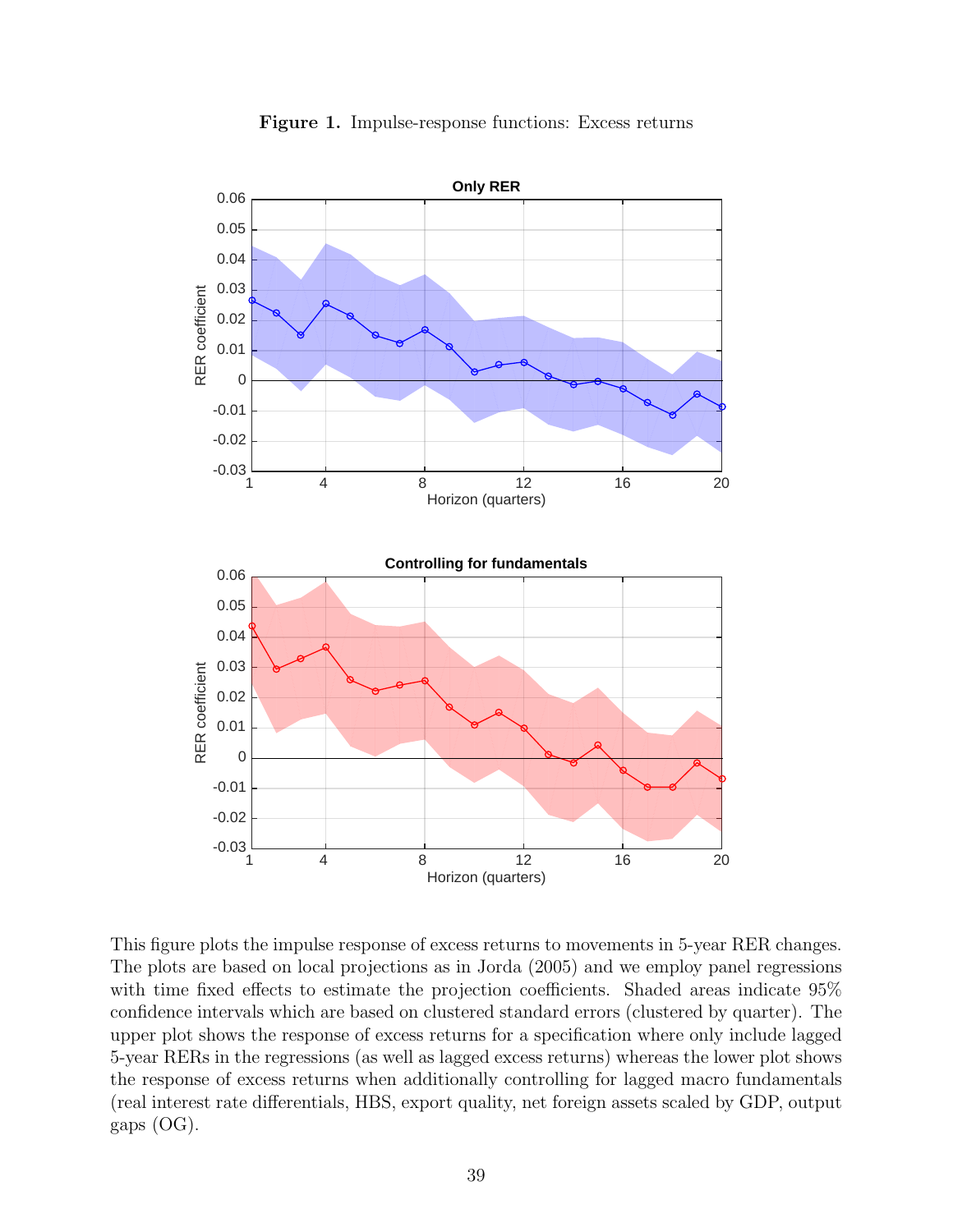**Figure 1.** Impulse-response functions: Excess returns

This figure plots the impulse response of excess returns to movements in 5-year RER changes. The plots are based on local projections as in Jorda (2005) and we employ panel regressions with time fixed effects to estimate the projection coefficients. Shaded areas indicate 95% confidence intervals which are based on clustered standard errors (clustered by quarter). The upper plot shows the response of excess returns for a specification where only include lagged 5-year RERs in the regressions (as well as lagged excess returns) whereas the lower plot shows the response of excess returns when additionally controlling for lagged macro fundamentals (real interest rate differentials, HBS, export quality, net foreign assets scaled by GDP, output gaps (OG).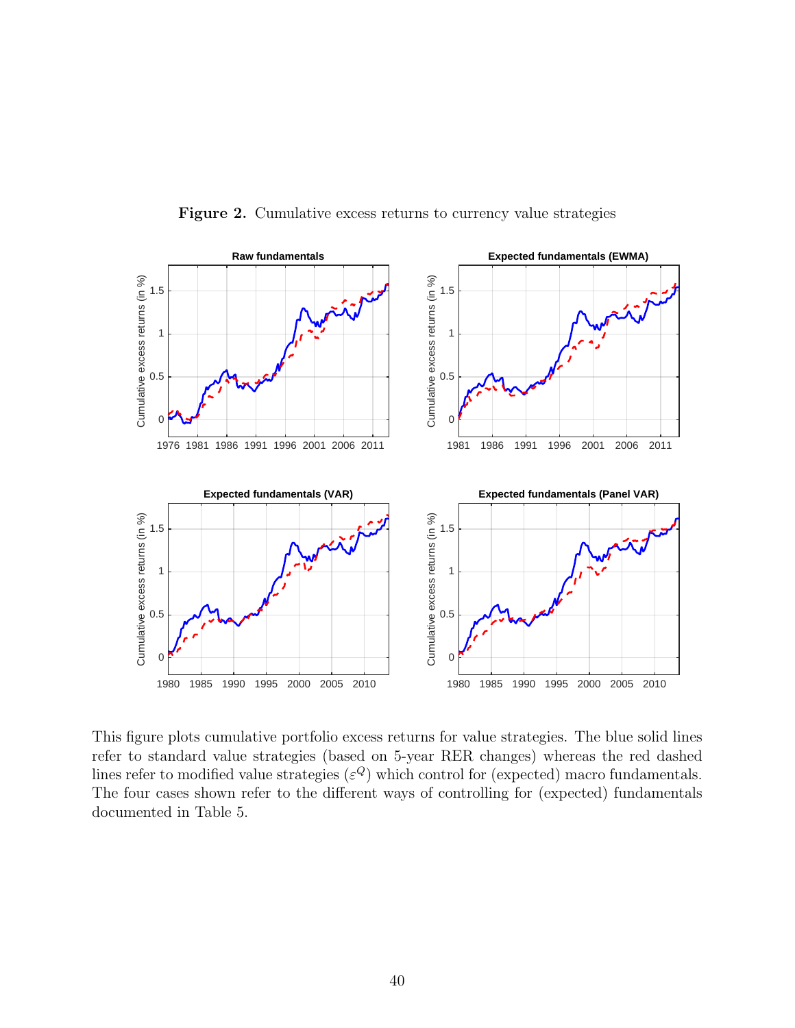**Figure 2.** Cumulative excess returns to currency value strategies

This figure plots cumulative portfolio excess returns for value strategies. The blue solid lines refer to standard value strategies (based on 5-year RER changes) whereas the red dashed lines refer to modified value strategies ($\varepsilon^Q$) which control for (expected) macro fundamentals. The four cases shown refer to the different ways of controlling for (expected) fundamentals documented in Table 5.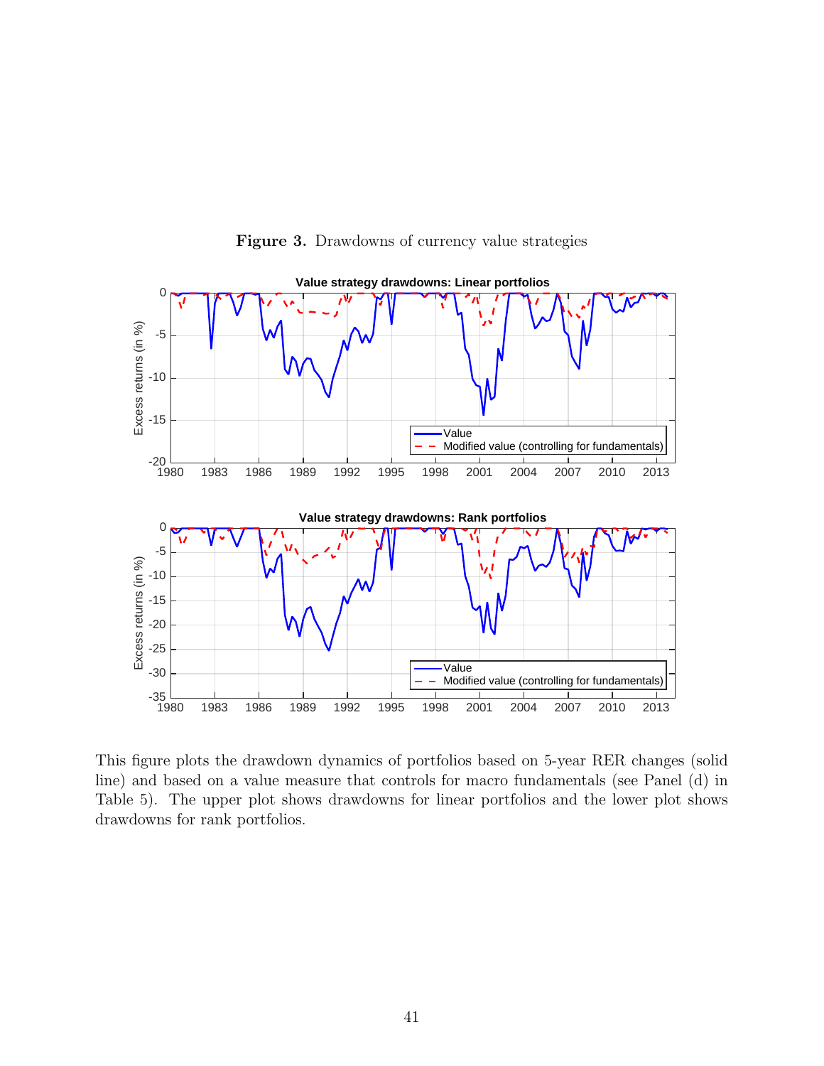**Figure 3.** Drawdowns of currency value strategies

This figure plots the drawdown dynamics of portfolios based on 5-year RER changes (solid line) and based on a value measure that controls for macro fundamentals (see Panel (d) in Table 5). The upper plot shows drawdowns for linear portfolios and the lower plot shows drawdowns for rank portfolios.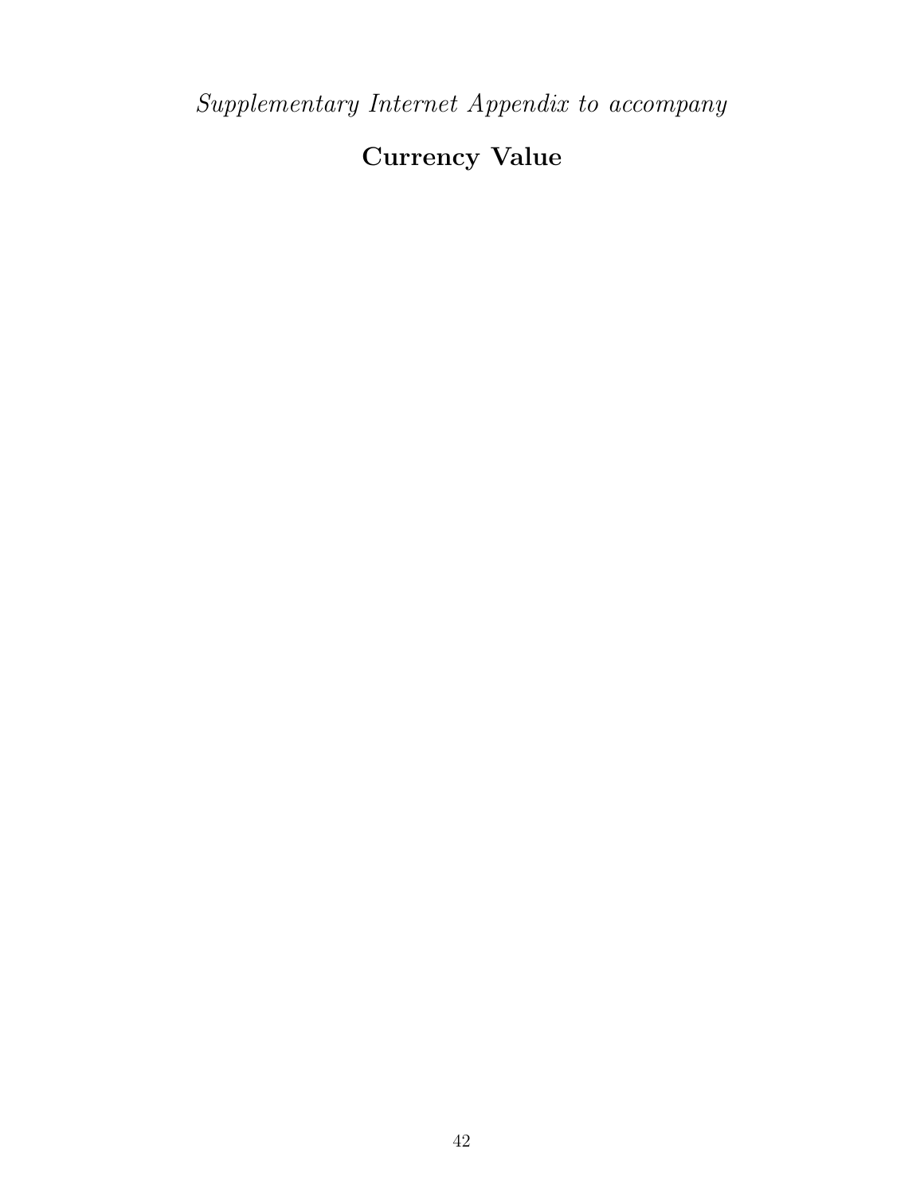*Supplementary Internet Appendix to accompany*

# Currency Value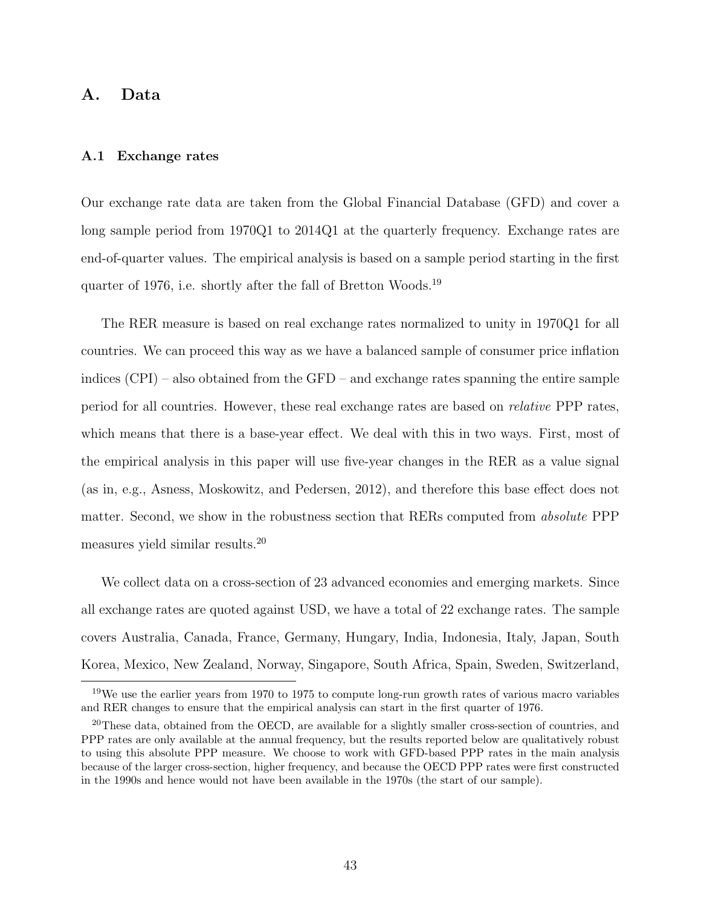# A. Data

## A.1 Exchange rates

Our exchange rate data are taken from the Global Financial Database (GFD) and cover a long sample period from 1970Q1 to 2014Q1 at the quarterly frequency. Exchange rates are end-of-quarter values. The empirical analysis is based on a sample period starting in the first quarter of 1976, i.e. shortly after the fall of Bretton Woods.[19]

The RER measure is based on real exchange rates normalized to unity in 1970Q1 for all countries. We can proceed this way as we have a balanced sample of consumer price inflation indices (CPI) – also obtained from the GFD – and exchange rates spanning the entire sample period for all countries. However, these real exchange rates are based on *relative* PPP rates, which means that there is a base-year effect. We deal with this in two ways. First, most of the empirical analysis in this paper will use five-year changes in the RER as a value signal (as in, e.g., Asness, Moskowitz, and Pedersen, 2012), and therefore this base effect does not matter. Second, we show in the robustness section that RERs computed from *absolute* PPP measures yield similar results.[20]

We collect data on a cross-section of 23 advanced economies and emerging markets. Since all exchange rates are quoted against USD, we have a total of 22 exchange rates. The sample covers Australia, Canada, France, Germany, Hungary, India, Indonesia, Italy, Japan, South Korea, Mexico, New Zealand, Norway, Singapore, South Africa, Spain, Sweden, Switzerland,

[19] We use the earlier years from 1970 to 1975 to compute long-run growth rates of various macro variables and RER changes to ensure that the empirical analysis can start in the first quarter of 1976.

[20] These data, obtained from the OECD, are available for a slightly smaller cross-section of countries, and PPP rates are only available at the annual frequency, but the results reported below are qualitatively robust to using this absolute PPP measure. We choose to work with GFD-based PPP rates in the main analysis because of the larger cross-section, higher frequency, and because the OECD PPP rates were first constructed in the 1990s and hence would not have been available in the 1970s (the start of our sample).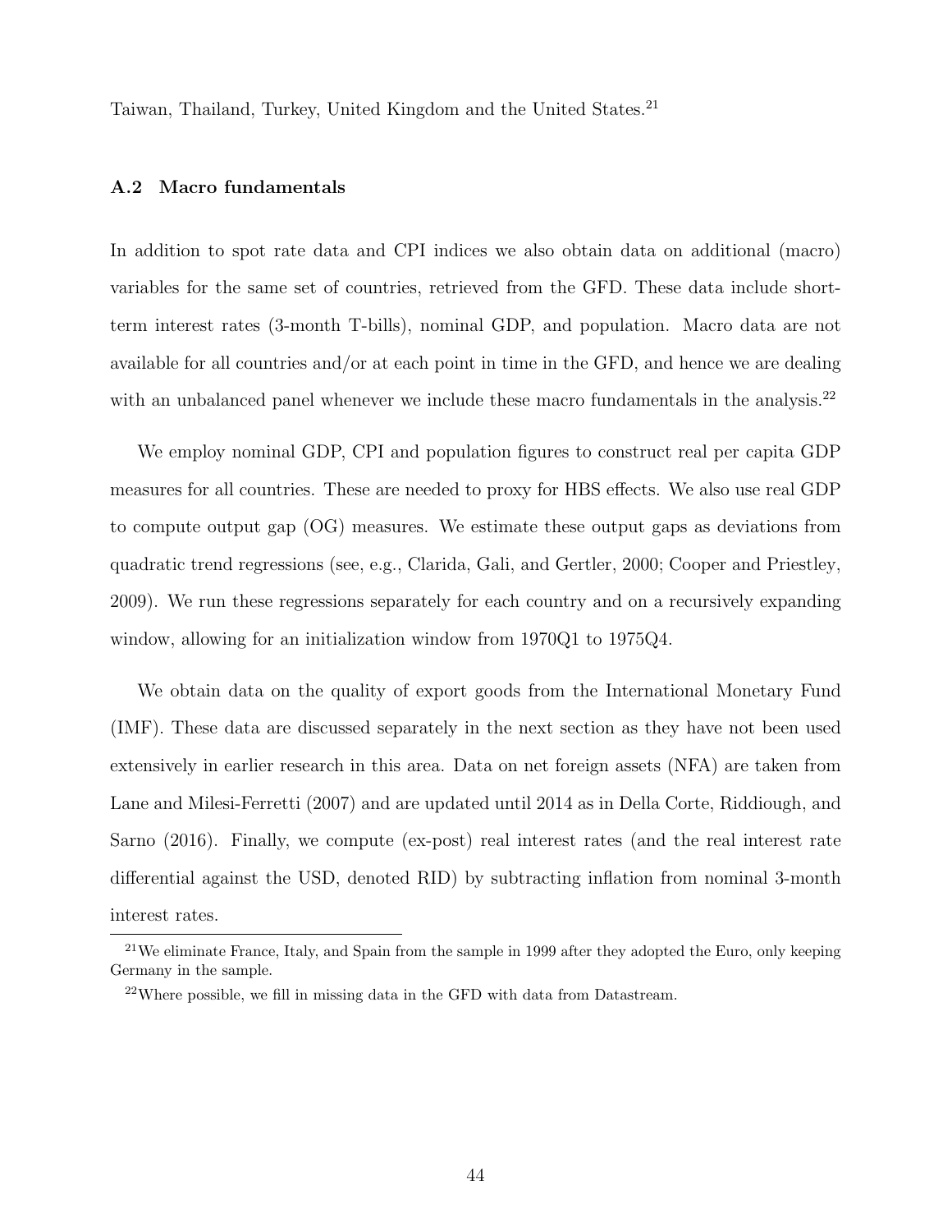Taiwan, Thailand, Turkey, United Kingdom and the United States.[21]

### A.2 Macro fundamentals

In addition to spot rate data and CPI indices we also obtain data on additional (macro) variables for the same set of countries, retrieved from the GFD. These data include short-term interest rates (3-month T-bills), nominal GDP, and population. Macro data are not available for all countries and/or at each point in time in the GFD, and hence we are dealing with an unbalanced panel whenever we include these macro fundamentals in the analysis.[22]

We employ nominal GDP, CPI and population figures to construct real per capita GDP measures for all countries. These are needed to proxy for HBS effects. We also use real GDP to compute output gap (OG) measures. We estimate these output gaps as deviations from quadratic trend regressions (see, e.g., Clarida, Gali, and Gertler, 2000; Cooper and Priestley, 2009). We run these regressions separately for each country and on a recursively expanding window, allowing for an initialization window from 1970Q1 to 1975Q4.

We obtain data on the quality of export goods from the International Monetary Fund (IMF). These data are discussed separately in the next section as they have not been used extensively in earlier research in this area. Data on net foreign assets (NFA) are taken from Lane and Milesi-Ferretti (2007) and are updated until 2014 as in Della Corte, Riddiough, and Sarno (2016). Finally, we compute (ex-post) real interest rates (and the real interest rate differential against the USD, denoted RID) by subtracting inflation from nominal 3-month interest rates.

[21] We eliminate France, Italy, and Spain from the sample in 1999 after they adopted the Euro, only keeping Germany in the sample.

[22] Where possible, we fill in missing data in the GFD with data from Datastream.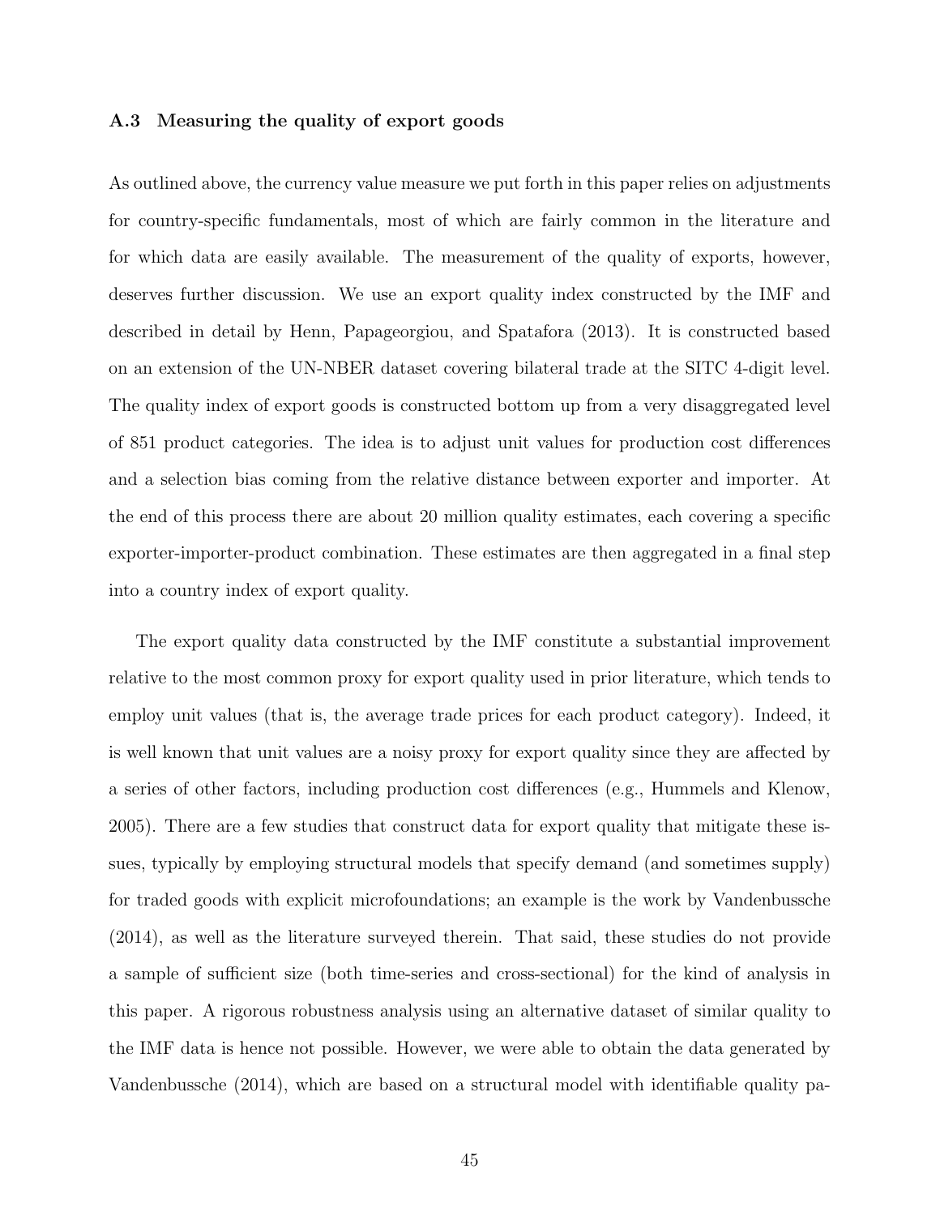### A.3 Measuring the quality of export goods

As outlined above, the currency value measure we put forth in this paper relies on adjustments for country-specific fundamentals, most of which are fairly common in the literature and for which data are easily available. The measurement of the quality of exports, however, deserves further discussion. We use an export quality index constructed by the IMF and described in detail by Henn, Papageorgiou, and Spatafora (2013). It is constructed based on an extension of the UN-NBER dataset covering bilateral trade at the SITC 4-digit level. The quality index of export goods is constructed bottom up from a very disaggregated level of 851 product categories. The idea is to adjust unit values for production cost differences and a selection bias coming from the relative distance between exporter and importer. At the end of this process there are about 20 million quality estimates, each covering a specific exporter-importer-product combination. These estimates are then aggregated in a final step into a country index of export quality.

The export quality data constructed by the IMF constitute a substantial improvement relative to the most common proxy for export quality used in prior literature, which tends to employ unit values (that is, the average trade prices for each product category). Indeed, it is well known that unit values are a noisy proxy for export quality since they are affected by a series of other factors, including production cost differences (e.g., Hummels and Klenow, 2005). There are a few studies that construct data for export quality that mitigate these issues, typically by employing structural models that specify demand (and sometimes supply) for traded goods with explicit microfoundations; an example is the work by Vandenbussche (2014), as well as the literature surveyed therein. That said, these studies do not provide a sample of sufficient size (both time-series and cross-sectional) for the kind of analysis in this paper. A rigorous robustness analysis using an alternative dataset of similar quality to the IMF data is hence not possible. However, we were able to obtain the data generated by Vandenbussche (2014), which are based on a structural model with identifiable quality pa-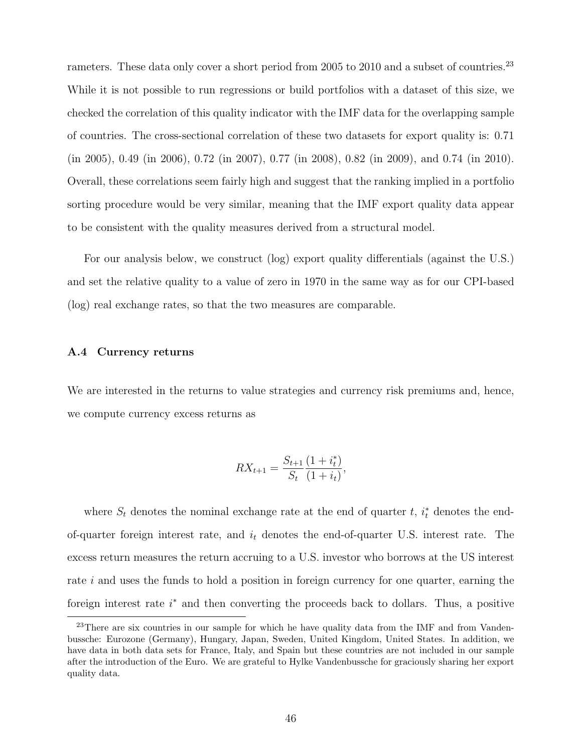rameters. These data only cover a short period from 2005 to 2010 and a subset of countries.[23] While it is not possible to run regressions or build portfolios with a dataset of this size, we checked the correlation of this quality indicator with the IMF data for the overlapping sample of countries. The cross-sectional correlation of these two datasets for export quality is: 0.71 (in 2005), 0.49 (in 2006), 0.72 (in 2007), 0.77 (in 2008), 0.82 (in 2009), and 0.74 (in 2010). Overall, these correlations seem fairly high and suggest that the ranking implied in a portfolio sorting procedure would be very similar, meaning that the IMF export quality data appear to be consistent with the quality measures derived from a structural model.

For our analysis below, we construct (log) export quality differentials (against the U.S.) and set the relative quality to a value of zero in 1970 in the same way as for our CPI-based (log) real exchange rates, so that the two measures are comparable.

### A.4 Currency returns

We are interested in the returns to value strategies and currency risk premiums and, hence, we compute currency excess returns as

$$RX_{t+1} = \frac{S_{t+1}}{S_t} \frac{(1 + i_t^*)}{(1 + i_t)},$$

where $S_t$ denotes the nominal exchange rate at the end of quarter $t$, $i_t^*$ denotes the end-of-quarter foreign interest rate, and $i_t$ denotes the end-of-quarter U.S. interest rate. The excess return measures the return accruing to a U.S. investor who borrows at the US interest rate $i$ and uses the funds to hold a position in foreign currency for one quarter, earning the foreign interest rate $i^*$ and then converting the proceeds back to dollars. Thus, a positive

[23]There are six countries in our sample for which he have quality data from the IMF and from Vandenbussche: Eurozone (Germany), Hungary, Japan, Sweden, United Kingdom, United States. In addition, we have data in both data sets for France, Italy, and Spain but these countries are not included in our sample after the introduction of the Euro. We are grateful to Hylke Vandenbussche for graciously sharing her export quality data.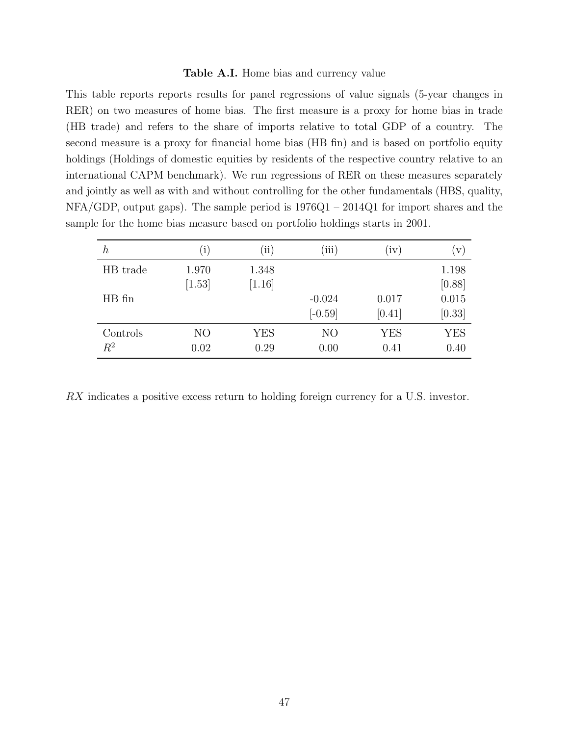**Table A.I.** Home bias and currency value

This table reports reports results for panel regressions of value signals (5-year changes in RER) on two measures of home bias. The first measure is a proxy for home bias in trade (HB trade) and refers to the share of imports relative to total GDP of a country. The second measure is a proxy for financial home bias (HB fin) and is based on portfolio equity holdings (Holdings of domestic equities by residents of the respective country relative to an international CAPM benchmark). We run regressions of RER on these measures separately and jointly as well as with and without controlling for the other fundamentals (HBS, quality, NFA/GDP, output gaps). The sample period is 1976Q1 – 2014Q1 for import shares and the sample for the home bias measure based on portfolio holdings starts in 2001.

| $h$ | (i) | (ii) | (iii) | (iv) | (v) |
|---|---|---|---|---|---|
| HB trade | 1.970 | 1.348 | | | 1.198 |
| | [1.53] | [1.16] | | | [0.88] |
| HB fin | | | -0.024 | 0.017 | 0.015 |
| | | | [-0.59] | [0.41] | [0.33] |
| Controls | NO | YES | NO | YES | YES |
| $R^2$ | 0.02 | 0.29 | 0.00 | 0.41 | 0.40 |

$RX$ indicates a positive excess return to holding foreign currency for a U.S. investor.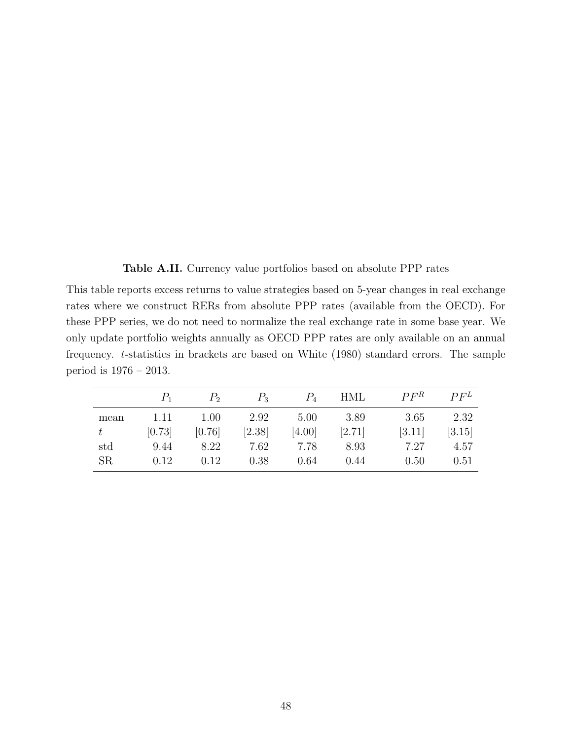**Table A.II.** Currency value portfolios based on absolute PPP rates

This table reports excess returns to value strategies based on 5-year changes in real exchange rates where we construct RERs from absolute PPP rates (available from the OECD). For these PPP series, we do not need to normalize the real exchange rate in some base year. We only update portfolio weights annually as OECD PPP rates are only available on an annual frequency. $t$-statistics in brackets are based on White (1980) standard errors. The sample period is 1976 – 2013.

| | $P_1$ | $P_2$ | $P_3$ | $P_4$ | HML | $PF^R$ | $PF^L$ |
|---|---|---|---|---|---|---|---|
| mean | 1.11 | 1.00 | 2.92 | 5.00 | 3.89 | 3.65 | 2.32 |
| $t$ | [0.73] | [0.76] | [2.38] | [4.00] | [2.71] | [3.11] | [3.15] |
| std | 9.44 | 8.22 | 7.62 | 7.78 | 8.93 | 7.27 | 4.57 |
| SR | 0.12 | 0.12 | 0.38 | 0.64 | 0.44 | 0.50 | 0.51 |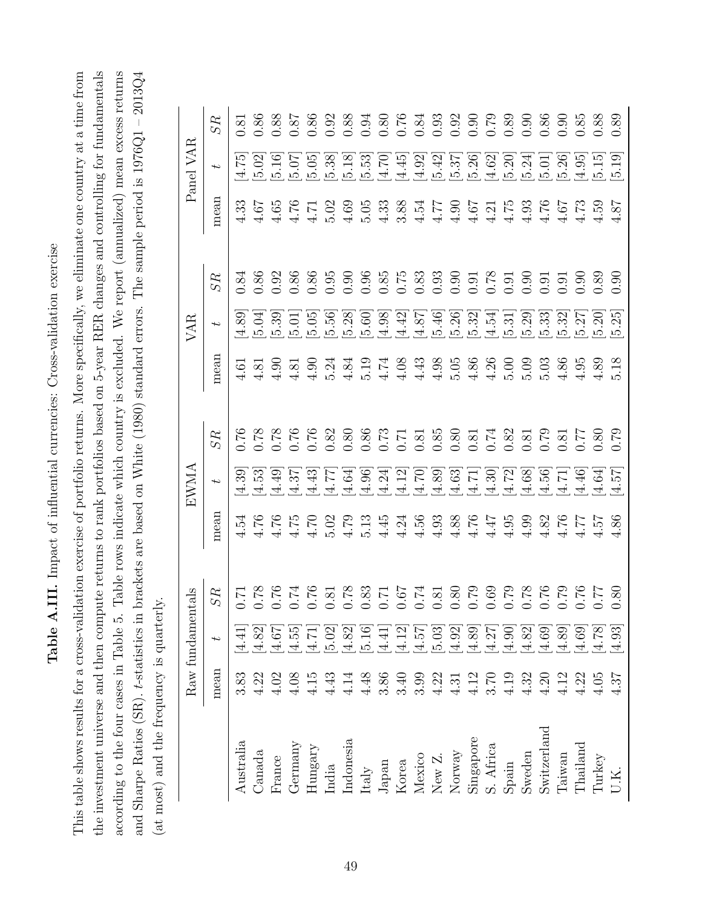**Table A.III.** Impact of influential currencies: Cross-validation exercise

This table shows results for a cross-validation exercise of portfolio returns. More specifically, we eliminate one country at a time from the investment universe and then compute returns to rank portfolios based on 5-year RER changes and controlling for fundamentals according to the four cases in Table 5. Table rows indicate which country is excluded. We report (annualized) mean excess returns and Sharpe Ratios (SR). $t$-statistics in brackets are based on White (1980) standard errors. The sample period is 1976Q1 – 2013Q4 (at most) and the frequency is quarterly.

| | Raw fundamentals | | | EWMA | | | VAR | | | Panel VAR | | |
|---|---|---|---|---|---|---|---|---|---|---|---|---|
| | mean | $t$ | $SR$ | mean | $t$ | $SR$ | mean | $t$ | $SR$ | mean | $t$ | $SR$ |
| Australia | 3.83 | [4.41] | 0.71 | 4.54 | [4.39] | 0.76 | 4.61 | [4.89] | 0.84 | 4.33 | [4.75] | 0.81 |
| Canada | 4.22 | [4.82] | 0.78 | 4.76 | [4.53] | 0.78 | 4.81 | [5.04] | 0.86 | 4.67 | [5.02] | 0.86 |
| France | 4.02 | [4.67] | 0.76 | 4.76 | [4.49] | 0.78 | 4.90 | [5.39] | 0.92 | 4.65 | [5.16] | 0.88 |
| Germany | 4.08 | [4.55] | 0.74 | 4.75 | [4.37] | 0.76 | 4.81 | [5.01] | 0.86 | 4.76 | [5.07] | 0.87 |
| Hungary | 4.15 | [4.71] | 0.76 | 4.70 | [4.43] | 0.76 | 4.90 | [5.05] | 0.86 | 4.71 | [5.05] | 0.86 |
| India | 4.43 | [5.02] | 0.81 | 5.02 | [4.77] | 0.82 | 5.24 | [5.56] | 0.95 | 5.02 | [5.38] | 0.92 |
| Indonesia | 4.14 | [4.82] | 0.78 | 4.79 | [4.64] | 0.80 | 4.84 | [5.28] | 0.90 | 4.69 | [5.18] | 0.88 |
| Italy | 4.48 | [5.16] | 0.83 | 5.13 | [4.96] | 0.86 | 5.19 | [5.60] | 0.96 | 5.05 | [5.53] | 0.94 |
| Japan | 3.86 | [4.41] | 0.71 | 4.45 | [4.24] | 0.73 | 4.74 | [4.98] | 0.85 | 4.33 | [4.70] | 0.80 |
| Korea | 3.40 | [4.12] | 0.67 | 4.24 | [4.12] | 0.71 | 4.08 | [4.42] | 0.75 | 3.88 | [4.45] | 0.76 |
| Mexico | 3.99 | [4.57] | 0.74 | 4.56 | [4.70] | 0.81 | 4.43 | [4.87] | 0.83 | 4.54 | [4.92] | 0.84 |
| New Z. | 4.22 | [5.03] | 0.81 | 4.93 | [4.89] | 0.85 | 4.98 | [5.46] | 0.93 | 4.77 | [5.42] | 0.93 |
| Norway | 4.31 | [4.92] | 0.80 | 4.88 | [4.63] | 0.80 | 5.05 | [5.26] | 0.90 | 4.90 | [5.37] | 0.92 |
| Singapore | 4.12 | [4.89] | 0.79 | 4.76 | [4.71] | 0.81 | 4.86 | [5.32] | 0.91 | 4.67 | [5.26] | 0.90 |
| S. Africa | 3.70 | [4.27] | 0.69 | 4.47 | [4.30] | 0.74 | 4.26 | [4.54] | 0.78 | 4.21 | [4.62] | 0.79 |
| Spain | 4.19 | [4.90] | 0.79 | 4.95 | [4.72] | 0.82 | 5.00 | [5.31] | 0.91 | 4.75 | [5.20] | 0.89 |
| Sweden | 4.32 | [4.82] | 0.78 | 4.99 | [4.68] | 0.81 | 5.09 | [5.29] | 0.90 | 4.93 | [5.24] | 0.90 |
| Switzerland | 4.20 | [4.69] | 0.76 | 4.82 | [4.56] | 0.79 | 5.03 | [5.33] | 0.91 | 4.76 | [5.01] | 0.86 |
| Taiwan | 4.12 | [4.89] | 0.79 | 4.76 | [4.71] | 0.81 | 4.86 | [5.32] | 0.91 | 4.67 | [5.26] | 0.90 |
| Thailand | 4.22 | [4.69] | 0.76 | 4.77 | [4.46] | 0.77 | 4.95 | [5.27] | 0.90 | 4.73 | [4.95] | 0.85 |
| Turkey | 4.05 | [4.78] | 0.77 | 4.57 | [4.64] | 0.80 | 4.89 | [5.20] | 0.89 | 4.59 | [5.15] | 0.88 |
| U.K. | 4.37 | [4.93] | 0.80 | 4.86 | [4.57] | 0.79 | 5.18 | [5.25] | 0.90 | 4.87 | [5.19] | 0.89 |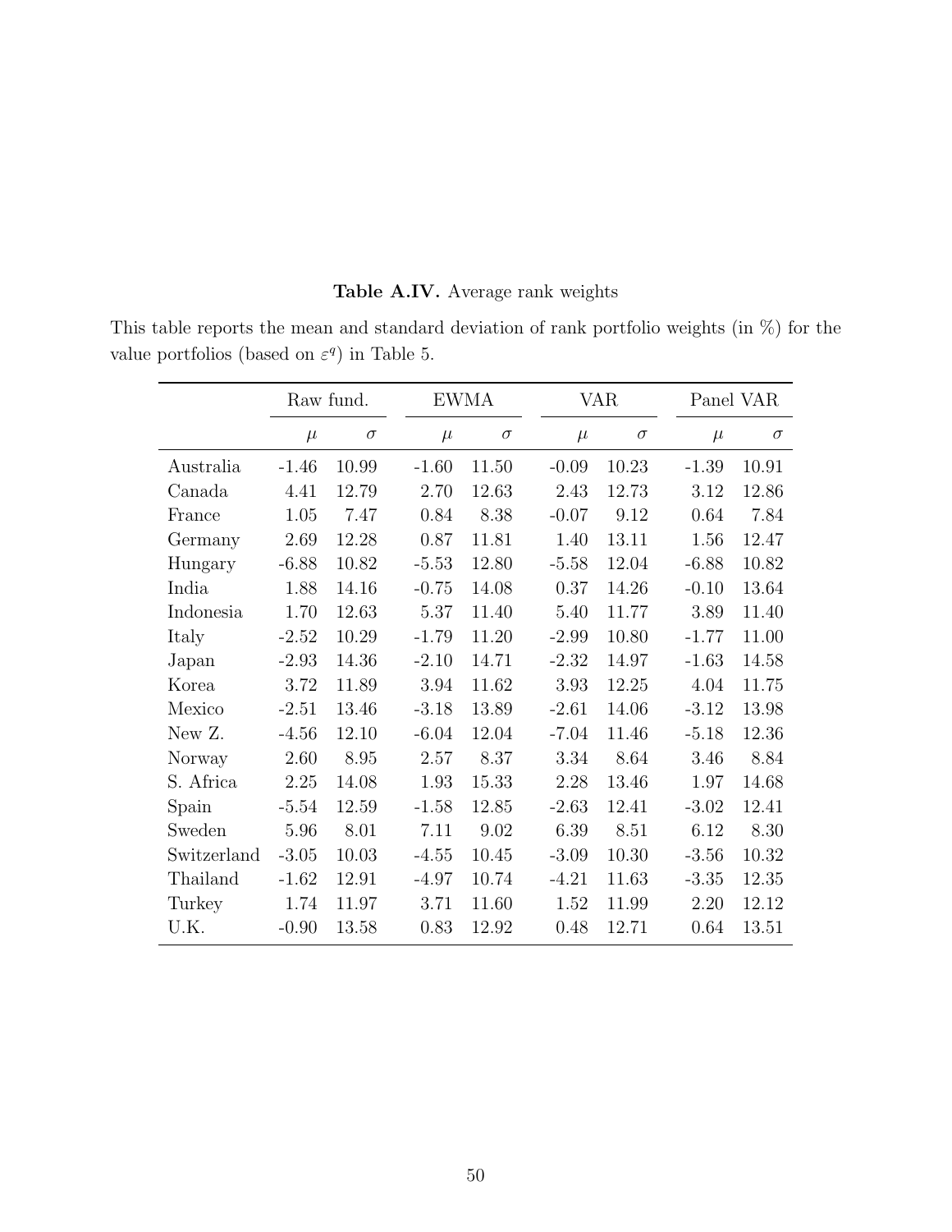**Table A.IV.** Average rank weights

This table reports the mean and standard deviation of rank portfolio weights (in %) for the value portfolios (based on $\varepsilon^q$) in Table 5.

| | Raw fund. | | EWMA | | VAR | | Panel VAR | |
|---|---|---|---|---|---|---|---|---|
| | $\mu$ | $\sigma$ | $\mu$ | $\sigma$ | $\mu$ | $\sigma$ | $\mu$ | $\sigma$ |
| Australia | -1.46 | 10.99 | -1.60 | 11.50 | -0.09 | 10.23 | -1.39 | 10.91 |
| Canada | 4.41 | 12.79 | 2.70 | 12.63 | 2.43 | 12.73 | 3.12 | 12.86 |
| France | 1.05 | 7.47 | 0.84 | 8.38 | -0.07 | 9.12 | 0.64 | 7.84 |
| Germany | 2.69 | 12.28 | 0.87 | 11.81 | 1.40 | 13.11 | 1.56 | 12.47 |
| Hungary | -6.88 | 10.82 | -5.53 | 12.80 | -5.58 | 12.04 | -6.88 | 10.82 |
| India | 1.88 | 14.16 | -0.75 | 14.08 | 0.37 | 14.26 | -0.10 | 13.64 |
| Indonesia | 1.70 | 12.63 | 5.37 | 11.40 | 5.40 | 11.77 | 3.89 | 11.40 |
| Italy | -2.52 | 10.29 | -1.79 | 11.20 | -2.99 | 10.80 | -1.77 | 11.00 |
| Japan | -2.93 | 14.36 | -2.10 | 14.71 | -2.32 | 14.97 | -1.63 | 14.58 |
| Korea | 3.72 | 11.89 | 3.94 | 11.62 | 3.93 | 12.25 | 4.04 | 11.75 |
| Mexico | -2.51 | 13.46 | -3.18 | 13.89 | -2.61 | 14.06 | -3.12 | 13.98 |
| New Z. | -4.56 | 12.10 | -6.04 | 12.04 | -7.04 | 11.46 | -5.18 | 12.36 |
| Norway | 2.60 | 8.95 | 2.57 | 8.37 | 3.34 | 8.64 | 3.46 | 8.84 |
| S. Africa | 2.25 | 14.08 | 1.93 | 15.33 | 2.28 | 13.46 | 1.97 | 14.68 |
| Spain | -5.54 | 12.59 | -1.58 | 12.85 | -2.63 | 12.41 | -3.02 | 12.41 |
| Sweden | 5.96 | 8.01 | 7.11 | 9.02 | 6.39 | 8.51 | 6.12 | 8.30 |
| Switzerland | -3.05 | 10.03 | -4.55 | 10.45 | -3.09 | 10.30 | -3.56 | 10.32 |
| Thailand | -1.62 | 12.91 | -4.97 | 10.74 | -4.21 | 11.63 | -3.35 | 12.35 |
| Turkey | 1.74 | 11.97 | 3.71 | 11.60 | 1.52 | 11.99 | 2.20 | 12.12 |
| U.K. | -0.90 | 13.58 | 0.83 | 12.92 | 0.48 | 12.71 | 0.64 | 13.51 |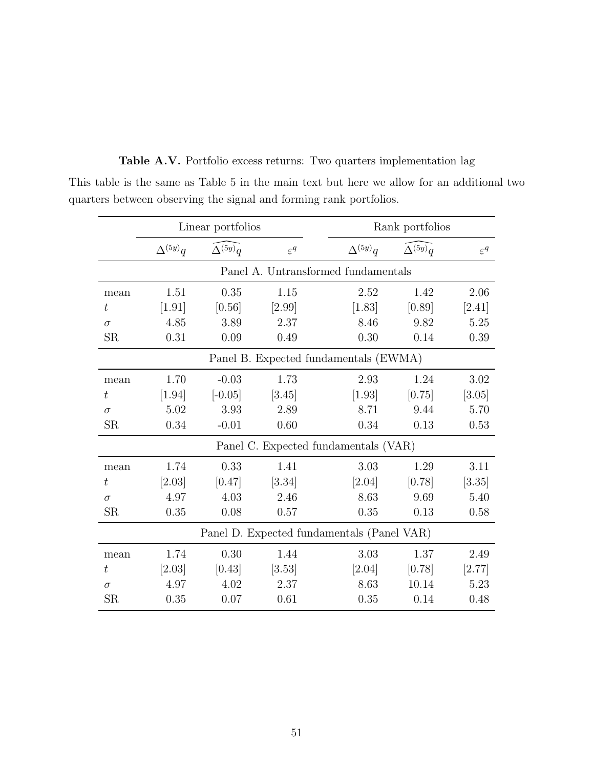**Table A.V.** Portfolio excess returns: Two quarters implementation lag

This table is the same as Table 5 in the main text but here we allow for an additional two quarters between observing the signal and forming rank portfolios.

| | Linear portfolios | | | Rank portfolios | | |
|---|---|---|---|---|---|---|
| | $\Delta^{(5y)}q$ | $\widehat{\Delta^{(5y)}q}$ | $\varepsilon^q$ | $\Delta^{(5y)}q$ | $\widehat{\Delta^{(5y)}q}$ | $\varepsilon^q$ |
| **Panel A. Untransformed fundamentals** | | | | | | |
| mean | 1.51 | 0.35 | 1.15 | 2.52 | 1.42 | 2.06 |
| $t$ | [1.91] | [0.56] | [2.99] | [1.83] | [0.89] | [2.41] |
| $\sigma$ | 4.85 | 3.89 | 2.37 | 8.46 | 9.82 | 5.25 |
| SR | 0.31 | 0.09 | 0.49 | 0.30 | 0.14 | 0.39 |
| **Panel B. Expected fundamentals (EWMA)** | | | | | | |
| mean | 1.70 | -0.03 | 1.73 | 2.93 | 1.24 | 3.02 |
| $t$ | [1.94] | [-0.05] | [3.45] | [1.93] | [0.75] | [3.05] |
| $\sigma$ | 5.02 | 3.93 | 2.89 | 8.71 | 9.44 | 5.70 |
| SR | 0.34 | -0.01 | 0.60 | 0.34 | 0.13 | 0.53 |
| **Panel C. Expected fundamentals (VAR)** | | | | | | |
| mean | 1.74 | 0.33 | 1.41 | 3.03 | 1.29 | 3.11 |
| $t$ | [2.03] | [0.47] | [3.34] | [2.04] | [0.78] | [3.35] |
| $\sigma$ | 4.97 | 4.03 | 2.46 | 8.63 | 9.69 | 5.40 |
| SR | 0.35 | 0.08 | 0.57 | 0.35 | 0.13 | 0.58 |
| **Panel D. Expected fundamentals (Panel VAR)** | | | | | | |
| mean | 1.74 | 0.30 | 1.44 | 3.03 | 1.37 | 2.49 |
| $t$ | [2.03] | [0.43] | [3.53] | [2.04] | [0.78] | [2.77] |
| $\sigma$ | 4.97 | 4.02 | 2.37 | 8.63 | 10.14 | 5.23 |
| SR | 0.35 | 0.07 | 0.61 | 0.35 | 0.14 | 0.48 |